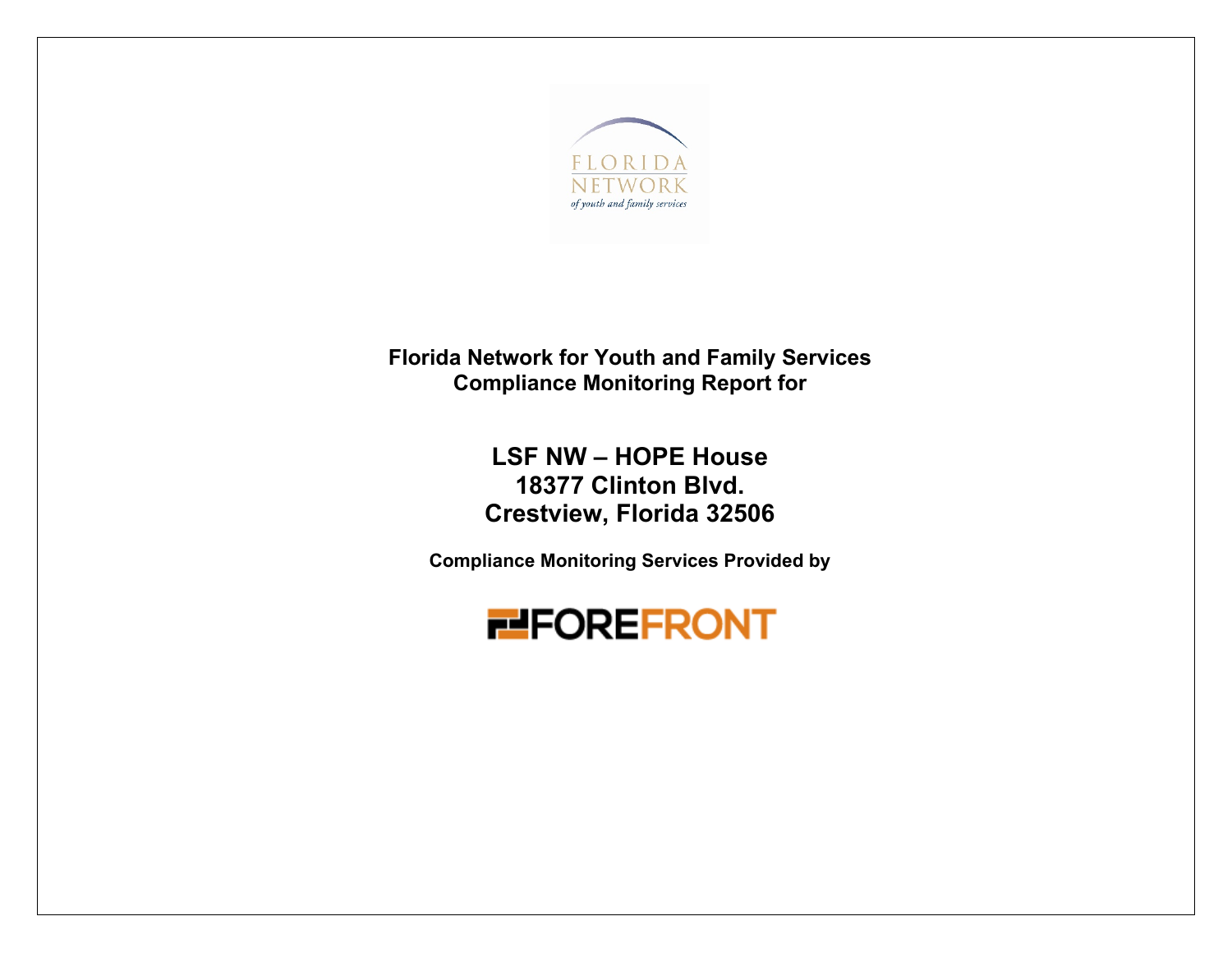FLORIDA NETWORK

of youth and family services

**Florida Network for Youth and Family Services**
**Compliance Monitoring Report for**

# LSF NW – HOPE House
# 18377 Clinton Blvd.
# Crestview, Florida 32506

**Compliance Monitoring Services Provided by**

FOREFRONT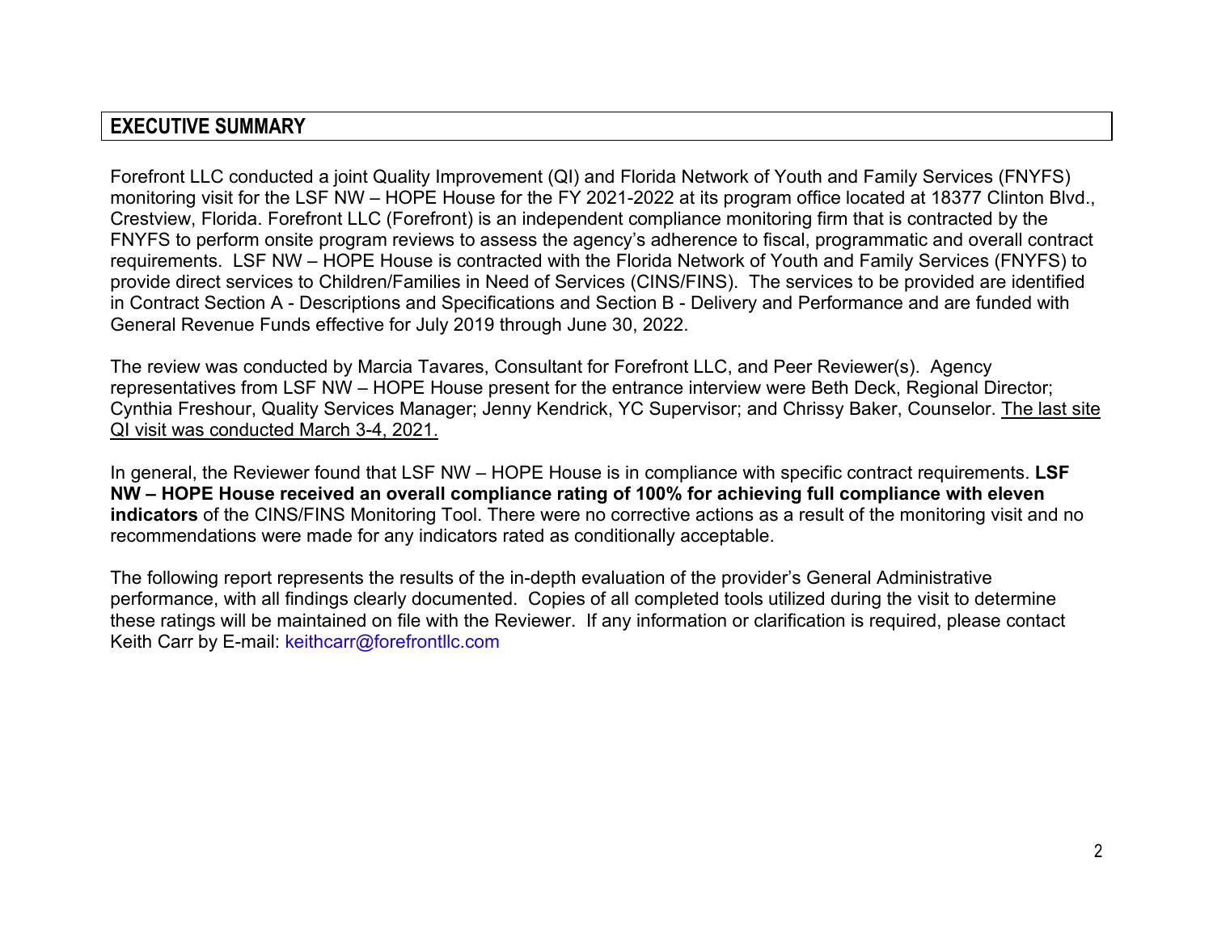## EXECUTIVE SUMMARY

Forefront LLC conducted a joint Quality Improvement (QI) and Florida Network of Youth and Family Services (FNYFS) monitoring visit for the LSF NW – HOPE House for the FY 2021-2022 at its program office located at 18377 Clinton Blvd., Crestview, Florida. Forefront LLC (Forefront) is an independent compliance monitoring firm that is contracted by the FNYFS to perform onsite program reviews to assess the agency's adherence to fiscal, programmatic and overall contract requirements. LSF NW – HOPE House is contracted with the Florida Network of Youth and Family Services (FNYFS) to provide direct services to Children/Families in Need of Services (CINS/FINS). The services to be provided are identified in Contract Section A - Descriptions and Specifications and Section B - Delivery and Performance and are funded with General Revenue Funds effective for July 2019 through June 30, 2022.

The review was conducted by Marcia Tavares, Consultant for Forefront LLC, and Peer Reviewer(s). Agency representatives from LSF NW – HOPE House present for the entrance interview were Beth Deck, Regional Director; Cynthia Freshour, Quality Services Manager; Jenny Kendrick, YC Supervisor; and Chrissy Baker, Counselor. The last site QI visit was conducted March 3-4, 2021.

In general, the Reviewer found that LSF NW – HOPE House is in compliance with specific contract requirements. **LSF NW – HOPE House received an overall compliance rating of 100% for achieving full compliance with eleven indicators** of the CINS/FINS Monitoring Tool. There were no corrective actions as a result of the monitoring visit and no recommendations were made for any indicators rated as conditionally acceptable.

The following report represents the results of the in-depth evaluation of the provider's General Administrative performance, with all findings clearly documented. Copies of all completed tools utilized during the visit to determine these ratings will be maintained on file with the Reviewer. If any information or clarification is required, please contact Keith Carr by E-mail: keithcarr@forefrontllc.com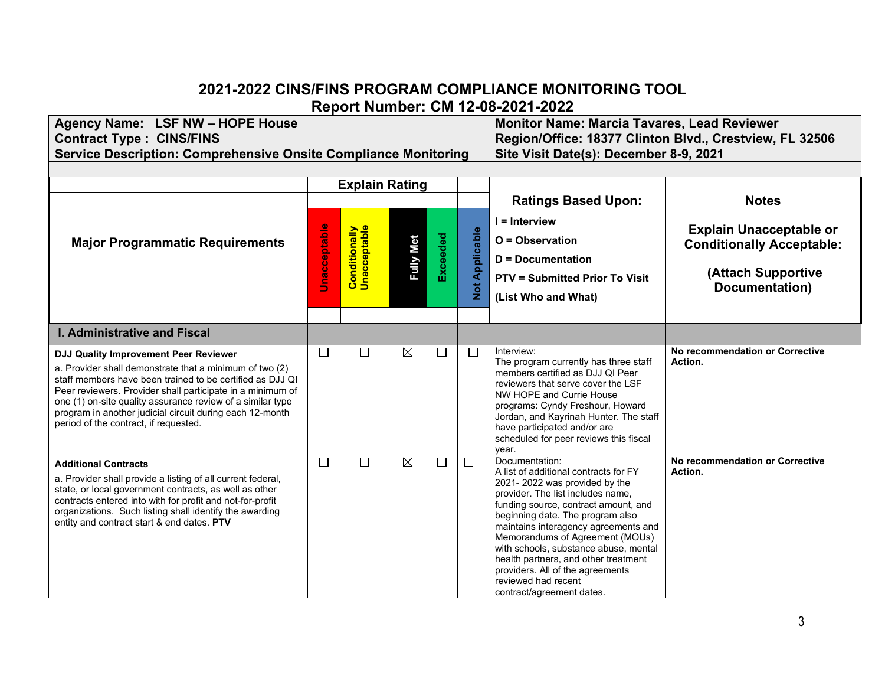# 2021-2022 CINS/FINS PROGRAM COMPLIANCE MONITORING TOOL

## Report Number: CM 12-08-2021-2022

| Agency Name: LSF NW – HOPE House | Monitor Name: Marcia Tavares, Lead Reviewer |
|---|---|
| Contract Type : CINS/FINS | Region/Office: 18377 Clinton Blvd., Crestview, FL 32506 |
| Service Description: Comprehensive Onsite Compliance Monitoring | Site Visit Date(s): December 8-9, 2021 |

| Major Programmatic Requirements | Unacceptable | Conditionally Unacceptable | Fully Met | Exceeded | Not Applicable | Ratings Based Upon: I = Interview O = Observation D = Documentation PTV = Submitted Prior To Visit (List Who and What) | Notes Explain Unacceptable or Conditionally Acceptable: (Attach Supportive Documentation) |
|---|---|---|---|---|---|---|---|
| **I. Administrative and Fiscal** | | | | | | | |
| **DJJ Quality Improvement Peer Reviewer** a. Provider shall demonstrate that a minimum of two (2) staff members have been trained to be certified as DJJ QI Peer reviewers. Provider shall participate in a minimum of one (1) on-site quality assurance review of a similar type program in another judicial circuit during each 12-month period of the contract, if requested. | ☐ | ☐ | ☒ | ☐ | ☐ | Interview: The program currently has three staff members certified as DJJ QI Peer reviewers that serve cover the LSF NW HOPE and Currie House programs: Cyndy Freshour, Howard Jordan, and Kayrinah Hunter. The staff have participated and/or are scheduled for peer reviews this fiscal year. | **No recommendation or Corrective Action.** |
| **Additional Contracts** a. Provider shall provide a listing of all current federal, state, or local government contracts, as well as other contracts entered into with for profit and not-for-profit organizations. Such listing shall identify the awarding entity and contract start & end dates. **PTV** | ☐ | ☐ | ☒ | ☐ | ☐ | Documentation: A list of additional contracts for FY 2021- 2022 was provided by the provider. The list includes name, funding source, contract amount, and beginning date. The program also maintains interagency agreements and Memorandums of Agreement (MOUs) with schools, substance abuse, mental health partners, and other treatment providers. All of the agreements reviewed had recent contract/agreement dates. | **No recommendation or Corrective Action.** |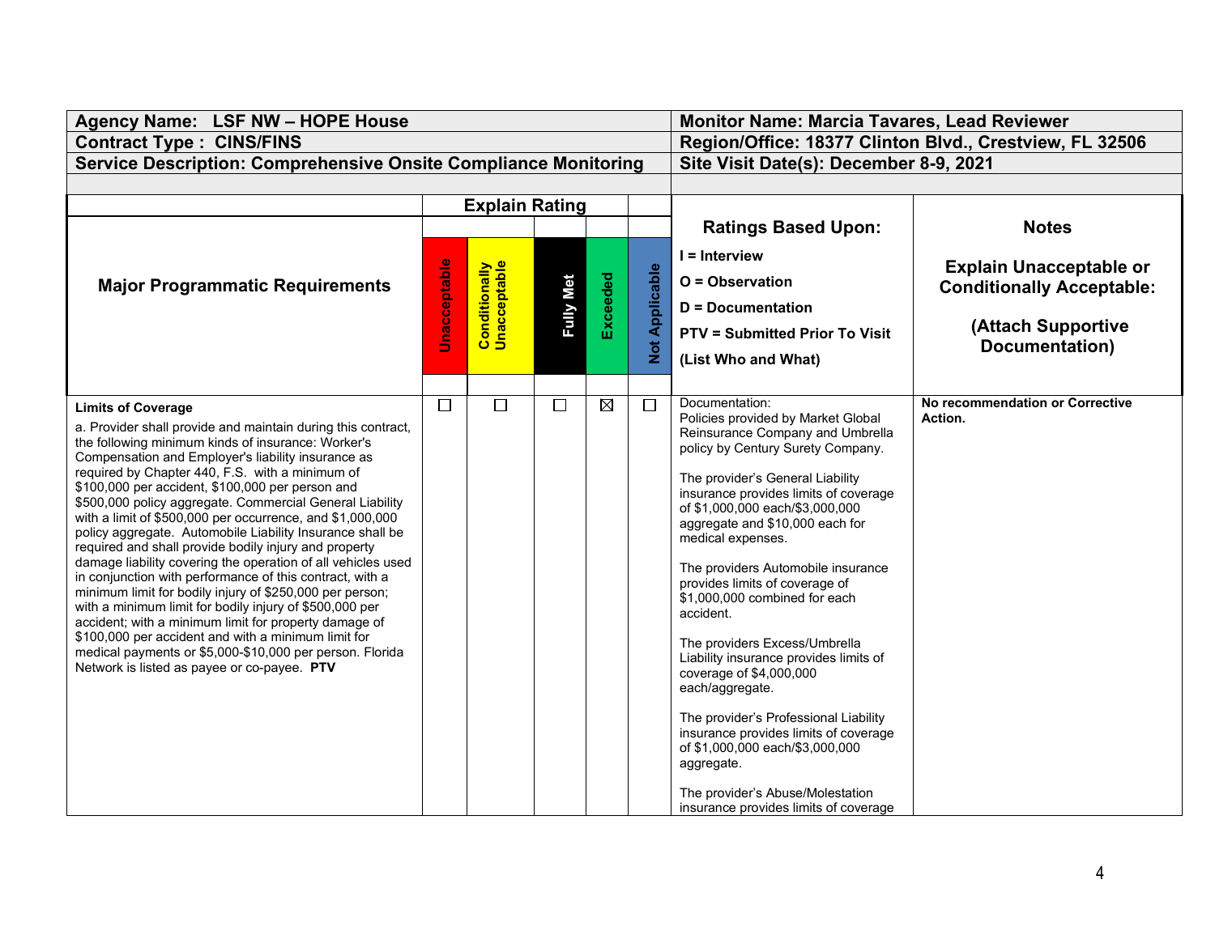| Agency Name: LSF NW – HOPE House | Monitor Name: Marcia Tavares, Lead Reviewer |
|---|---|
| Contract Type : CINS/FINS | Region/Office: 18377 Clinton Blvd., Crestview, FL 32506 |
| Service Description: Comprehensive Onsite Compliance Monitoring | Site Visit Date(s): December 8-9, 2021 |

| Major Programmatic Requirements | Explain Rating | | | | | Ratings Based Upon: I = Interview O = Observation D = Documentation PTV = Submitted Prior To Visit (List Who and What) | Notes Explain Unacceptable or Conditionally Acceptable: (Attach Supportive Documentation) |
|---|---|---|---|---|---|---|---|
| | Unacceptable | Conditionally Unacceptable | Fully Met | Exceeded | Not Applicable | | |
| **Limits of Coverage**<br>a. Provider shall provide and maintain during this contract, the following minimum kinds of insurance: Worker's Compensation and Employer's liability insurance as required by Chapter 440, F.S. with a minimum of $100,000 per accident, $100,000 per person and $500,000 policy aggregate. Commercial General Liability with a limit of $500,000 per occurrence, and $1,000,000 policy aggregate. Automobile Liability Insurance shall be required and shall provide bodily injury and property damage liability covering the operation of all vehicles used in conjunction with performance of this contract, with a minimum limit for bodily injury of $250,000 per person; with a minimum limit for bodily injury of $500,000 per accident; with a minimum limit for property damage of $100,000 per accident and with a minimum limit for medical payments or $5,000-$10,000 per person. Florida Network is listed as payee or co-payee. **PTV** | ☐ | ☐ | ☐ | ☒ | ☐ | Documentation:<br>Policies provided by Market Global Reinsurance Company and Umbrella policy by Century Surety Company.<br><br>The provider's General Liability insurance provides limits of coverage of $1,000,000 each/$3,000,000 aggregate and $10,000 each for medical expenses.<br><br>The providers Automobile insurance provides limits of coverage of $1,000,000 combined for each accident.<br><br>The providers Excess/Umbrella Liability insurance provides limits of coverage of $4,000,000 each/aggregate.<br><br>The provider's Professional Liability insurance provides limits of coverage of $1,000,000 each/$3,000,000 aggregate.<br><br>The provider's Abuse/Molestation insurance provides limits of coverage | **No recommendation or Corrective Action.** |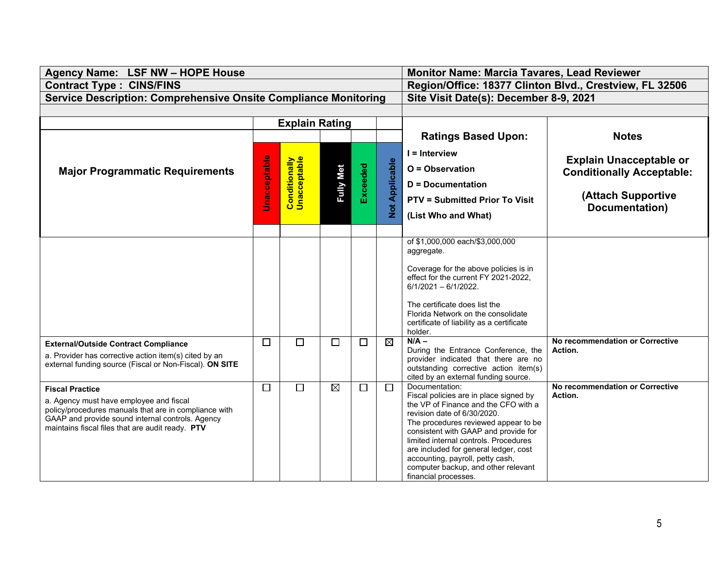| Agency Name: LSF NW – HOPE House | | | | | | Monitor Name: Marcia Tavares, Lead Reviewer | |
|---|---|---|---|---|---|---|---|
| Contract Type : CINS/FINS | | | | | | Region/Office: 18377 Clinton Blvd., Crestview, FL 32506 | |
| Service Description: Comprehensive Onsite Compliance Monitoring | | | | | | Site Visit Date(s): December 8-9, 2021 | |

| Major Programmatic Requirements | Explain Rating | | | | | Ratings Based Upon: I = Interview O = Observation D = Documentation PTV = Submitted Prior To Visit (List Who and What) | Notes Explain Unacceptable or Conditionally Acceptable: (Attach Supportive Documentation) |
|---|---|---|---|---|---|---|---|
| | Unacceptable | Conditionally Unacceptable | Fully Met | Exceeded | Not Applicable | | |
| | | | | | | of $1,000,000 each/$3,000,000 aggregate.<br><br>Coverage for the above policies is in effect for the current FY 2021-2022, 6/1/2021 – 6/1/2022.<br><br>The certificate does list the Florida Network on the consolidate certificate of liability as a certificate holder. | |
| **External/Outside Contract Compliance**<br>a. Provider has corrective action item(s) cited by an external funding source (Fiscal or Non-Fiscal). **ON SITE** | ☐ | ☐ | ☐ | ☐ | ☒ | **N/A –**<br>During the Entrance Conference, the provider indicated that there are no outstanding corrective action item(s) cited by an external funding source. | **No recommendation or Corrective Action.** |
| **Fiscal Practice**<br>a. Agency must have employee and fiscal policy/procedures manuals that are in compliance with GAAP and provide sound internal controls. Agency maintains fiscal files that are audit ready. **PTV** | ☐ | ☐ | ☒ | ☐ | ☐ | Documentation:<br>Fiscal policies are in place signed by the VP of Finance and the CFO with a revision date of 6/30/2020.<br>The procedures reviewed appear to be consistent with GAAP and provide for limited internal controls. Procedures are included for general ledger, cost accounting, payroll, petty cash, computer backup, and other relevant financial processes. | **No recommendation or Corrective Action.** |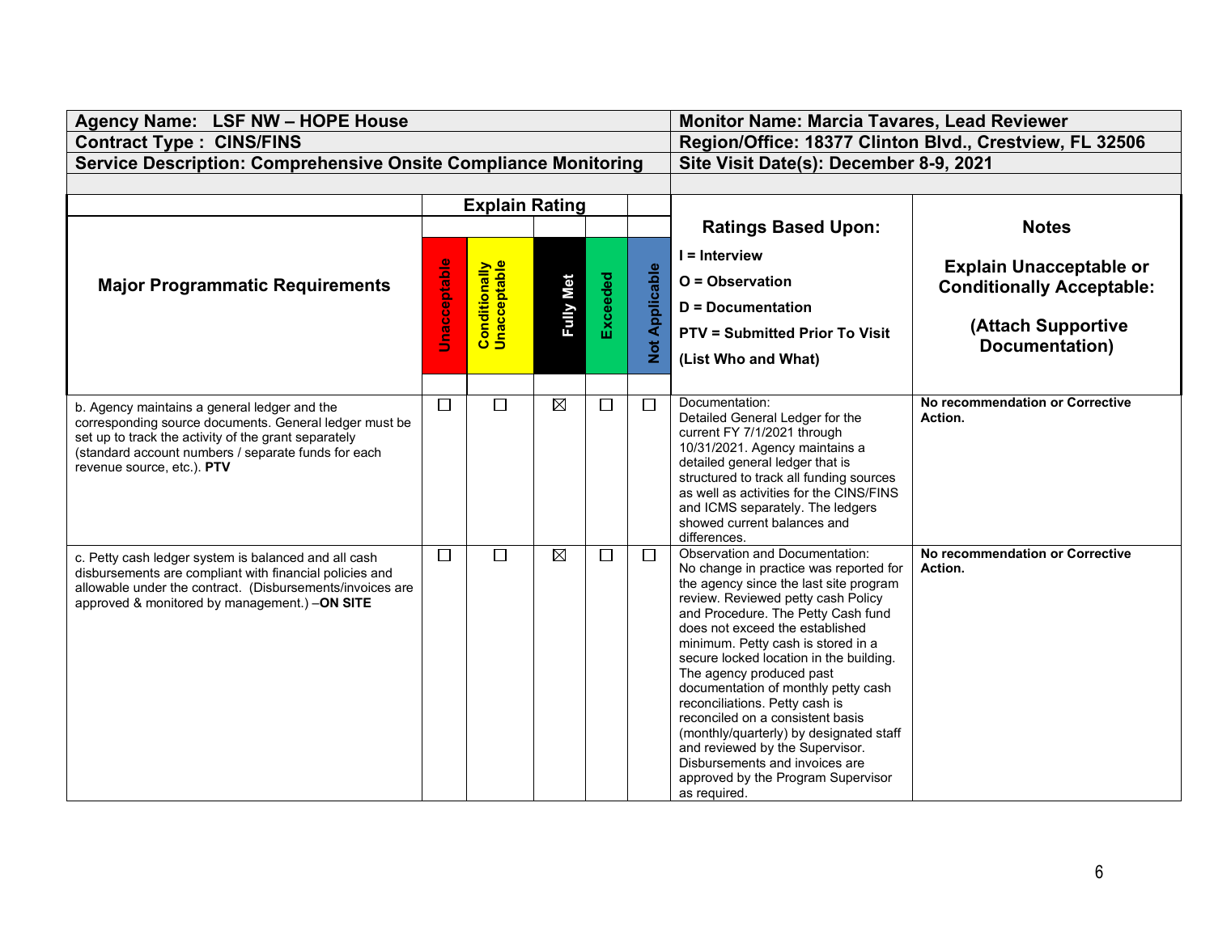| Agency Name: LSF NW – HOPE House | Monitor Name: Marcia Tavares, Lead Reviewer |
|---|---|
| Contract Type : CINS/FINS | Region/Office: 18377 Clinton Blvd., Crestview, FL 32506 |
| Service Description: Comprehensive Onsite Compliance Monitoring | Site Visit Date(s): December 8-9, 2021 |

| Major Programmatic Requirements | Unacceptable | Conditionally Unacceptable | Fully Met | Exceeded | Not Applicable | Ratings Based Upon: I = Interview O = Observation D = Documentation PTV = Submitted Prior To Visit (List Who and What) | Notes Explain Unacceptable or Conditionally Acceptable: (Attach Supportive Documentation) |
|---|---|---|---|---|---|---|---|
| b. Agency maintains a general ledger and the corresponding source documents. General ledger must be set up to track the activity of the grant separately (standard account numbers / separate funds for each revenue source, etc.). **PTV** | ☐ | ☐ | ☒ | ☐ | ☐ | Documentation: Detailed General Ledger for the current FY 7/1/2021 through 10/31/2021. Agency maintains a detailed general ledger that is structured to track all funding sources as well as activities for the CINS/FINS and ICMS separately. The ledgers showed current balances and differences. | **No recommendation or Corrective Action.** |
| c. Petty cash ledger system is balanced and all cash disbursements are compliant with financial policies and allowable under the contract. (Disbursements/invoices are approved & monitored by management.) –**ON SITE** | ☐ | ☐ | ☒ | ☐ | ☐ | Observation and Documentation: No change in practice was reported for the agency since the last site program review. Reviewed petty cash Policy and Procedure. The Petty Cash fund does not exceed the established minimum. Petty cash is stored in a secure locked location in the building. The agency produced past documentation of monthly petty cash reconciliations. Petty cash is reconciled on a consistent basis (monthly/quarterly) by designated staff and reviewed by the Supervisor. Disbursements and invoices are approved by the Program Supervisor as required. | **No recommendation or Corrective Action.** |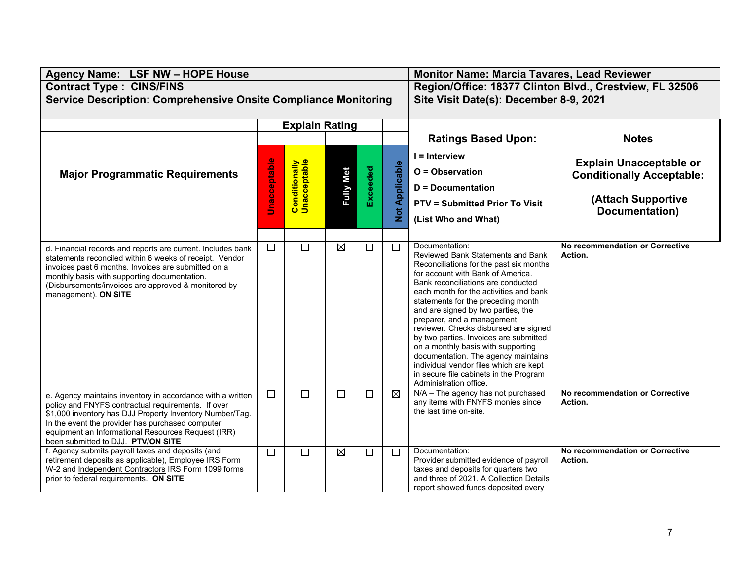| Agency Name: LSF NW – HOPE House | | | | | | Monitor Name: Marcia Tavares, Lead Reviewer | |
|---|---|---|---|---|---|---|---|
| **Contract Type : CINS/FINS** | | | | | | **Region/Office: 18377 Clinton Blvd., Crestview, FL 32506** | |
| **Service Description: Comprehensive Onsite Compliance Monitoring** | | | | | | **Site Visit Date(s): December 8-9, 2021** | |

| Major Programmatic Requirements | Explain Rating | | | | | Ratings Based Upon: I = Interview O = Observation D = Documentation PTV = Submitted Prior To Visit (List Who and What) | Notes Explain Unacceptable or Conditionally Acceptable: (Attach Supportive Documentation) |
|---|---|---|---|---|---|---|---|
| | Unacceptable | Conditionally Unacceptable | Fully Met | Exceeded | Not Applicable | | |
| d. Financial records and reports are current. Includes bank statements reconciled within 6 weeks of receipt. Vendor invoices past 6 months. Invoices are submitted on a monthly basis with supporting documentation. (Disbursements/invoices are approved & monitored by management). **ON SITE** | ☐ | ☐ | ☒ | ☐ | ☐ | Documentation: Reviewed Bank Statements and Bank Reconciliations for the past six months for account with Bank of America. Bank reconciliations are conducted each month for the activities and bank statements for the preceding month and are signed by two parties, the preparer, and a management reviewer. Checks disbursed are signed by two parties. Invoices are submitted on a monthly basis with supporting documentation. The agency maintains individual vendor files which are kept in secure file cabinets in the Program Administration office. | **No recommendation or Corrective Action.** |
| e. Agency maintains inventory in accordance with a written policy and FNYFS contractual requirements. If over $1,000 inventory has DJJ Property Inventory Number/Tag. In the event the provider has purchased computer equipment an Informational Resources Request (IRR) been submitted to DJJ. **PTV/ON SITE** | ☐ | ☐ | ☐ | ☐ | ☒ | N/A – The agency has not purchased any items with FNYFS monies since the last time on-site. | **No recommendation or Corrective Action.** |
| f. Agency submits payroll taxes and deposits (and retirement deposits as applicable), Employee IRS Form W-2 and Independent Contractors IRS Form 1099 forms prior to federal requirements. **ON SITE** | ☐ | ☐ | ☒ | ☐ | ☐ | Documentation: Provider submitted evidence of payroll taxes and deposits for quarters two and three of 2021. A Collection Details report showed funds deposited every | **No recommendation or Corrective Action.** |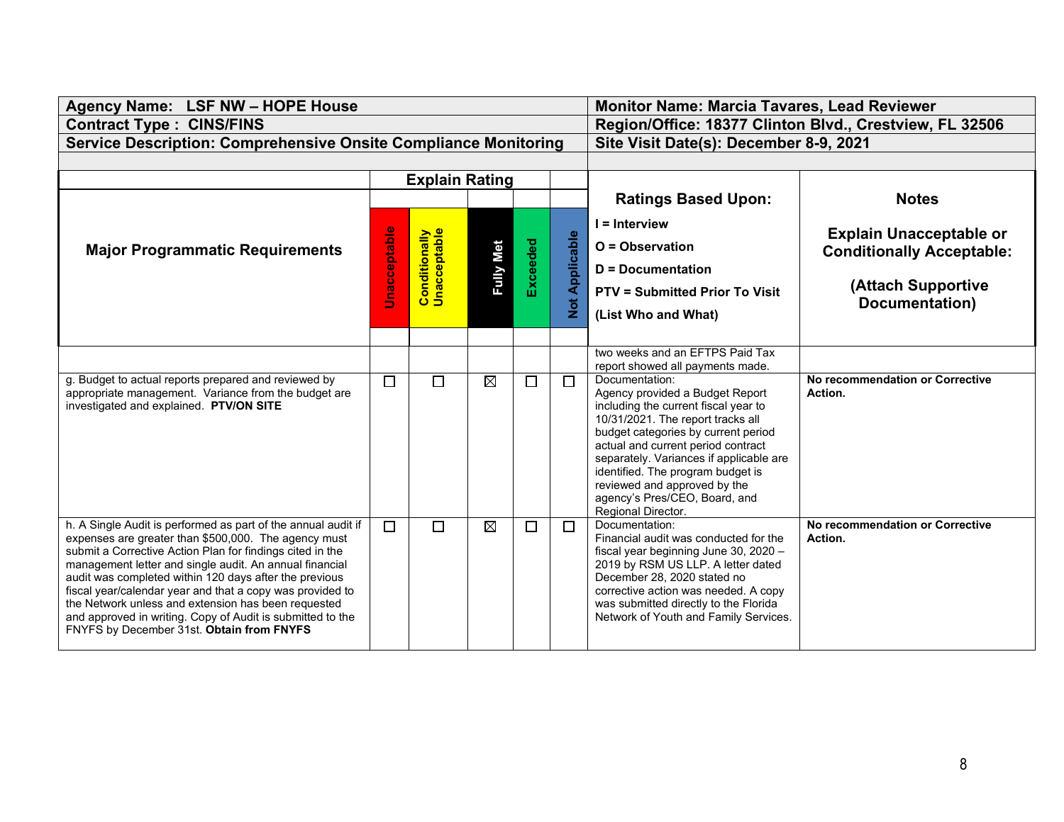| Agency Name: LSF NW – HOPE House | Monitor Name: Marcia Tavares, Lead Reviewer |
|---|---|
| Contract Type : CINS/FINS | Region/Office: 18377 Clinton Blvd., Crestview, FL 32506 |
| Service Description: Comprehensive Onsite Compliance Monitoring | Site Visit Date(s): December 8-9, 2021 |

| Major Programmatic Requirements | Unacceptable | Conditionally Unacceptable | Fully Met | Exceeded | Not Applicable | Ratings Based Upon: I = Interview O = Observation D = Documentation PTV = Submitted Prior To Visit (List Who and What) | Notes Explain Unacceptable or Conditionally Acceptable: (Attach Supportive Documentation) |
|---|---|---|---|---|---|---|---|
| | | | | | | two weeks and an EFTPS Paid Tax report showed all payments made. | |
| g. Budget to actual reports prepared and reviewed by appropriate management. Variance from the budget are investigated and explained. **PTV/ON SITE** | ☐ | ☐ | ☒ | ☐ | ☐ | Documentation: Agency provided a Budget Report including the current fiscal year to 10/31/2021. The report tracks all budget categories by current period actual and current period contract separately. Variances if applicable are identified. The program budget is reviewed and approved by the agency's Pres/CEO, Board, and Regional Director. | **No recommendation or Corrective Action.** |
| h. A Single Audit is performed as part of the annual audit if expenses are greater than $500,000. The agency must submit a Corrective Action Plan for findings cited in the management letter and single audit. An annual financial audit was completed within 120 days after the previous fiscal year/calendar year and that a copy was provided to the Network unless and extension has been requested and approved in writing. Copy of Audit is submitted to the FNYFS by December 31st. **Obtain from FNYFS** | ☐ | ☐ | ☒ | ☐ | ☐ | Documentation: Financial audit was conducted for the fiscal year beginning June 30, 2020 – 2019 by RSM US LLP. A letter dated December 28, 2020 stated no corrective action was needed. A copy was submitted directly to the Florida Network of Youth and Family Services. | **No recommendation or Corrective Action.** |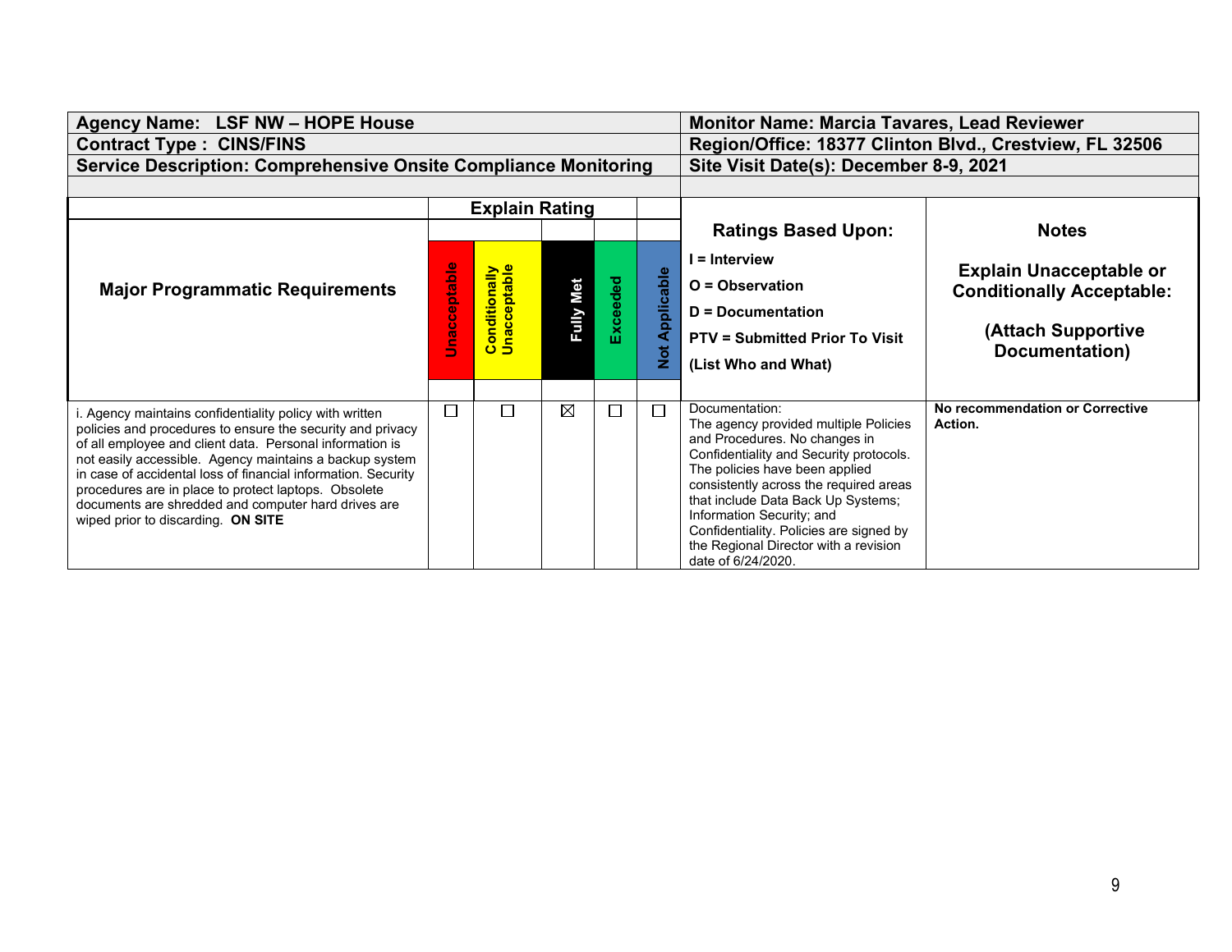| Agency Name: LSF NW – HOPE House | Monitor Name: Marcia Tavares, Lead Reviewer |
|---|---|
| Contract Type : CINS/FINS | Region/Office: 18377 Clinton Blvd., Crestview, FL 32506 |
| Service Description: Comprehensive Onsite Compliance Monitoring | Site Visit Date(s): December 8-9, 2021 |

| Major Programmatic Requirements | Explain Rating | | | | | Ratings Based Upon: I = Interview O = Observation D = Documentation PTV = Submitted Prior To Visit (List Who and What) | Notes Explain Unacceptable or Conditionally Acceptable: (Attach Supportive Documentation) |
|---|---|---|---|---|---|---|---|
| | Unacceptable | Conditionally Unacceptable | Fully Met | Exceeded | Not Applicable | | |
| i. Agency maintains confidentiality policy with written policies and procedures to ensure the security and privacy of all employee and client data. Personal information is not easily accessible. Agency maintains a backup system in case of accidental loss of financial information. Security procedures are in place to protect laptops. Obsolete documents are shredded and computer hard drives are wiped prior to discarding. **ON SITE** | ☐ | ☐ | ☒ | ☐ | ☐ | Documentation: The agency provided multiple Policies and Procedures. No changes in Confidentiality and Security protocols. The policies have been applied consistently across the required areas that include Data Back Up Systems; Information Security; and Confidentiality. Policies are signed by the Regional Director with a revision date of 6/24/2020. | **No recommendation or Corrective Action.** |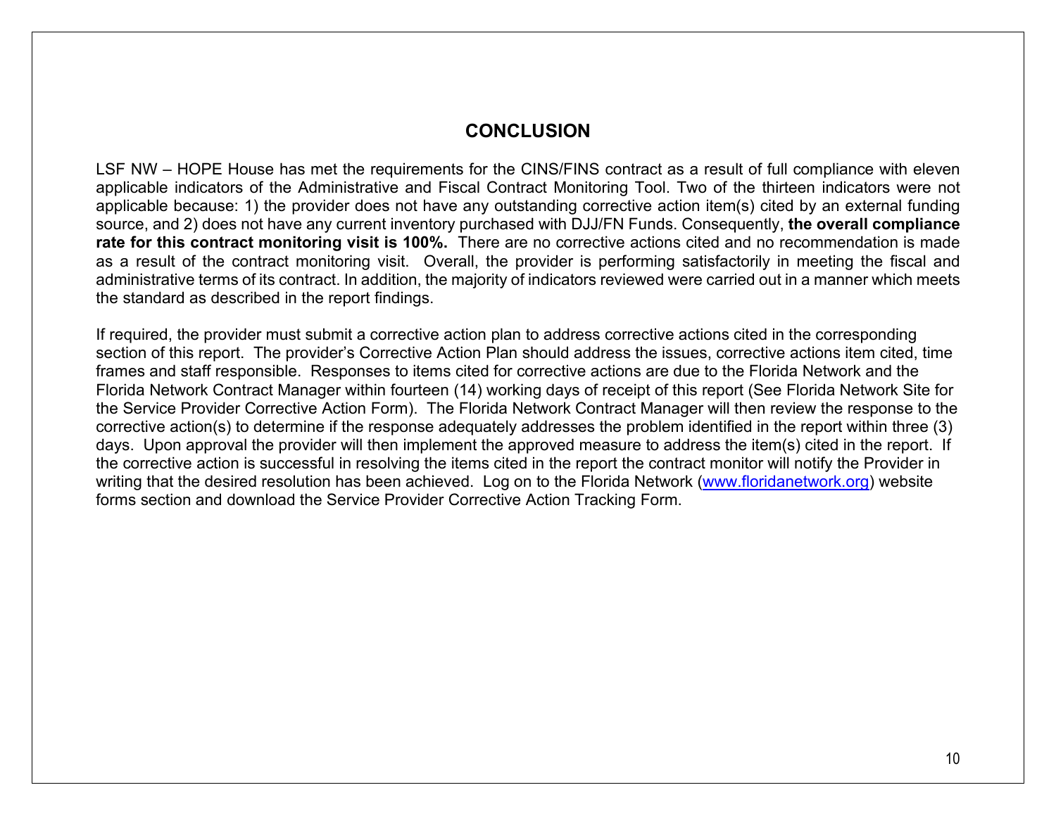## CONCLUSION

LSF NW – HOPE House has met the requirements for the CINS/FINS contract as a result of full compliance with eleven applicable indicators of the Administrative and Fiscal Contract Monitoring Tool. Two of the thirteen indicators were not applicable because: 1) the provider does not have any outstanding corrective action item(s) cited by an external funding source, and 2) does not have any current inventory purchased with DJJ/FN Funds. Consequently, **the overall compliance rate for this contract monitoring visit is 100%.** There are no corrective actions cited and no recommendation is made as a result of the contract monitoring visit. Overall, the provider is performing satisfactorily in meeting the fiscal and administrative terms of its contract. In addition, the majority of indicators reviewed were carried out in a manner which meets the standard as described in the report findings.

If required, the provider must submit a corrective action plan to address corrective actions cited in the corresponding section of this report. The provider's Corrective Action Plan should address the issues, corrective actions item cited, time frames and staff responsible. Responses to items cited for corrective actions are due to the Florida Network and the Florida Network Contract Manager within fourteen (14) working days of receipt of this report (See Florida Network Site for the Service Provider Corrective Action Form). The Florida Network Contract Manager will then review the response to the corrective action(s) to determine if the response adequately addresses the problem identified in the report within three (3) days. Upon approval the provider will then implement the approved measure to address the item(s) cited in the report. If the corrective action is successful in resolving the items cited in the report the contract monitor will notify the Provider in writing that the desired resolution has been achieved. Log on to the Florida Network ([www.floridanetwork.org](http://www.floridanetwork.org)) website forms section and download the Service Provider Corrective Action Tracking Form.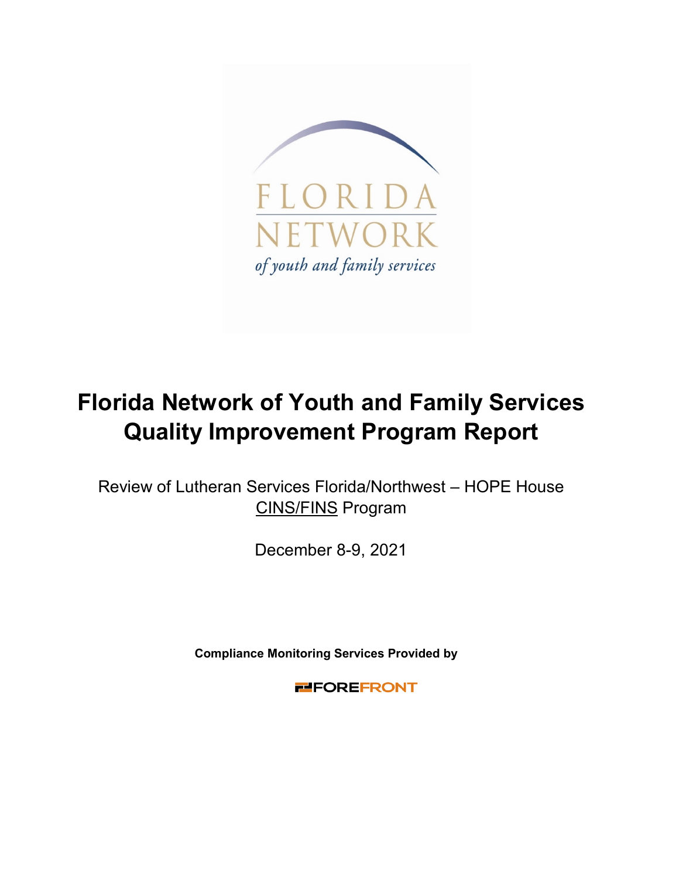# Florida Network of Youth and Family Services Quality Improvement Program Report

Review of Lutheran Services Florida/Northwest – HOPE House CINS/FINS Program

December 8-9, 2021

**Compliance Monitoring Services Provided by**

FOREFRONT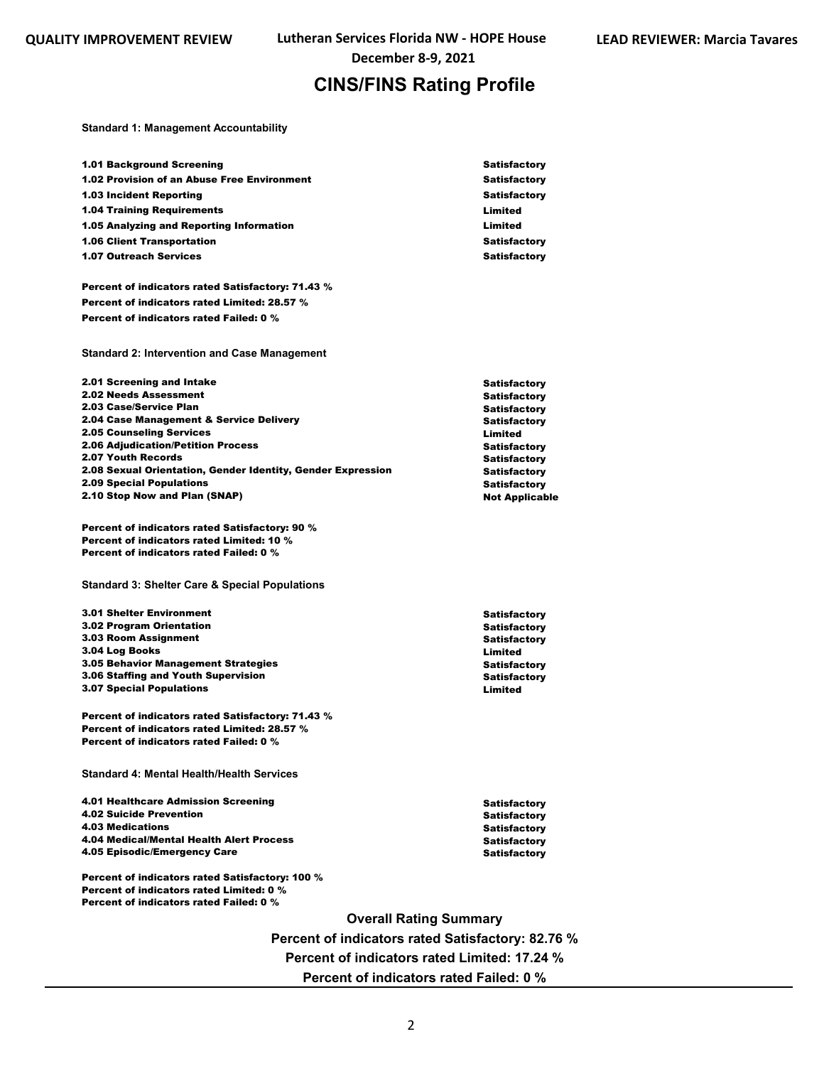**QUALITY IMPROVEMENT REVIEW** | **Lutheran Services Florida NW - HOPE House** | **LEAD REVIEWER: Marcia Tavares**

**December 8-9, 2021**

# CINS/FINS Rating Profile

**Standard 1: Management Accountability**

| | |
|---|---|
| 1.01 Background Screening | Satisfactory |
| 1.02 Provision of an Abuse Free Environment | Satisfactory |
| 1.03 Incident Reporting | Satisfactory |
| 1.04 Training Requirements | Limited |
| 1.05 Analyzing and Reporting Information | Limited |
| 1.06 Client Transportation | Satisfactory |
| 1.07 Outreach Services | Satisfactory |

**Percent of indicators rated Satisfactory: 71.43 %**
**Percent of indicators rated Limited: 28.57 %**
**Percent of indicators rated Failed: 0 %**

**Standard 2: Intervention and Case Management**

| | |
|---|---|
| 2.01 Screening and Intake | Satisfactory |
| 2.02 Needs Assessment | Satisfactory |
| 2.03 Case/Service Plan | Satisfactory |
| 2.04 Case Management & Service Delivery | Satisfactory |
| 2.05 Counseling Services | Limited |
| 2.06 Adjudication/Petition Process | Satisfactory |
| 2.07 Youth Records | Satisfactory |
| 2.08 Sexual Orientation, Gender Identity, Gender Expression | Satisfactory |
| 2.09 Special Populations | Satisfactory |
| 2.10 Stop Now and Plan (SNAP) | Not Applicable |

**Percent of indicators rated Satisfactory: 90 %**
**Percent of indicators rated Limited: 10 %**
**Percent of indicators rated Failed: 0 %**

**Standard 3: Shelter Care & Special Populations**

| | |
|---|---|
| 3.01 Shelter Environment | Satisfactory |
| 3.02 Program Orientation | Satisfactory |
| 3.03 Room Assignment | Satisfactory |
| 3.04 Log Books | Limited |
| 3.05 Behavior Management Strategies | Satisfactory |
| 3.06 Staffing and Youth Supervision | Satisfactory |
| 3.07 Special Populations | Limited |

**Percent of indicators rated Satisfactory: 71.43 %**
**Percent of indicators rated Limited: 28.57 %**
**Percent of indicators rated Failed: 0 %**

**Standard 4: Mental Health/Health Services**

| | |
|---|---|
| 4.01 Healthcare Admission Screening | Satisfactory |
| 4.02 Suicide Prevention | Satisfactory |
| 4.03 Medications | Satisfactory |
| 4.04 Medical/Mental Health Alert Process | Satisfactory |
| 4.05 Episodic/Emergency Care | Satisfactory |

**Percent of indicators rated Satisfactory: 100 %**
**Percent of indicators rated Limited: 0 %**
**Percent of indicators rated Failed: 0 %**

**Overall Rating Summary**

**Percent of indicators rated Satisfactory: 82.76 %**

**Percent of indicators rated Limited: 17.24 %**

**Percent of indicators rated Failed: 0 %**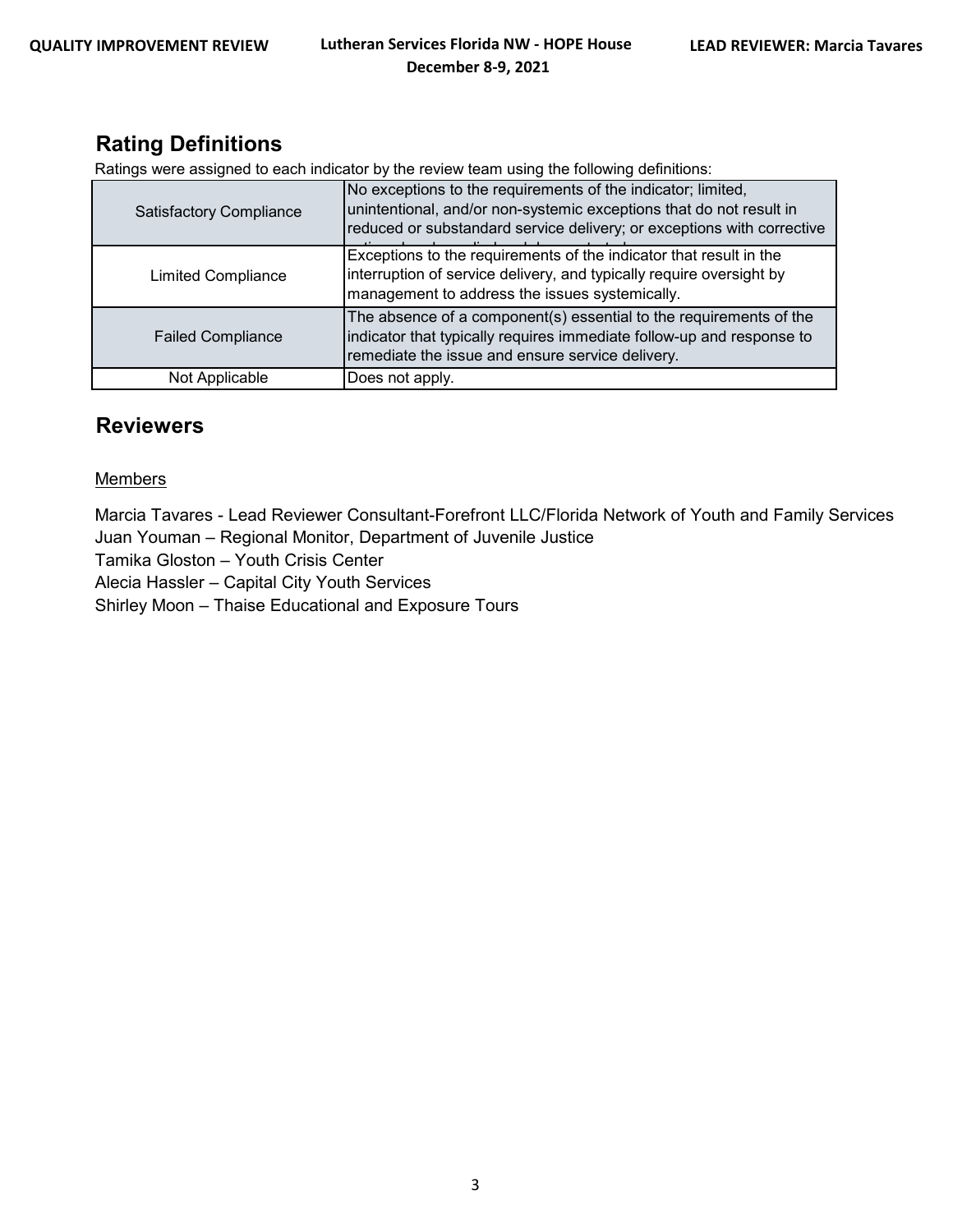## Rating Definitions

Ratings were assigned to each indicator by the review team using the following definitions:

| Satisfactory Compliance | No exceptions to the requirements of the indicator; limited, unintentional, and/or non-systemic exceptions that do not result in reduced or substandard service delivery; or exceptions with corrective |
|---|---|
| Limited Compliance | Exceptions to the requirements of the indicator that result in the interruption of service delivery, and typically require oversight by management to address the issues systemically. |
| Failed Compliance | The absence of a component(s) essential to the requirements of the indicator that typically requires immediate follow-up and response to remediate the issue and ensure service delivery. |
| Not Applicable | Does not apply. |

## Reviewers

Members

Marcia Tavares - Lead Reviewer Consultant-Forefront LLC/Florida Network of Youth and Family Services
Juan Youman – Regional Monitor, Department of Juvenile Justice
Tamika Gloston – Youth Crisis Center
Alecia Hassler – Capital City Youth Services
Shirley Moon – Thaise Educational and Exposure Tours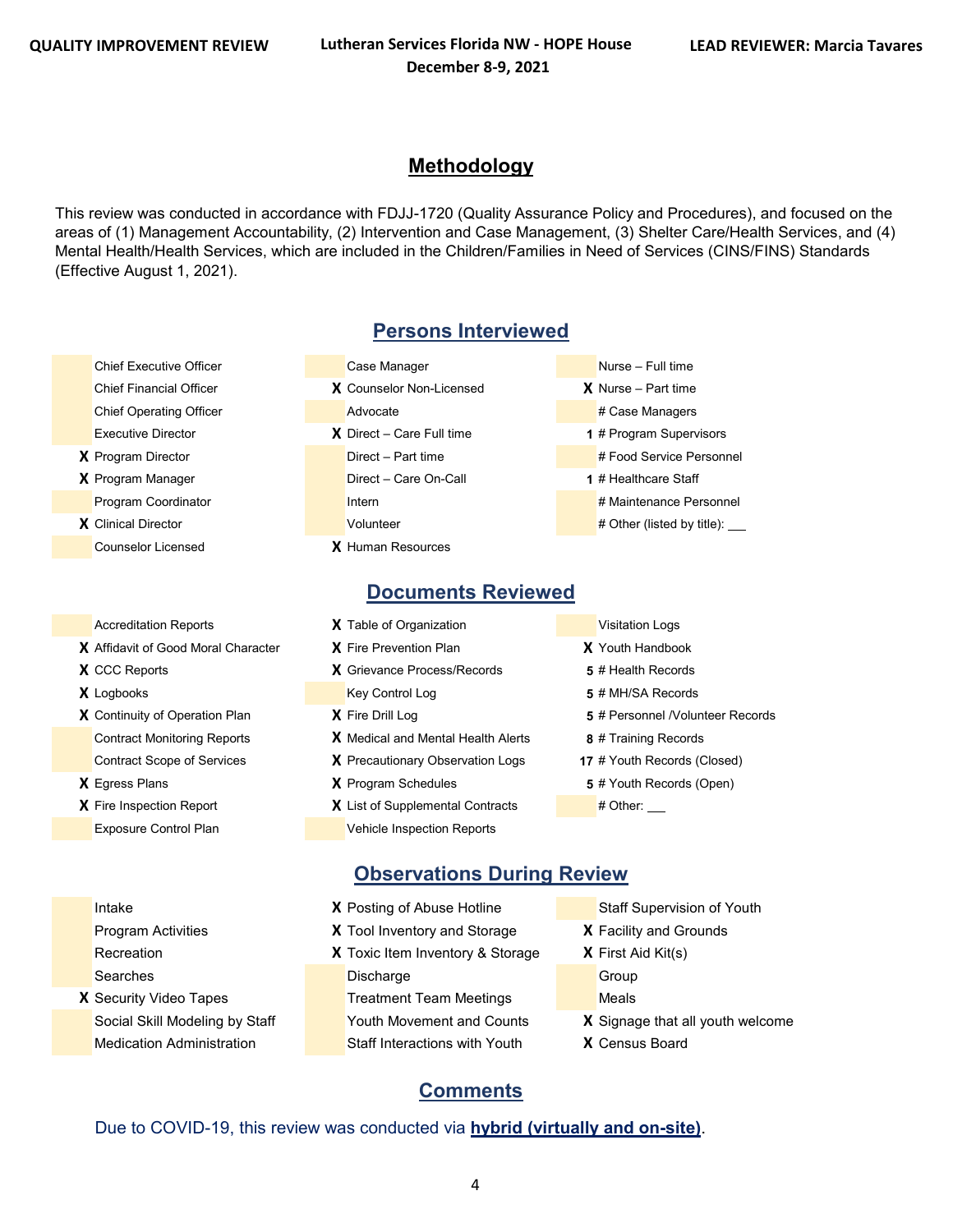## Methodology

This review was conducted in accordance with FDJJ-1720 (Quality Assurance Policy and Procedures), and focused on the areas of (1) Management Accountability, (2) Intervention and Case Management, (3) Shelter Care/Health Services, and (4) Mental Health/Health Services, which are included in the Children/Families in Need of Services (CINS/FINS) Standards (Effective August 1, 2021).

## Persons Interviewed

| | | | | | |
|---|---|---|---|---|---|
| | Chief Executive Officer | | Case Manager | | Nurse – Full time |
| | Chief Financial Officer | X | Counselor Non-Licensed | X | Nurse – Part time |
| | Chief Operating Officer | | Advocate | | # Case Managers |
| | Executive Director | X | Direct – Care Full time | 1 | # Program Supervisors |
| X | Program Director | | Direct – Part time | | # Food Service Personnel |
| X | Program Manager | | Direct – Care On-Call | 1 | # Healthcare Staff |
| | Program Coordinator | | Intern | | # Maintenance Personnel |
| X | Clinical Director | | Volunteer | | # Other (listed by title): ___ |
| | Counselor Licensed | X | Human Resources | | |

## Documents Reviewed

| | | | | | |
|---|---|---|---|---|---|
| | Accreditation Reports | X | Table of Organization | | Visitation Logs |
| X | Affidavit of Good Moral Character | X | Fire Prevention Plan | X | Youth Handbook |
| X | CCC Reports | X | Grievance Process/Records | 5 | # Health Records |
| X | Logbooks | | Key Control Log | 5 | # MH/SA Records |
| X | Continuity of Operation Plan | X | Fire Drill Log | 5 | # Personnel /Volunteer Records |
| | Contract Monitoring Reports | X | Medical and Mental Health Alerts | 8 | # Training Records |
| | Contract Scope of Services | X | Precautionary Observation Logs | 17 | # Youth Records (Closed) |
| X | Egress Plans | X | Program Schedules | 5 | # Youth Records (Open) |
| X | Fire Inspection Report | X | List of Supplemental Contracts | | # Other: ___ |
| | Exposure Control Plan | | Vehicle Inspection Reports | | |

## Observations During Review

| | | | | | |
|---|---|---|---|---|---|
| | Intake | X | Posting of Abuse Hotline | | Staff Supervision of Youth |
| | Program Activities | X | Tool Inventory and Storage | X | Facility and Grounds |
| | Recreation | X | Toxic Item Inventory & Storage | X | First Aid Kit(s) |
| | Searches | | Discharge | | Group |
| X | Security Video Tapes | | Treatment Team Meetings | | Meals |
| | Social Skill Modeling by Staff | | Youth Movement and Counts | X | Signage that all youth welcome |
| | Medication Administration | | Staff Interactions with Youth | X | Census Board |

## Comments

Due to COVID-19, this review was conducted via **hybrid (virtually and on-site)**.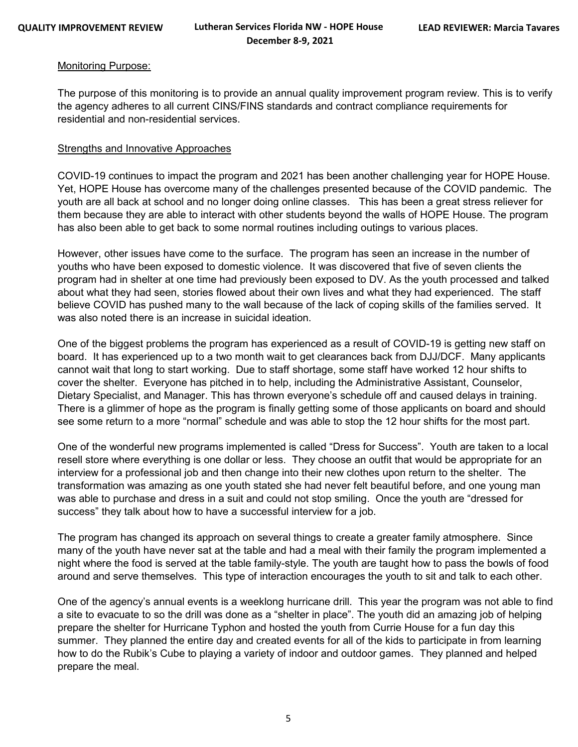Monitoring Purpose:

The purpose of this monitoring is to provide an annual quality improvement program review. This is to verify the agency adheres to all current CINS/FINS standards and contract compliance requirements for residential and non-residential services.

Strengths and Innovative Approaches

COVID-19 continues to impact the program and 2021 has been another challenging year for HOPE House. Yet, HOPE House has overcome many of the challenges presented because of the COVID pandemic. The youth are all back at school and no longer doing online classes. This has been a great stress reliever for them because they are able to interact with other students beyond the walls of HOPE House. The program has also been able to get back to some normal routines including outings to various places.

However, other issues have come to the surface. The program has seen an increase in the number of youths who have been exposed to domestic violence. It was discovered that five of seven clients the program had in shelter at one time had previously been exposed to DV. As the youth processed and talked about what they had seen, stories flowed about their own lives and what they had experienced. The staff believe COVID has pushed many to the wall because of the lack of coping skills of the families served. It was also noted there is an increase in suicidal ideation.

One of the biggest problems the program has experienced as a result of COVID-19 is getting new staff on board. It has experienced up to a two month wait to get clearances back from DJJ/DCF. Many applicants cannot wait that long to start working. Due to staff shortage, some staff have worked 12 hour shifts to cover the shelter. Everyone has pitched in to help, including the Administrative Assistant, Counselor, Dietary Specialist, and Manager. This has thrown everyone's schedule off and caused delays in training. There is a glimmer of hope as the program is finally getting some of those applicants on board and should see some return to a more "normal" schedule and was able to stop the 12 hour shifts for the most part.

One of the wonderful new programs implemented is called "Dress for Success". Youth are taken to a local resell store where everything is one dollar or less. They choose an outfit that would be appropriate for an interview for a professional job and then change into their new clothes upon return to the shelter. The transformation was amazing as one youth stated she had never felt beautiful before, and one young man was able to purchase and dress in a suit and could not stop smiling. Once the youth are "dressed for success" they talk about how to have a successful interview for a job.

The program has changed its approach on several things to create a greater family atmosphere. Since many of the youth have never sat at the table and had a meal with their family the program implemented a night where the food is served at the table family-style. The youth are taught how to pass the bowls of food around and serve themselves. This type of interaction encourages the youth to sit and talk to each other.

One of the agency's annual events is a weeklong hurricane drill. This year the program was not able to find a site to evacuate to so the drill was done as a "shelter in place". The youth did an amazing job of helping prepare the shelter for Hurricane Typhon and hosted the youth from Currie House for a fun day this summer. They planned the entire day and created events for all of the kids to participate in from learning how to do the Rubik's Cube to playing a variety of indoor and outdoor games. They planned and helped prepare the meal.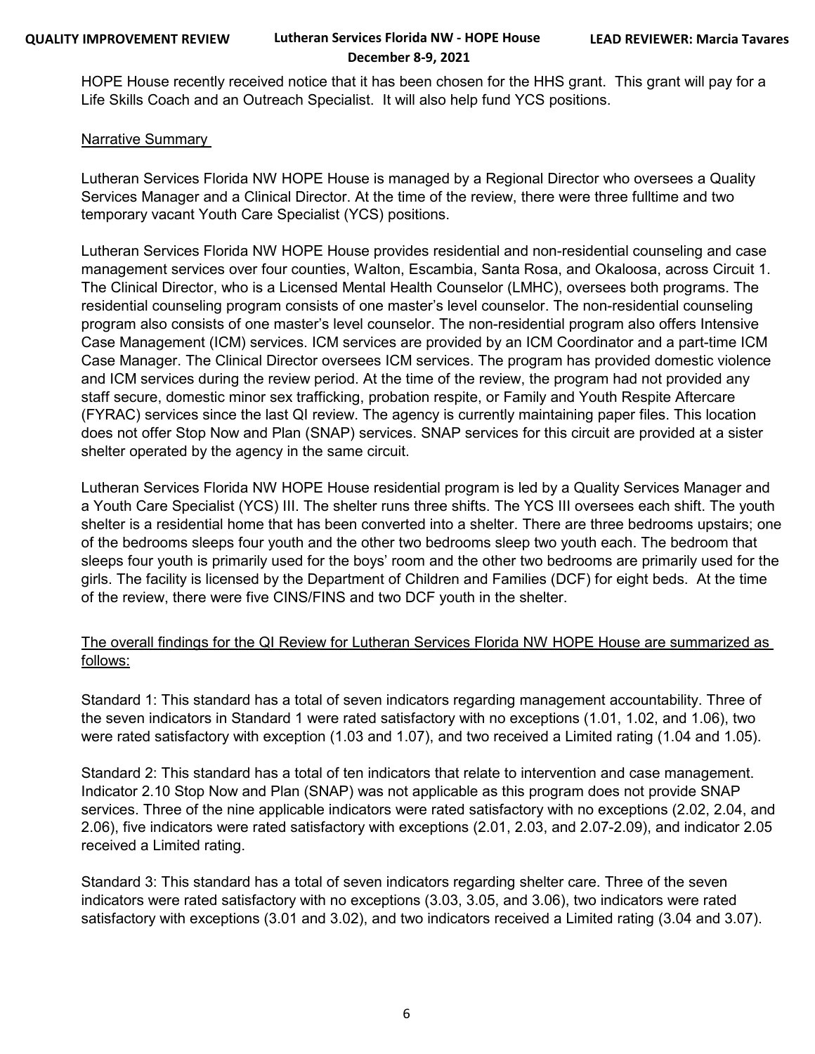HOPE House recently received notice that it has been chosen for the HHS grant. This grant will pay for a Life Skills Coach and an Outreach Specialist. It will also help fund YCS positions.

Narrative Summary

Lutheran Services Florida NW HOPE House is managed by a Regional Director who oversees a Quality Services Manager and a Clinical Director. At the time of the review, there were three fulltime and two temporary vacant Youth Care Specialist (YCS) positions.

Lutheran Services Florida NW HOPE House provides residential and non-residential counseling and case management services over four counties, Walton, Escambia, Santa Rosa, and Okaloosa, across Circuit 1. The Clinical Director, who is a Licensed Mental Health Counselor (LMHC), oversees both programs. The residential counseling program consists of one master's level counselor. The non-residential counseling program also consists of one master's level counselor. The non-residential program also offers Intensive Case Management (ICM) services. ICM services are provided by an ICM Coordinator and a part-time ICM Case Manager. The Clinical Director oversees ICM services. The program has provided domestic violence and ICM services during the review period. At the time of the review, the program had not provided any staff secure, domestic minor sex trafficking, probation respite, or Family and Youth Respite Aftercare (FYRAC) services since the last QI review. The agency is currently maintaining paper files. This location does not offer Stop Now and Plan (SNAP) services. SNAP services for this circuit are provided at a sister shelter operated by the agency in the same circuit.

Lutheran Services Florida NW HOPE House residential program is led by a Quality Services Manager and a Youth Care Specialist (YCS) III. The shelter runs three shifts. The YCS III oversees each shift. The youth shelter is a residential home that has been converted into a shelter. There are three bedrooms upstairs; one of the bedrooms sleeps four youth and the other two bedrooms sleep two youth each. The bedroom that sleeps four youth is primarily used for the boys' room and the other two bedrooms are primarily used for the girls. The facility is licensed by the Department of Children and Families (DCF) for eight beds. At the time of the review, there were five CINS/FINS and two DCF youth in the shelter.

The overall findings for the QI Review for Lutheran Services Florida NW HOPE House are summarized as follows:

Standard 1: This standard has a total of seven indicators regarding management accountability. Three of the seven indicators in Standard 1 were rated satisfactory with no exceptions (1.01, 1.02, and 1.06), two were rated satisfactory with exception (1.03 and 1.07), and two received a Limited rating (1.04 and 1.05).

Standard 2: This standard has a total of ten indicators that relate to intervention and case management. Indicator 2.10 Stop Now and Plan (SNAP) was not applicable as this program does not provide SNAP services. Three of the nine applicable indicators were rated satisfactory with no exceptions (2.02, 2.04, and 2.06), five indicators were rated satisfactory with exceptions (2.01, 2.03, and 2.07-2.09), and indicator 2.05 received a Limited rating.

Standard 3: This standard has a total of seven indicators regarding shelter care. Three of the seven indicators were rated satisfactory with no exceptions (3.03, 3.05, and 3.06), two indicators were rated satisfactory with exceptions (3.01 and 3.02), and two indicators received a Limited rating (3.04 and 3.07).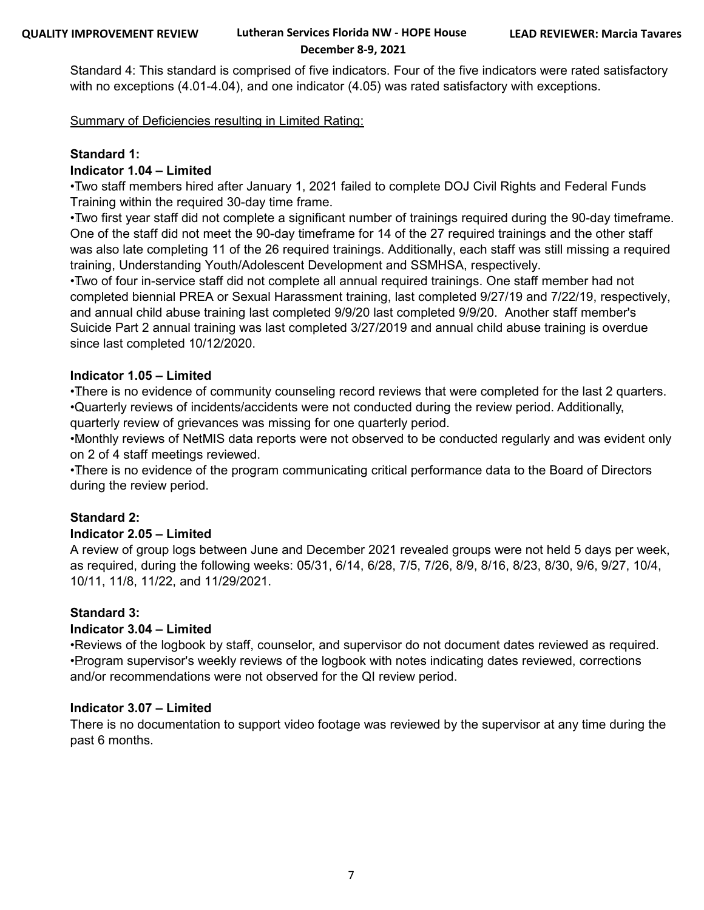Standard 4: This standard is comprised of five indicators. Four of the five indicators were rated satisfactory with no exceptions (4.01-4.04), and one indicator (4.05) was rated satisfactory with exceptions.

<u>Summary of Deficiencies resulting in Limited Rating:</u>

**Standard 1:**

**Indicator 1.04 – Limited**

- Two staff members hired after January 1, 2021 failed to complete DOJ Civil Rights and Federal Funds Training within the required 30-day time frame.
- Two first year staff did not complete a significant number of trainings required during the 90-day timeframe. One of the staff did not meet the 90-day timeframe for 14 of the 27 required trainings and the other staff was also late completing 11 of the 26 required trainings. Additionally, each staff was still missing a required training, Understanding Youth/Adolescent Development and SSMHSA, respectively.
- Two of four in-service staff did not complete all annual required trainings. One staff member had not completed biennial PREA or Sexual Harassment training, last completed 9/27/19 and 7/22/19, respectively, and annual child abuse training last completed 9/9/20 last completed 9/9/20. Another staff member's Suicide Part 2 annual training was last completed 3/27/2019 and annual child abuse training is overdue since last completed 10/12/2020.

**Indicator 1.05 – Limited**

- There is no evidence of community counseling record reviews that were completed for the last 2 quarters.
- Quarterly reviews of incidents/accidents were not conducted during the review period. Additionally, quarterly review of grievances was missing for one quarterly period.
- Monthly reviews of NetMIS data reports were not observed to be conducted regularly and was evident only on 2 of 4 staff meetings reviewed.
- There is no evidence of the program communicating critical performance data to the Board of Directors during the review period.

**Standard 2:**

**Indicator 2.05 – Limited**

A review of group logs between June and December 2021 revealed groups were not held 5 days per week, as required, during the following weeks: 05/31, 6/14, 6/28, 7/5, 7/26, 8/9, 8/16, 8/23, 8/30, 9/6, 9/27, 10/4, 10/11, 11/8, 11/22, and 11/29/2021.

**Standard 3:**

**Indicator 3.04 – Limited**

- Reviews of the logbook by staff, counselor, and supervisor do not document dates reviewed as required.
- Program supervisor's weekly reviews of the logbook with notes indicating dates reviewed, corrections and/or recommendations were not observed for the QI review period.

**Indicator 3.07 – Limited**

There is no documentation to support video footage was reviewed by the supervisor at any time during the past 6 months.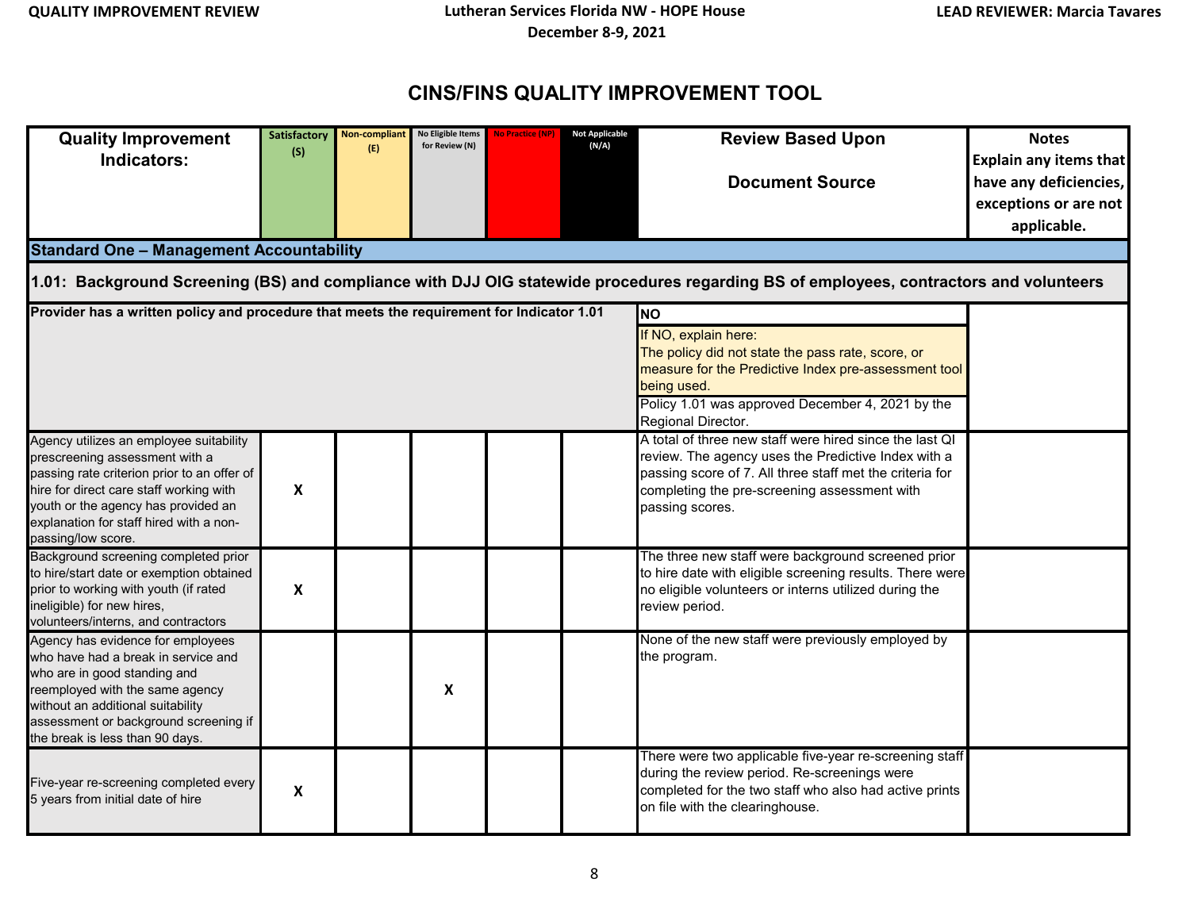# CINS/FINS QUALITY IMPROVEMENT TOOL

| Quality Improvement Indicators: | Satisfactory (S) | Non-compliant (E) | No Eligible Items for Review (N) | No Practice (NP) | Not Applicable (N/A) | Review Based Upon<br><br>Document Source | Notes<br>Explain any items that have any deficiencies, exceptions or are not applicable. |
|---|---|---|---|---|---|---|---|
| **Standard One – Management Accountability** | | | | | | | |
| **1.01: Background Screening (BS) and compliance with DJJ OIG statewide procedures regarding BS of employees, contractors and volunteers** | | | | | | | |
| **Provider has a written policy and procedure that meets the requirement for Indicator 1.01** | | | | | | **NO**<br>If NO, explain here:<br>The policy did not state the pass rate, score, or measure for the Predictive Index pre-assessment tool being used.<br>Policy 1.01 was approved December 4, 2021 by the Regional Director. | |
| Agency utilizes an employee suitability prescreening assessment with a passing rate criterion prior to an offer of hire for direct care staff working with youth or the agency has provided an explanation for staff hired with a non-passing/low score. | X | | | | | A total of three new staff were hired since the last QI review. The agency uses the Predictive Index with a passing score of 7. All three staff met the criteria for completing the pre-screening assessment with passing scores. | |
| Background screening completed prior to hire/start date or exemption obtained prior to working with youth (if rated ineligible) for new hires, volunteers/interns, and contractors | X | | | | | The three new staff were background screened prior to hire date with eligible screening results. There were no eligible volunteers or interns utilized during the review period. | |
| Agency has evidence for employees who have had a break in service and who are in good standing and reemployed with the same agency without an additional suitability assessment or background screening if the break is less than 90 days. | | | X | | | None of the new staff were previously employed by the program. | |
| Five-year re-screening completed every 5 years from initial date of hire | X | | | | | There were two applicable five-year re-screening staff during the review period. Re-screenings were completed for the two staff who also had active prints on file with the clearinghouse. | |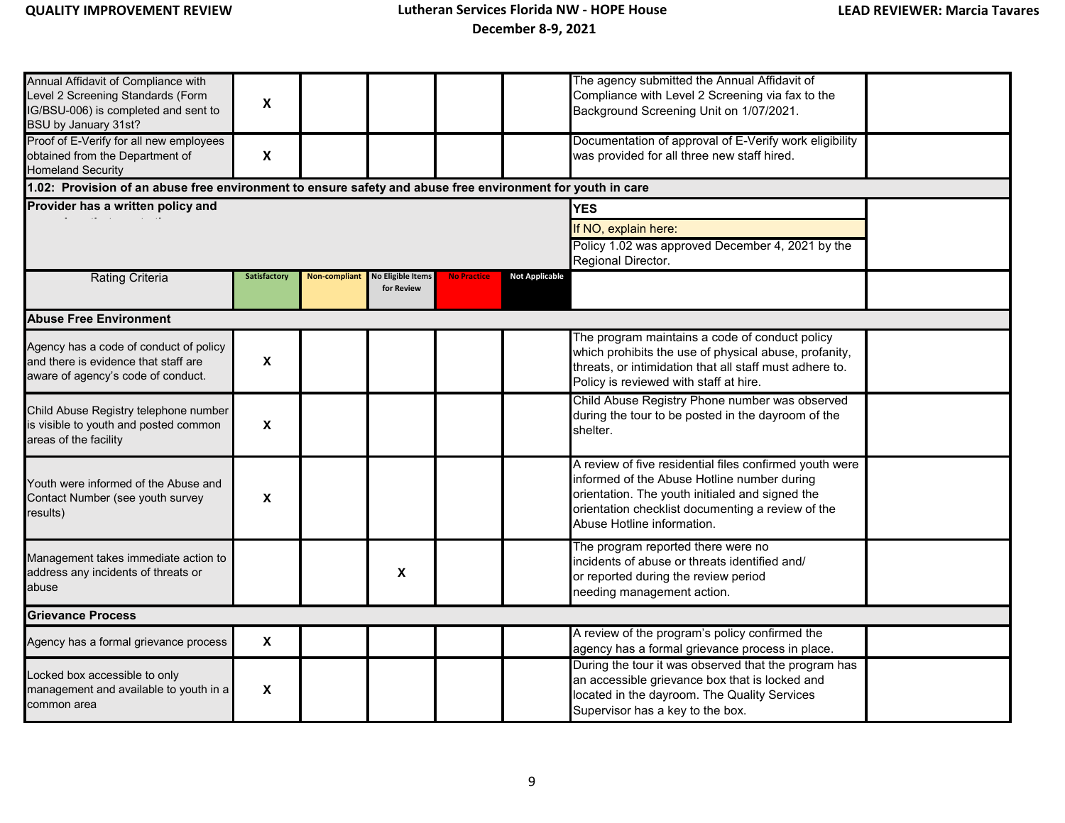| | | | | | | | |
|---|---|---|---|---|---|---|---|
| Annual Affidavit of Compliance with Level 2 Screening Standards (Form IG/BSU-006) is completed and sent to BSU by January 31st? | X | | | | | The agency submitted the Annual Affidavit of Compliance with Level 2 Screening via fax to the Background Screening Unit on 1/07/2021. | |
| Proof of E-Verify for all new employees obtained from the Department of Homeland Security | X | | | | | Documentation of approval of E-Verify work eligibility was provided for all three new staff hired. | |
| **1.02: Provision of an abuse free environment to ensure safety and abuse free environment for youth in care** | | | | | | | |
| **Provider has a written policy and** | | | | | | **YES** | |
| | | | | | | If NO, explain here: | |
| | | | | | | Policy 1.02 was approved December 4, 2021 by the Regional Director. | |
| Rating Criteria | Satisfactory | Non-compliant | No Eligible Items for Review | No Practice | Not Applicable | | |
| **Abuse Free Environment** | | | | | | | |
| Agency has a code of conduct of policy and there is evidence that staff are aware of agency's code of conduct. | X | | | | | The program maintains a code of conduct policy which prohibits the use of physical abuse, profanity, threats, or intimidation that all staff must adhere to. Policy is reviewed with staff at hire. | |
| Child Abuse Registry telephone number is visible to youth and posted common areas of the facility | X | | | | | Child Abuse Registry Phone number was observed during the tour to be posted in the dayroom of the shelter. | |
| Youth were informed of the Abuse and Contact Number (see youth survey results) | X | | | | | A review of five residential files confirmed youth were informed of the Abuse Hotline number during orientation. The youth initialed and signed the orientation checklist documenting a review of the Abuse Hotline information. | |
| Management takes immediate action to address any incidents of threats or abuse | | | X | | | The program reported there were no incidents of abuse or threats identified and/ or reported during the review period needing management action. | |
| **Grievance Process** | | | | | | | |
| Agency has a formal grievance process | X | | | | | A review of the program's policy confirmed the agency has a formal grievance process in place. | |
| Locked box accessible to only management and available to youth in a common area | X | | | | | During the tour it was observed that the program has an accessible grievance box that is locked and located in the dayroom. The Quality Services Supervisor has a key to the box. | |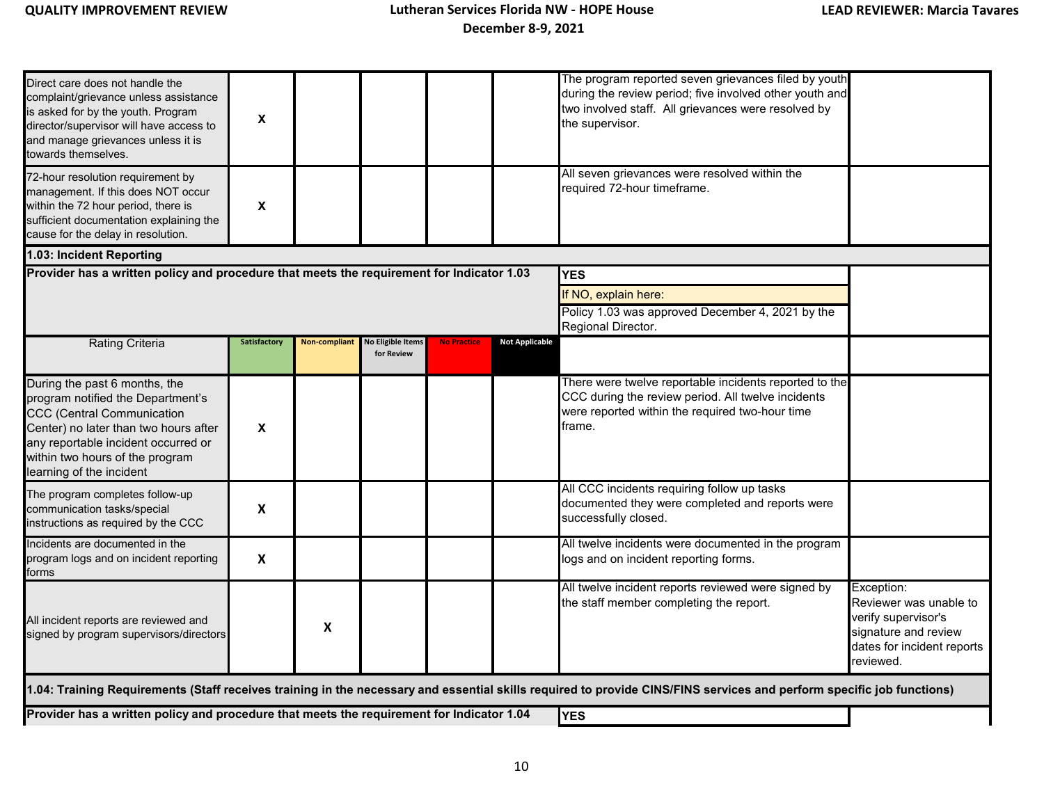| Rating Criteria | Satisfactory | Non-compliant | No Eligible Items for Review | No Practice | Not Applicable | | |
|---|---|---|---|---|---|---|---|
| Direct care does not handle the complaint/grievance unless assistance is asked for by the youth. Program director/supervisor will have access to and manage grievances unless it is towards themselves. | X | | | | | The program reported seven grievances filed by youth during the review period; five involved other youth and two involved staff. All grievances were resolved by the supervisor. | |
| 72-hour resolution requirement by management. If this does NOT occur within the 72 hour period, there is sufficient documentation explaining the cause for the delay in resolution. | X | | | | | All seven grievances were resolved within the required 72-hour timeframe. | |
| **1.03: Incident Reporting** | | | | | | | |
| **Provider has a written policy and procedure that meets the requirement for Indicator 1.03** | | | | | | **YES**<br>If NO, explain here:<br>Policy 1.03 was approved December 4, 2021 by the Regional Director. | |
| Rating Criteria | Satisfactory | Non-compliant | No Eligible Items for Review | No Practice | Not Applicable | | |
| During the past 6 months, the program notified the Department's CCC (Central Communication Center) no later than two hours after any reportable incident occurred or within two hours of the program learning of the incident | X | | | | | There were twelve reportable incidents reported to the CCC during the review period. All twelve incidents were reported within the required two-hour time frame. | |
| The program completes follow-up communication tasks/special instructions as required by the CCC | X | | | | | All CCC incidents requiring follow up tasks documented they were completed and reports were successfully closed. | |
| Incidents are documented in the program logs and on incident reporting forms | X | | | | | All twelve incidents were documented in the program logs and on incident reporting forms. | |
| All incident reports are reviewed and signed by program supervisors/directors | | X | | | | All twelve incident reports reviewed were signed by the staff member completing the report. | Exception: Reviewer was unable to verify supervisor's signature and review dates for incident reports reviewed. |
| **1.04: Training Requirements (Staff receives training in the necessary and essential skills required to provide CINS/FINS services and perform specific job functions)** | | | | | | | |
| **Provider has a written policy and procedure that meets the requirement for Indicator 1.04** | | | | | | **YES** | |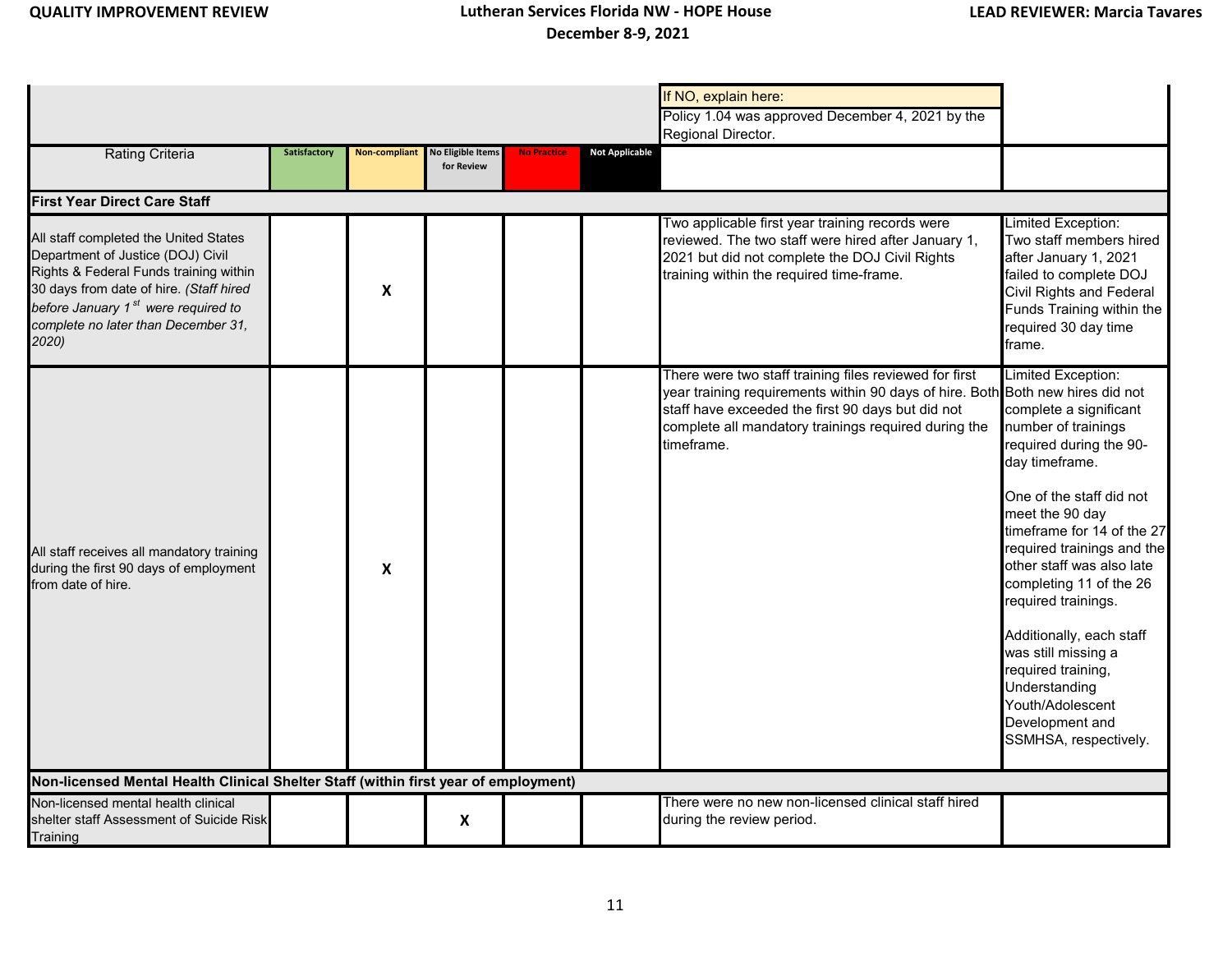| | | | | | | If NO, explain here: Policy 1.04 was approved December 4, 2021 by the Regional Director. | |
|---|---|---|---|---|---|---|---|
| Rating Criteria | Satisfactory | Non-compliant | No Eligible Items for Review | No Practice | Not Applicable | | |
| **First Year Direct Care Staff** | | | | | | | |
| All staff completed the United States Department of Justice (DOJ) Civil Rights & Federal Funds training within 30 days from date of hire. *(Staff hired before January 1st were required to complete no later than December 31, 2020)* | | X | | | | Two applicable first year training records were reviewed. The two staff were hired after January 1, 2021 but did not complete the DOJ Civil Rights training within the required time-frame. | Limited Exception: Two staff members hired after January 1, 2021 failed to complete DOJ Civil Rights and Federal Funds Training within the required 30 day time frame. |
| All staff receives all mandatory training during the first 90 days of employment from date of hire. | | X | | | | There were two staff training files reviewed for first year training requirements within 90 days of hire. Both staff have exceeded the first 90 days but did not complete all mandatory trainings required during the timeframe. | Limited Exception: Both new hires did not complete a significant number of trainings required during the 90-day timeframe.<br><br>One of the staff did not meet the 90 day timeframe for 14 of the 27 required trainings and the other staff was also late completing 11 of the 26 required trainings.<br><br>Additionally, each staff was still missing a required training, Understanding Youth/Adolescent Development and SSMHSA, respectively. |
| **Non-licensed Mental Health Clinical Shelter Staff (within first year of employment)** | | | | | | | |
| Non-licensed mental health clinical shelter staff Assessment of Suicide Risk Training | | | X | | | There were no new non-licensed clinical staff hired during the review period. | |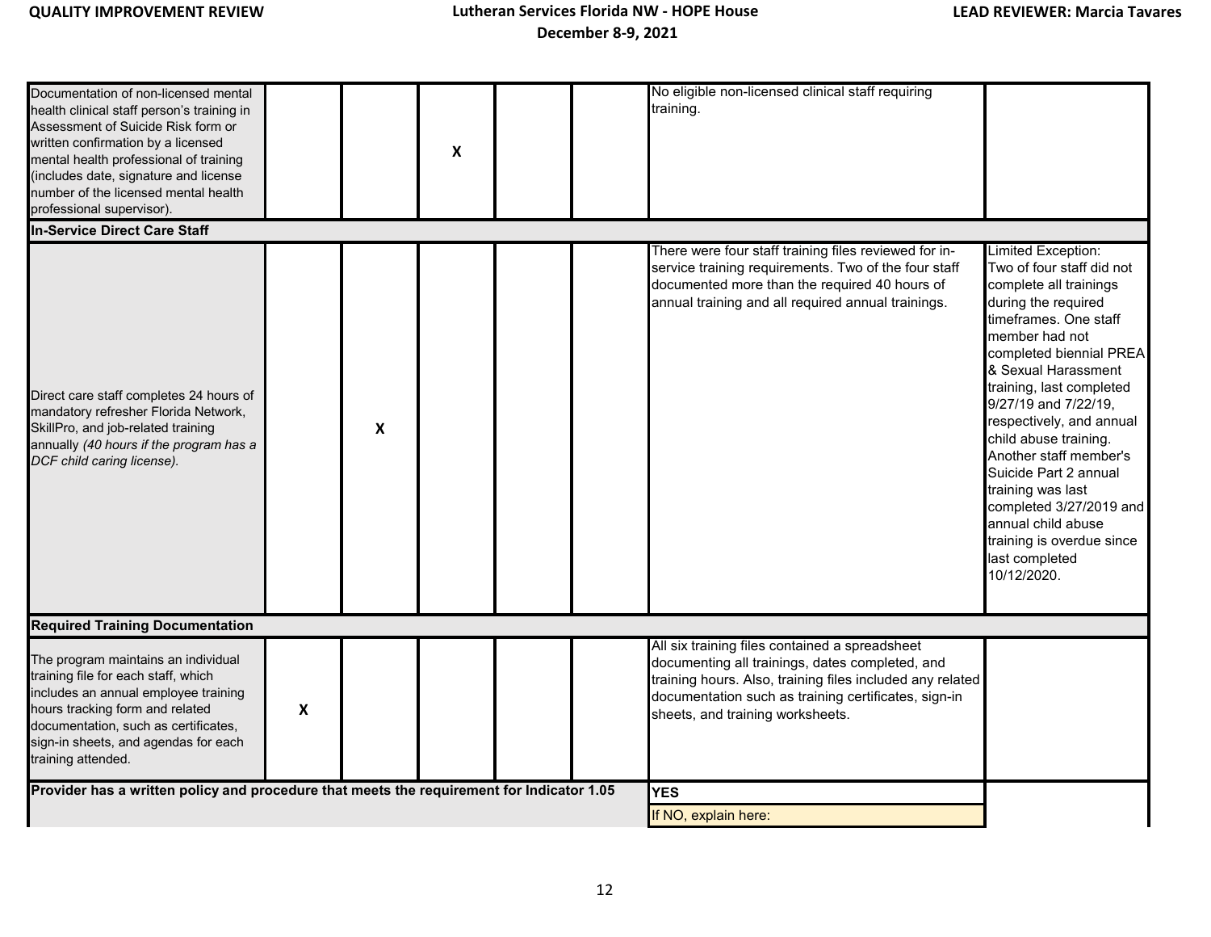| | | | | | | | |
|---|---|---|---|---|---|---|---|
| Documentation of non-licensed mental health clinical staff person's training in Assessment of Suicide Risk form or written confirmation by a licensed mental health professional of training (includes date, signature and license number of the licensed mental health professional supervisor). | | | X | | | No eligible non-licensed clinical staff requiring training. | |
| **In-Service Direct Care Staff** | | | | | | | |
| Direct care staff completes 24 hours of mandatory refresher Florida Network, SkillPro, and job-related training annually *(40 hours if the program has a DCF child caring license).* | | X | | | | There were four staff training files reviewed for in-service training requirements. Two of the four staff documented more than the required 40 hours of annual training and all required annual trainings. | Limited Exception: Two of four staff did not complete all trainings during the required timeframes. One staff member had not completed biennial PREA & Sexual Harassment training, last completed 9/27/19 and 7/22/19, respectively, and annual child abuse training. Another staff member's Suicide Part 2 annual training was last completed 3/27/2019 and annual child abuse training is overdue since last completed 10/12/2020. |
| **Required Training Documentation** | | | | | | | |
| The program maintains an individual training file for each staff, which includes an annual employee training hours tracking form and related documentation, such as certificates, sign-in sheets, and agendas for each training attended. | X | | | | | All six training files contained a spreadsheet documenting all trainings, dates completed, and training hours. Also, training files included any related documentation such as training certificates, sign-in sheets, and training worksheets. | |
| **Provider has a written policy and procedure that meets the requirement for Indicator 1.05** | | | | | | **YES** | |
| | | | | | | If NO, explain here: | |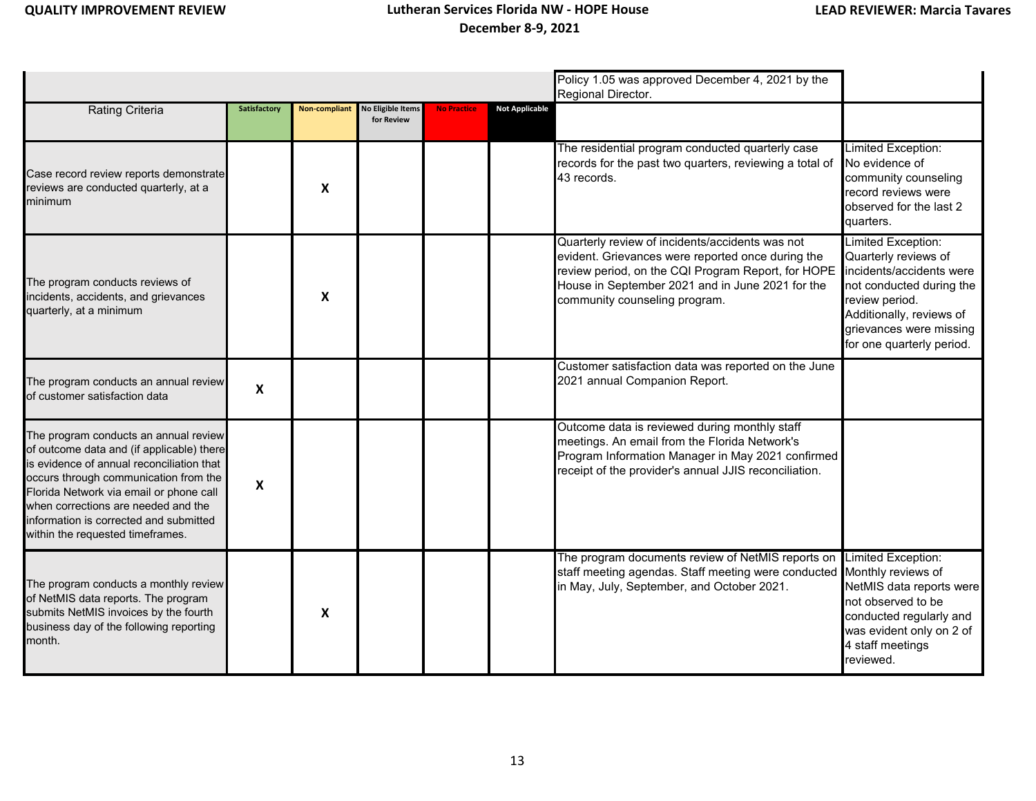| | | | | | | Policy 1.05 was approved December 4, 2021 by the Regional Director. | |
|---|---|---|---|---|---|---|---|
| Rating Criteria | Satisfactory | Non-compliant | No Eligible Items for Review | No Practice | Not Applicable | | |
| Case record review reports demonstrate reviews are conducted quarterly, at a minimum | | X | | | | The residential program conducted quarterly case records for the past two quarters, reviewing a total of 43 records. | Limited Exception: No evidence of community counseling record reviews were observed for the last 2 quarters. |
| The program conducts reviews of incidents, accidents, and grievances quarterly, at a minimum | | X | | | | Quarterly review of incidents/accidents was not evident. Grievances were reported once during the review period, on the CQI Program Report, for HOPE House in September 2021 and in June 2021 for the community counseling program. | Limited Exception: Quarterly reviews of incidents/accidents were not conducted during the review period. Additionally, reviews of grievances were missing for one quarterly period. |
| The program conducts an annual review of customer satisfaction data | X | | | | | Customer satisfaction data was reported on the June 2021 annual Companion Report. | |
| The program conducts an annual review of outcome data and (if applicable) there is evidence of annual reconciliation that occurs through communication from the Florida Network via email or phone call when corrections are needed and the information is corrected and submitted within the requested timeframes. | X | | | | | Outcome data is reviewed during monthly staff meetings. An email from the Florida Network's Program Information Manager in May 2021 confirmed receipt of the provider's annual JJIS reconciliation. | |
| The program conducts a monthly review of NetMIS data reports. The program submits NetMIS invoices by the fourth business day of the following reporting month. | | X | | | | The program documents review of NetMIS reports on staff meeting agendas. Staff meeting were conducted in May, July, September, and October 2021. | Limited Exception: Monthly reviews of NetMIS data reports were not observed to be conducted regularly and was evident only on 2 of 4 staff meetings reviewed. |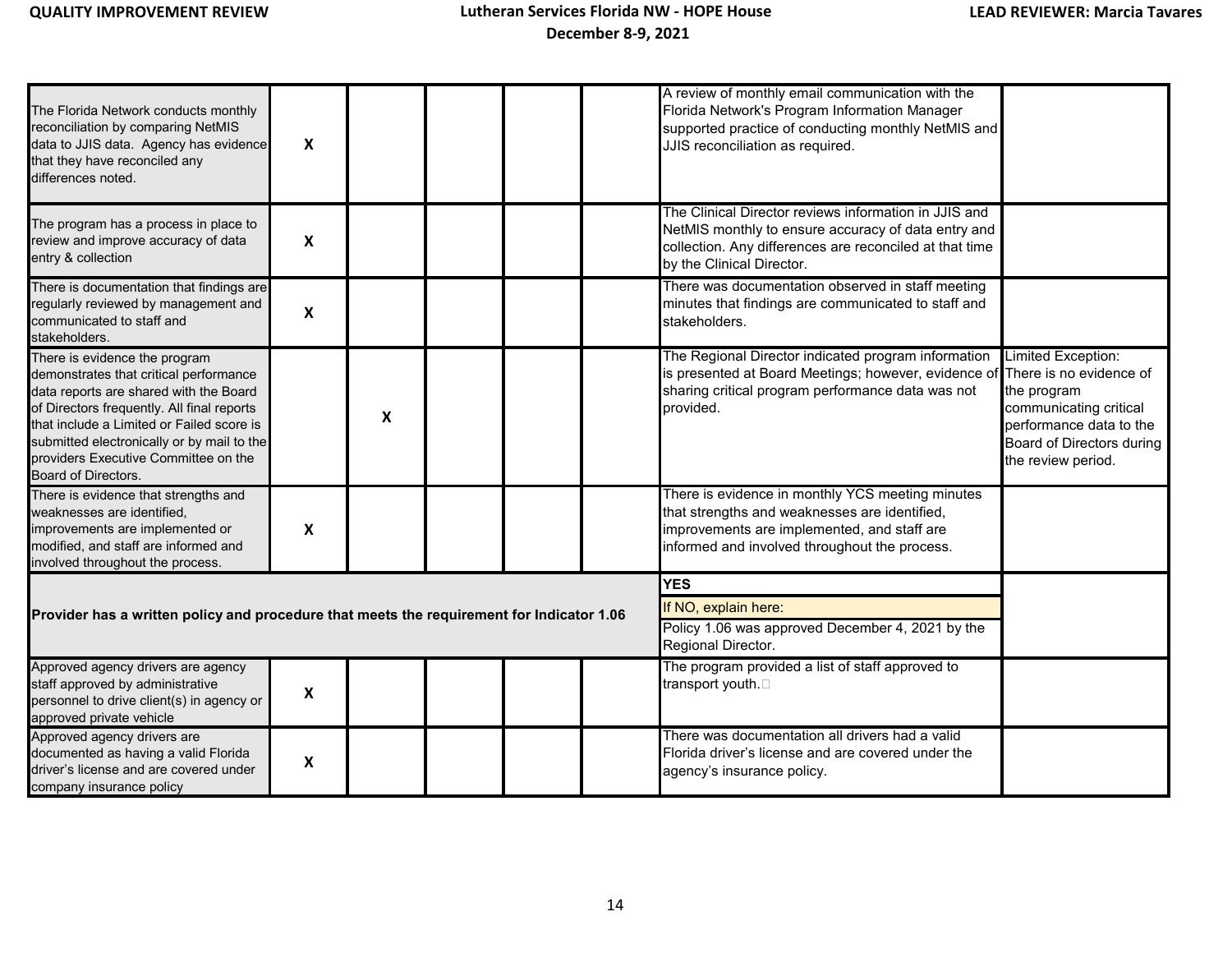| | | | | | | | |
|---|---|---|---|---|---|---|---|
| The Florida Network conducts monthly reconciliation by comparing NetMIS data to JJIS data. Agency has evidence that they have reconciled any differences noted. | X | | | | | A review of monthly email communication with the Florida Network's Program Information Manager supported practice of conducting monthly NetMIS and JJIS reconciliation as required. | |
| The program has a process in place to review and improve accuracy of data entry & collection | X | | | | | The Clinical Director reviews information in JJIS and NetMIS monthly to ensure accuracy of data entry and collection. Any differences are reconciled at that time by the Clinical Director. | |
| There is documentation that findings are regularly reviewed by management and communicated to staff and stakeholders. | X | | | | | There was documentation observed in staff meeting minutes that findings are communicated to staff and stakeholders. | |
| There is evidence the program demonstrates that critical performance data reports are shared with the Board of Directors frequently. All final reports that include a Limited or Failed score is submitted electronically or by mail to the providers Executive Committee on the Board of Directors. | | X | | | | The Regional Director indicated program information is presented at Board Meetings; however, evidence of sharing critical program performance data was not provided. | Limited Exception: There is no evidence of the program communicating critical performance data to the Board of Directors during the review period. |
| There is evidence that strengths and weaknesses are identified, improvements are implemented or modified, and staff are informed and involved throughout the process. | X | | | | | There is evidence in monthly YCS meeting minutes that strengths and weaknesses are identified, improvements are implemented, and staff are informed and involved throughout the process. | |
| **Provider has a written policy and procedure that meets the requirement for Indicator 1.06** | | | | | | **YES**<br>If NO, explain here:<br>Policy 1.06 was approved December 4, 2021 by the Regional Director. | |
| Approved agency drivers are agency staff approved by administrative personnel to drive client(s) in agency or approved private vehicle | X | | | | | The program provided a list of staff approved to transport youth. | |
| Approved agency drivers are documented as having a valid Florida driver's license and are covered under company insurance policy | X | | | | | There was documentation all drivers had a valid Florida driver's license and are covered under the agency's insurance policy. | |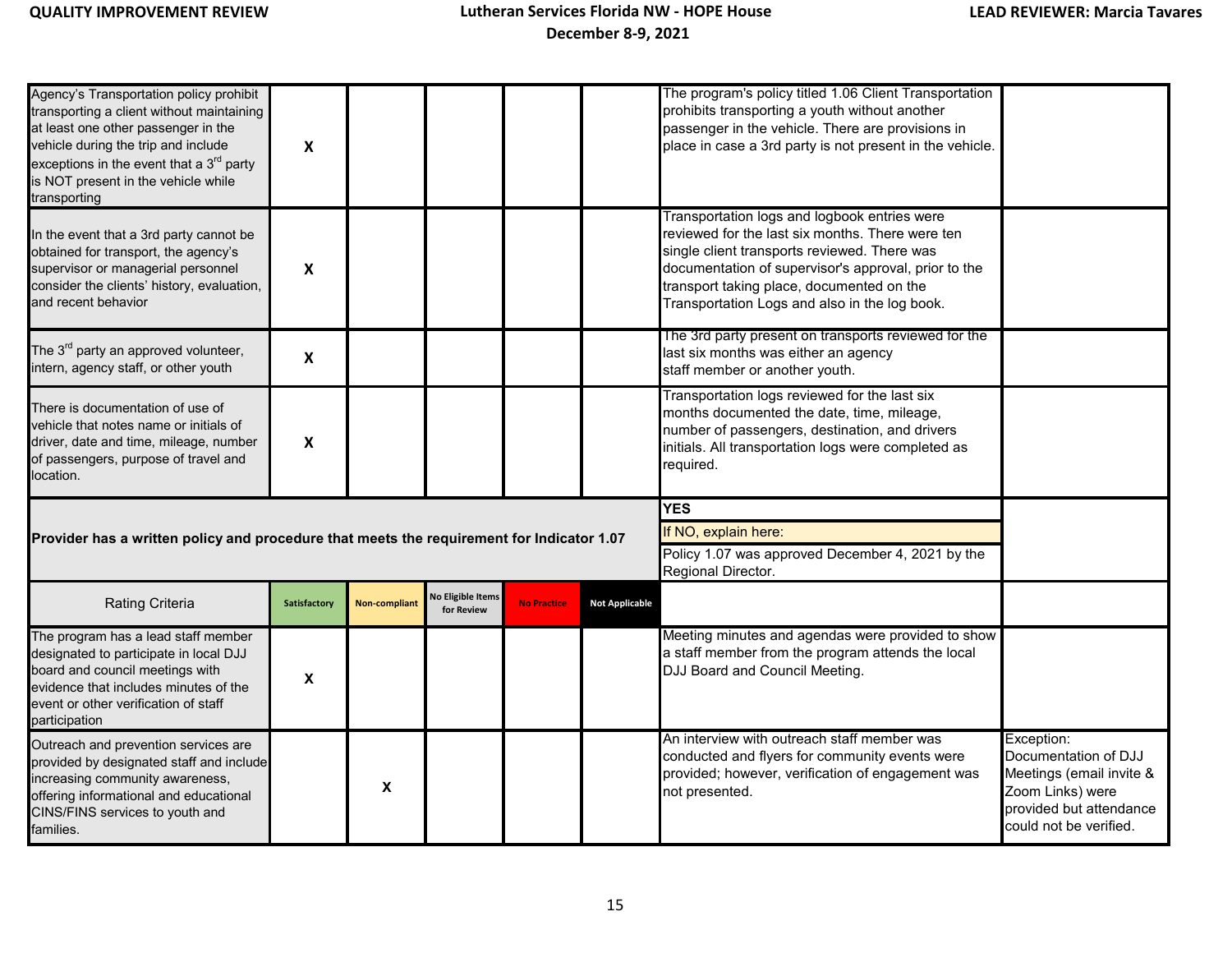| | | | | | | | |
|---|---|---|---|---|---|---|---|
| Agency's Transportation policy prohibit transporting a client without maintaining at least one other passenger in the vehicle during the trip and include exceptions in the event that a 3rd party is NOT present in the vehicle while transporting | X | | | | | The program's policy titled 1.06 Client Transportation prohibits transporting a youth without another passenger in the vehicle. There are provisions in place in case a 3rd party is not present in the vehicle. | |
| In the event that a 3rd party cannot be obtained for transport, the agency's supervisor or managerial personnel consider the clients' history, evaluation, and recent behavior | X | | | | | Transportation logs and logbook entries were reviewed for the last six months. There were ten single client transports reviewed. There was documentation of supervisor's approval, prior to the transport taking place, documented on the Transportation Logs and also in the log book. | |
| The 3rd party an approved volunteer, intern, agency staff, or other youth | X | | | | | The 3rd party present on transports reviewed for the last six months was either an agency staff member or another youth. | |
| There is documentation of use of vehicle that notes name or initials of driver, date and time, mileage, number of passengers, purpose of travel and location. | X | | | | | Transportation logs reviewed for the last six months documented the date, time, mileage, number of passengers, destination, and drivers initials. All transportation logs were completed as required. | |
| **Provider has a written policy and procedure that meets the requirement for Indicator 1.07** | | | | | | **YES**<br>If NO, explain here:<br>Policy 1.07 was approved December 4, 2021 by the Regional Director. | |
| Rating Criteria | Satisfactory | Non-compliant | No Eligible Items for Review | No Practice | Not Applicable | | |
| The program has a lead staff member designated to participate in local DJJ board and council meetings with evidence that includes minutes of the event or other verification of staff participation | X | | | | | Meeting minutes and agendas were provided to show a staff member from the program attends the local DJJ Board and Council Meeting. | |
| Outreach and prevention services are provided by designated staff and include increasing community awareness, offering informational and educational CINS/FINS services to youth and families. | | X | | | | An interview with outreach staff member was conducted and flyers for community events were provided; however, verification of engagement was not presented. | Exception: Documentation of DJJ Meetings (email invite & Zoom Links) were provided but attendance could not be verified. |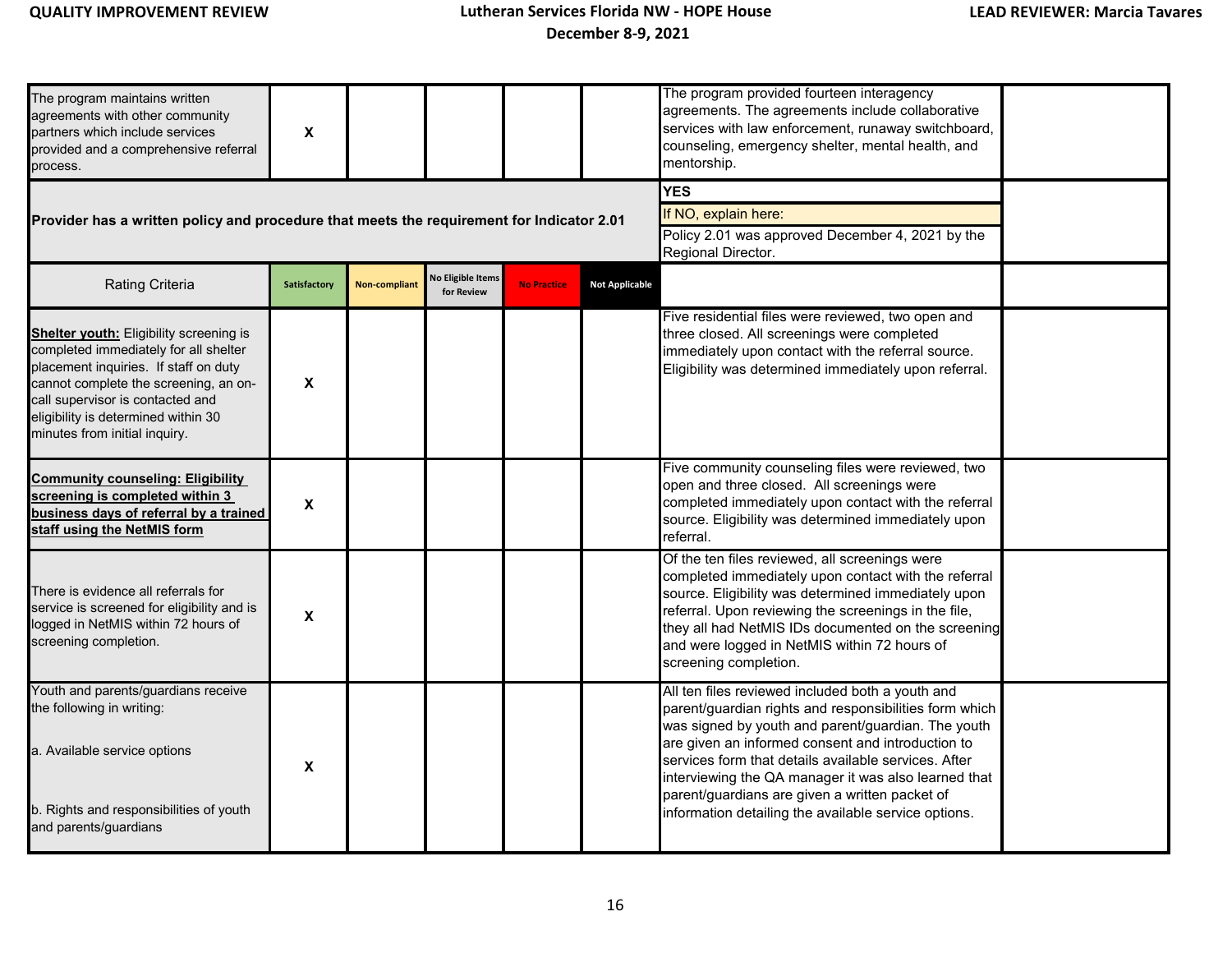| | | | | | | | |
|---|---|---|---|---|---|---|---|
| The program maintains written agreements with other community partners which include services provided and a comprehensive referral process. | X | | | | | The program provided fourteen interagency agreements. The agreements include collaborative services with law enforcement, runaway switchboard, counseling, emergency shelter, mental health, and mentorship. | |
| **Provider has a written policy and procedure that meets the requirement for Indicator 2.01** | | | | | | **YES**<br>If NO, explain here:<br>Policy 2.01 was approved December 4, 2021 by the Regional Director. | |
| Rating Criteria | **Satisfactory** | **Non-compliant** | **No Eligible Items for Review** | **No Practice** | **Not Applicable** | | |
| **Shelter youth:** Eligibility screening is completed immediately for all shelter placement inquiries. If staff on duty cannot complete the screening, an on-call supervisor is contacted and eligibility is determined within 30 minutes from initial inquiry. | X | | | | | Five residential files were reviewed, two open and three closed. All screenings were completed immediately upon contact with the referral source. Eligibility was determined immediately upon referral. | |
| **Community counseling: Eligibility screening is completed within 3 business days of referral by a trained staff using the NetMIS form** | X | | | | | Five community counseling files were reviewed, two open and three closed. All screenings were completed immediately upon contact with the referral source. Eligibility was determined immediately upon referral. | |
| There is evidence all referrals for service is screened for eligibility and is logged in NetMIS within 72 hours of screening completion. | X | | | | | Of the ten files reviewed, all screenings were completed immediately upon contact with the referral source. Eligibility was determined immediately upon referral. Upon reviewing the screenings in the file, they all had NetMIS IDs documented on the screening and were logged in NetMIS within 72 hours of screening completion. | |
| Youth and parents/guardians receive the following in writing:<br><br>a. Available service options<br><br>b. Rights and responsibilities of youth and parents/guardians | X | | | | | All ten files reviewed included both a youth and parent/guardian rights and responsibilities form which was signed by youth and parent/guardian. The youth are given an informed consent and introduction to services form that details available services. After interviewing the QA manager it was also learned that parent/guardians are given a written packet of information detailing the available service options. | |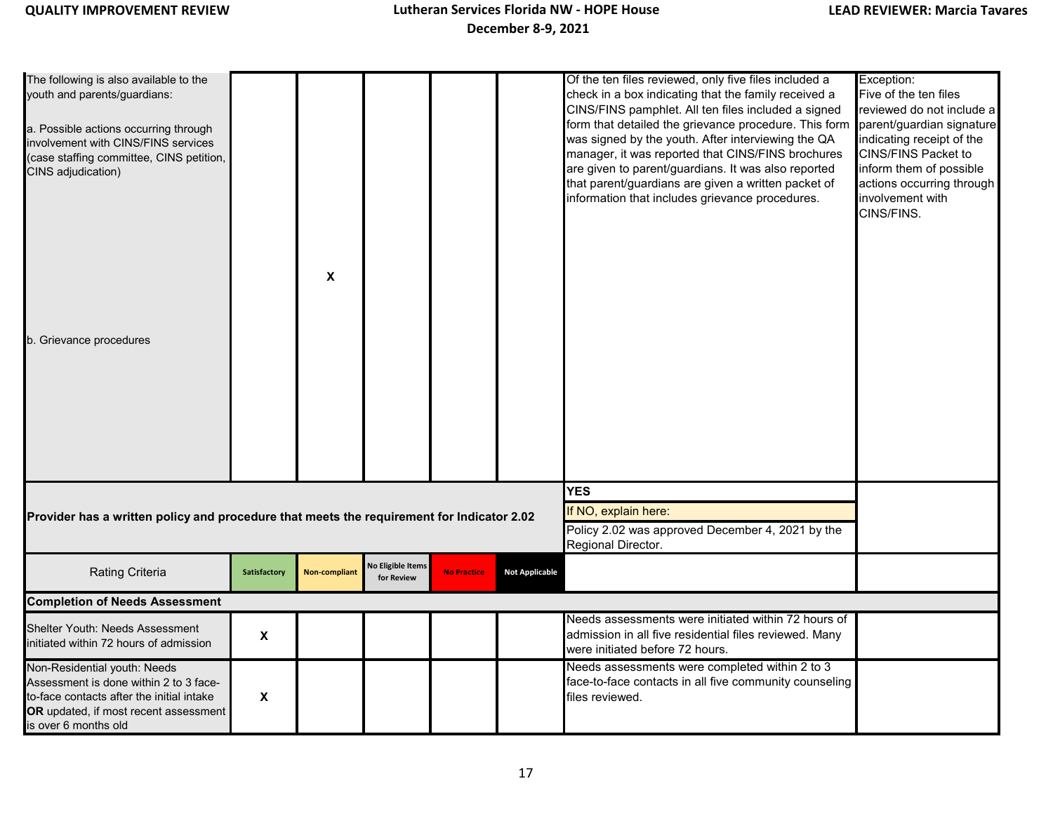| | | | | | | | |
|---|---|---|---|---|---|---|---|
| The following is also available to the youth and parents/guardians:<br><br>a. Possible actions occurring through involvement with CINS/FINS services (case staffing committee, CINS petition, CINS adjudication)<br><br>b. Grievance procedures | | X | | | | Of the ten files reviewed, only five files included a check in a box indicating that the family received a CINS/FINS pamphlet. All ten files included a signed form that detailed the grievance procedure. This form was signed by the youth. After interviewing the QA manager, it was reported that CINS/FINS brochures are given to parent/guardians. It was also reported that parent/guardians are given a written packet of information that includes grievance procedures. | Exception:<br>Five of the ten files reviewed do not include a parent/guardian signature indicating receipt of the CINS/FINS Packet to inform them of possible actions occurring through involvement with CINS/FINS. |
| **Provider has a written policy and procedure that meets the requirement for Indicator 2.02** | | | | | | **YES**<br>If NO, explain here:<br>Policy 2.02 was approved December 4, 2021 by the Regional Director. | |
| Rating Criteria | Satisfactory | Non-compliant | No Eligible Items for Review | No Practice | Not Applicable | | |
| **Completion of Needs Assessment** | | | | | | | |
| Shelter Youth: Needs Assessment initiated within 72 hours of admission | X | | | | | Needs assessments were initiated within 72 hours of admission in all five residential files reviewed. Many were initiated before 72 hours. | |
| Non-Residential youth: Needs Assessment is done within 2 to 3 face-to-face contacts after the initial intake **OR** updated, if most recent assessment is over 6 months old | X | | | | | Needs assessments were completed within 2 to 3 face-to-face contacts in all five community counseling files reviewed. | |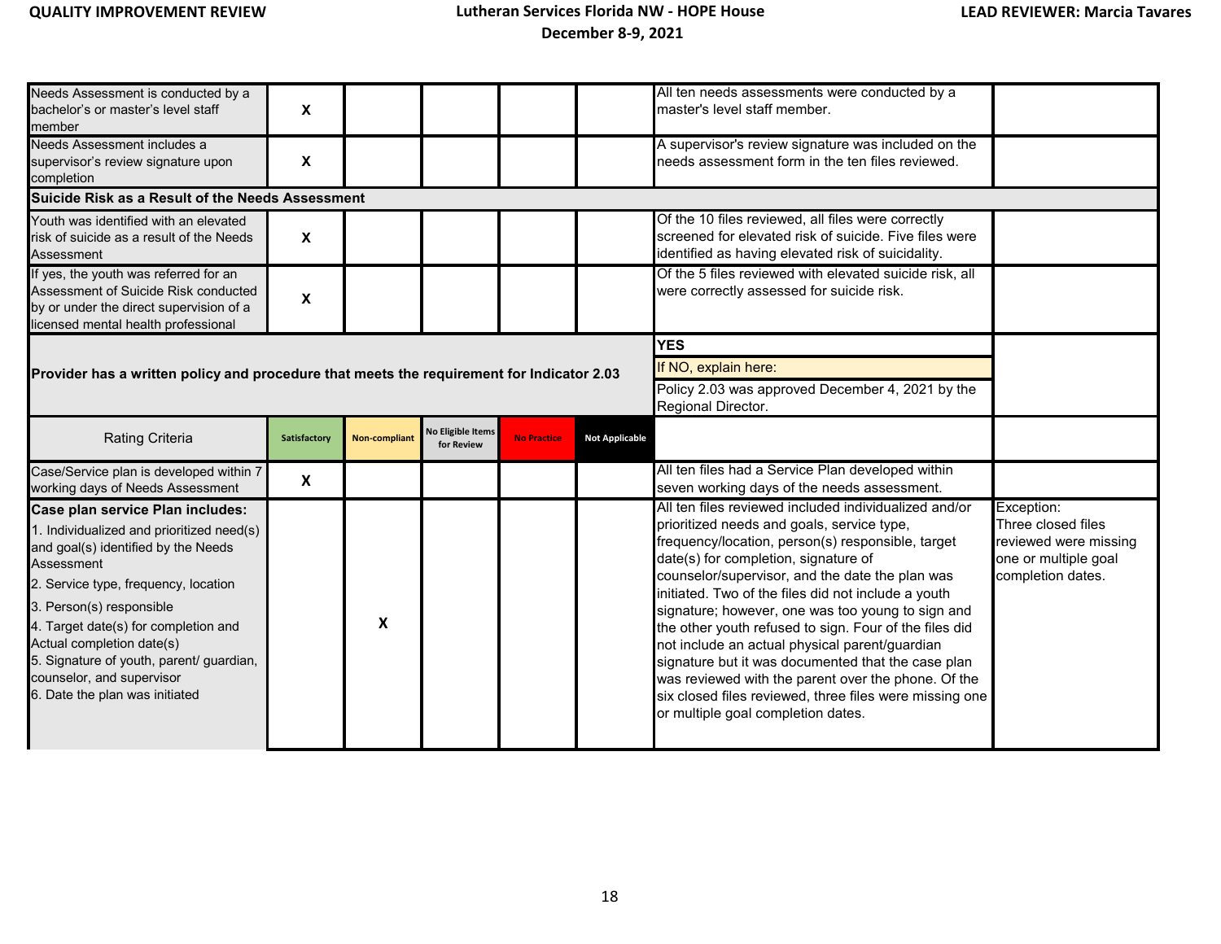| | | | | | | | |
|---|---|---|---|---|---|---|---|
| Needs Assessment is conducted by a bachelor's or master's level staff member | X | | | | | All ten needs assessments were conducted by a master's level staff member. | |
| Needs Assessment includes a supervisor's review signature upon completion | X | | | | | A supervisor's review signature was included on the needs assessment form in the ten files reviewed. | |
| **Suicide Risk as a Result of the Needs Assessment** | | | | | | | |
| Youth was identified with an elevated risk of suicide as a result of the Needs Assessment | X | | | | | Of the 10 files reviewed, all files were correctly screened for elevated risk of suicide. Five files were identified as having elevated risk of suicidality. | |
| If yes, the youth was referred for an Assessment of Suicide Risk conducted by or under the direct supervision of a licensed mental health professional | X | | | | | Of the 5 files reviewed with elevated suicide risk, all were correctly assessed for suicide risk. | |
| **Provider has a written policy and procedure that meets the requirement for Indicator 2.03** | | | | | | **YES**<br>If NO, explain here:<br>Policy 2.03 was approved December 4, 2021 by the Regional Director. | |
| Rating Criteria | Satisfactory | Non-compliant | No Eligible Items for Review | No Practice | Not Applicable | | |
| Case/Service plan is developed within 7 working days of Needs Assessment | X | | | | | All ten files had a Service Plan developed within seven working days of the needs assessment. | |
| **Case plan service Plan includes:**<br>1. Individualized and prioritized need(s) and goal(s) identified by the Needs Assessment<br>2. Service type, frequency, location<br>3. Person(s) responsible<br>4. Target date(s) for completion and Actual completion date(s)<br>5. Signature of youth, parent/ guardian, counselor, and supervisor<br>6. Date the plan was initiated | | X | | | | All ten files reviewed included individualized and/or prioritized needs and goals, service type, frequency/location, person(s) responsible, target date(s) for completion, signature of counselor/supervisor, and the date the plan was initiated. Two of the files did not include a youth signature; however, one was too young to sign and the other youth refused to sign. Four of the files did not include an actual physical parent/guardian signature but it was documented that the case plan was reviewed with the parent over the phone. Of the six closed files reviewed, three files were missing one or multiple goal completion dates. | Exception:<br>Three closed files reviewed were missing one or multiple goal completion dates. |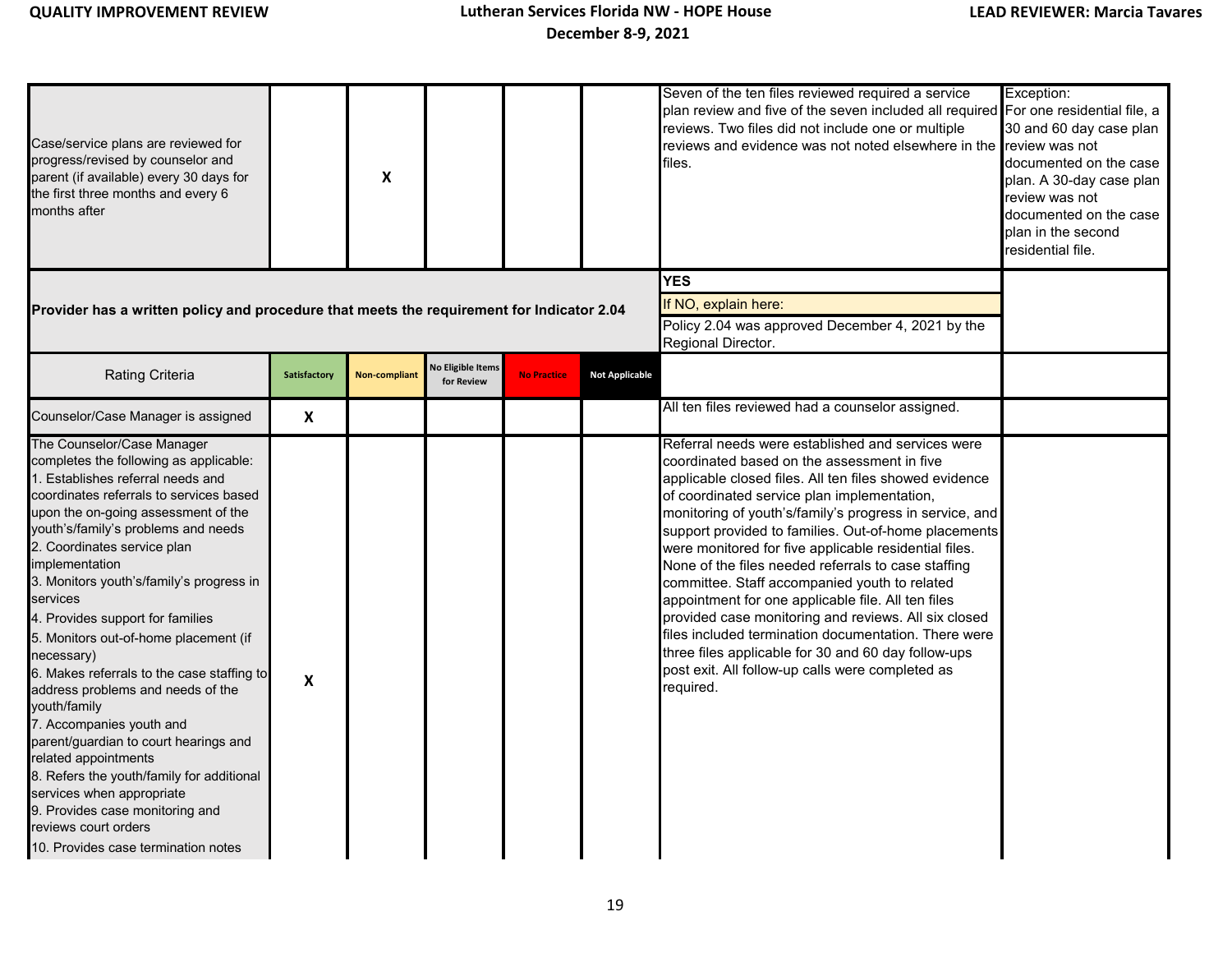| | | | | | | | |
|---|---|---|---|---|---|---|---|
| Case/service plans are reviewed for progress/revised by counselor and parent (if available) every 30 days for the first three months and every 6 months after | | X | | | | Seven of the ten files reviewed required a service plan review and five of the seven included all required reviews. Two files did not include one or multiple reviews and evidence was not noted elsewhere in the files. | Exception: For one residential file, a 30 and 60 day case plan review was not documented on the case plan. A 30-day case plan review was not documented on the case plan in the second residential file. |
| **Provider has a written policy and procedure that meets the requirement for Indicator 2.04** | | | | | | **YES**<br>If NO, explain here:<br>Policy 2.04 was approved December 4, 2021 by the Regional Director. | |
| Rating Criteria | Satisfactory | Non-compliant | No Eligible Items for Review | No Practice | Not Applicable | | |
| Counselor/Case Manager is assigned | X | | | | | All ten files reviewed had a counselor assigned. | |
| The Counselor/Case Manager completes the following as applicable:<br>1. Establishes referral needs and coordinates referrals to services based upon the on-going assessment of the youth's/family's problems and needs<br>2. Coordinates service plan implementation<br>3. Monitors youth's/family's progress in services<br>4. Provides support for families<br>5. Monitors out-of-home placement (if necessary)<br>6. Makes referrals to the case staffing to address problems and needs of the youth/family<br>7. Accompanies youth and parent/guardian to court hearings and related appointments<br>8. Refers the youth/family for additional services when appropriate<br>9. Provides case monitoring and reviews court orders<br>10. Provides case termination notes | X | | | | | Referral needs were established and services were coordinated based on the assessment in five applicable closed files. All ten files showed evidence of coordinated service plan implementation, monitoring of youth's/family's progress in service, and support provided to families. Out-of-home placements were monitored for five applicable residential files. None of the files needed referrals to case staffing committee. Staff accompanied youth to related appointment for one applicable file. All ten files provided case monitoring and reviews. All six closed files included termination documentation. There were three files applicable for 30 and 60 day follow-ups post exit. All follow-up calls were completed as required. | |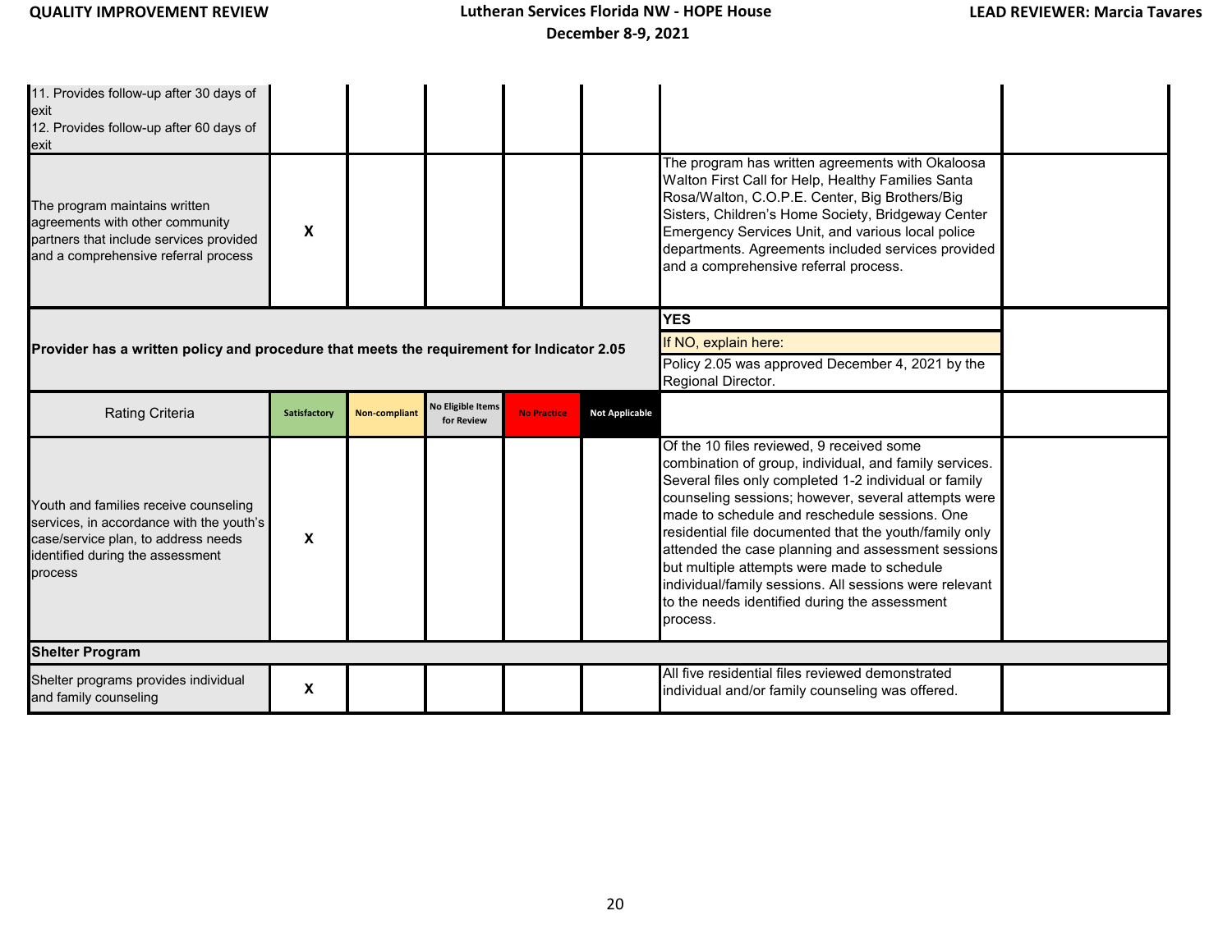| | | | | | | | |
|---|---|---|---|---|---|---|---|
| 11. Provides follow-up after 30 days of exit<br>12. Provides follow-up after 60 days of exit | | | | | | | |
| The program maintains written agreements with other community partners that include services provided and a comprehensive referral process | X | | | | | The program has written agreements with Okaloosa Walton First Call for Help, Healthy Families Santa Rosa/Walton, C.O.P.E. Center, Big Brothers/Big Sisters, Children's Home Society, Bridgeway Center Emergency Services Unit, and various local police departments. Agreements included services provided and a comprehensive referral process. | |
| **Provider has a written policy and procedure that meets the requirement for Indicator 2.05** | | | | | | **YES**<br>If NO, explain here:<br>Policy 2.05 was approved December 4, 2021 by the Regional Director. | |
| Rating Criteria | Satisfactory | Non-compliant | No Eligible Items for Review | No Practice | Not Applicable | | |
| Youth and families receive counseling services, in accordance with the youth's case/service plan, to address needs identified during the assessment process | X | | | | | Of the 10 files reviewed, 9 received some combination of group, individual, and family services. Several files only completed 1-2 individual or family counseling sessions; however, several attempts were made to schedule and reschedule sessions. One residential file documented that the youth/family only attended the case planning and assessment sessions but multiple attempts were made to schedule individual/family sessions. All sessions were relevant to the needs identified during the assessment process. | |
| **Shelter Program** | | | | | | | |
| Shelter programs provides individual and family counseling | X | | | | | All five residential files reviewed demonstrated individual and/or family counseling was offered. | |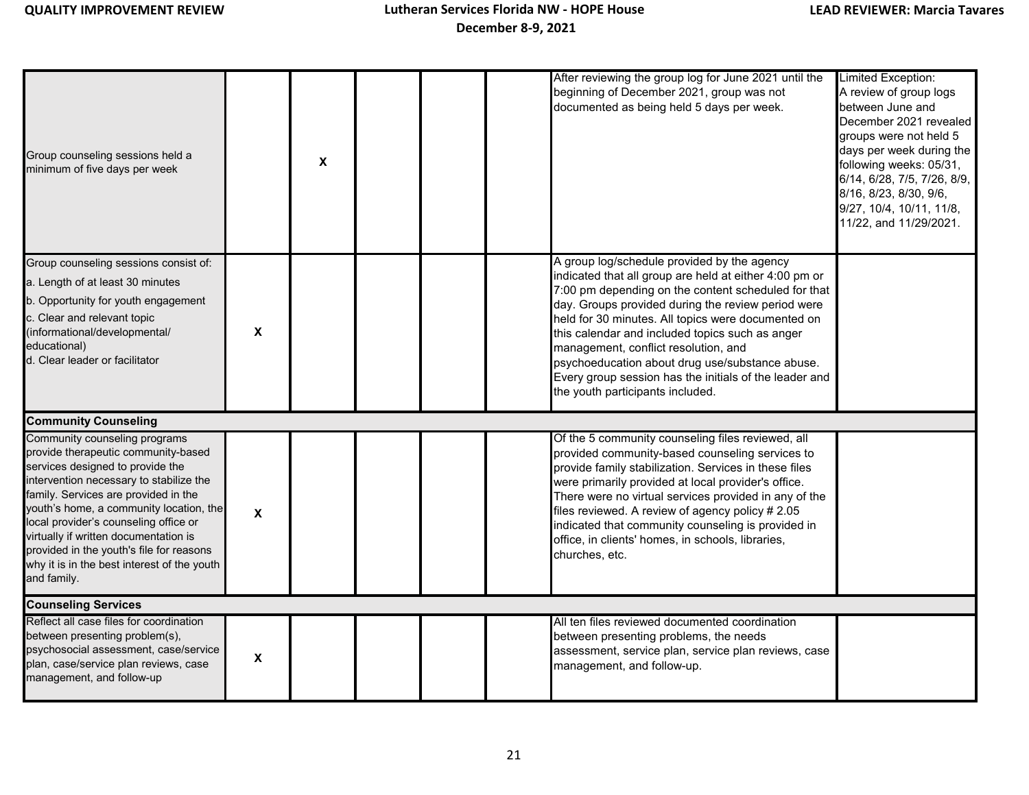| | | | | | | | |
|---|---|---|---|---|---|---|---|
| Group counseling sessions held a minimum of five days per week | | X | | | | After reviewing the group log for June 2021 until the beginning of December 2021, group was not documented as being held 5 days per week. | Limited Exception: A review of group logs between June and December 2021 revealed groups were not held 5 days per week during the following weeks: 05/31, 6/14, 6/28, 7/5, 7/26, 8/9, 8/16, 8/23, 8/30, 9/6, 9/27, 10/4, 10/11, 11/8, 11/22, and 11/29/2021. |
| Group counseling sessions consist of:<br>a. Length of at least 30 minutes<br>b. Opportunity for youth engagement<br>c. Clear and relevant topic (informational/developmental/ educational)<br>d. Clear leader or facilitator | X | | | | | A group log/schedule provided by the agency indicated that all group are held at either 4:00 pm or 7:00 pm depending on the content scheduled for that day. Groups provided during the review period were held for 30 minutes. All topics were documented on this calendar and included topics such as anger management, conflict resolution, and psychoeducation about drug use/substance abuse. Every group session has the initials of the leader and the youth participants included. | |
| **Community Counseling** | | | | | | | |
| Community counseling programs provide therapeutic community-based services designed to provide the intervention necessary to stabilize the family. Services are provided in the youth's home, a community location, the local provider's counseling office or virtually if written documentation is provided in the youth's file for reasons why it is in the best interest of the youth and family. | X | | | | | Of the 5 community counseling files reviewed, all provided community-based counseling services to provide family stabilization. Services in these files were primarily provided at local provider's office. There were no virtual services provided in any of the files reviewed. A review of agency policy # 2.05 indicated that community counseling is provided in office, in clients' homes, in schools, libraries, churches, etc. | |
| **Counseling Services** | | | | | | | |
| Reflect all case files for coordination between presenting problem(s), psychosocial assessment, case/service plan, case/service plan reviews, case management, and follow-up | X | | | | | All ten files reviewed documented coordination between presenting problems, the needs assessment, service plan, service plan reviews, case management, and follow-up. | |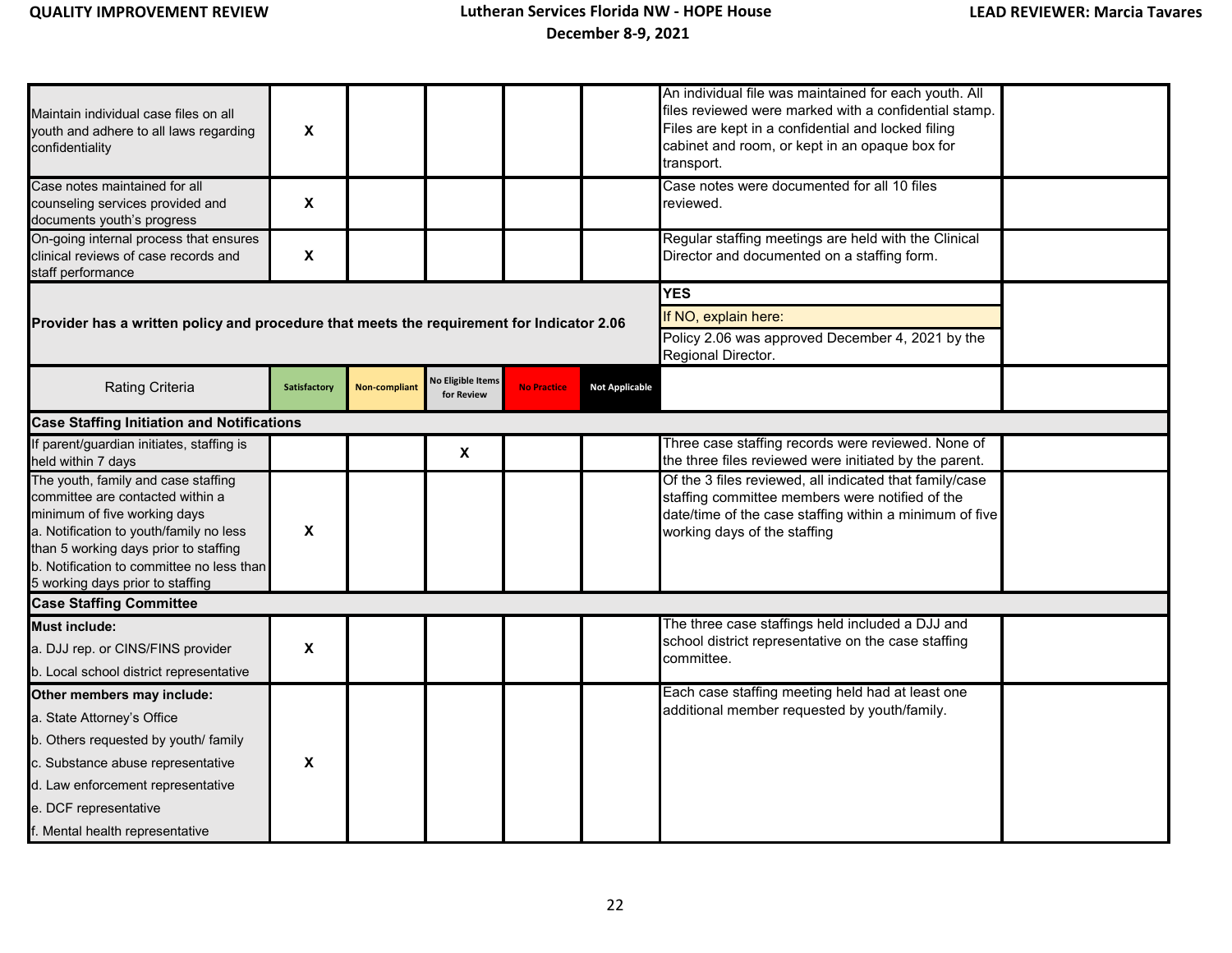| | | | | | | | |
|---|---|---|---|---|---|---|---|
| Maintain individual case files on all youth and adhere to all laws regarding confidentiality | X | | | | | An individual file was maintained for each youth. All files reviewed were marked with a confidential stamp. Files are kept in a confidential and locked filing cabinet and room, or kept in an opaque box for transport. | |
| Case notes maintained for all counseling services provided and documents youth's progress | X | | | | | Case notes were documented for all 10 files reviewed. | |
| On-going internal process that ensures clinical reviews of case records and staff performance | X | | | | | Regular staffing meetings are held with the Clinical Director and documented on a staffing form. | |
| **Provider has a written policy and procedure that meets the requirement for Indicator 2.06** | | | | | | **YES**<br>If NO, explain here:<br>Policy 2.06 was approved December 4, 2021 by the Regional Director. | |
| Rating Criteria | Satisfactory | Non-compliant | No Eligible Items for Review | No Practice | Not Applicable | | |
| **Case Staffing Initiation and Notifications** | | | | | | | |
| If parent/guardian initiates, staffing is held within 7 days | | | X | | | Three case staffing records were reviewed. None of the three files reviewed were initiated by the parent. | |
| The youth, family and case staffing committee are contacted within a minimum of five working days<br>a. Notification to youth/family no less than 5 working days prior to staffing<br>b. Notification to committee no less than 5 working days prior to staffing | X | | | | | Of the 3 files reviewed, all indicated that family/case staffing committee members were notified of the date/time of the case staffing within a minimum of five working days of the staffing | |
| **Case Staffing Committee** | | | | | | | |
| **Must include:**<br>a. DJJ rep. or CINS/FINS provider<br>b. Local school district representative | X | | | | | The three case staffings held included a DJJ and school district representative on the case staffing committee. | |
| **Other members may include:**<br>a. State Attorney's Office<br>b. Others requested by youth/ family<br>c. Substance abuse representative<br>d. Law enforcement representative<br>e. DCF representative<br>f. Mental health representative | X | | | | | Each case staffing meeting held had at least one additional member requested by youth/family. | |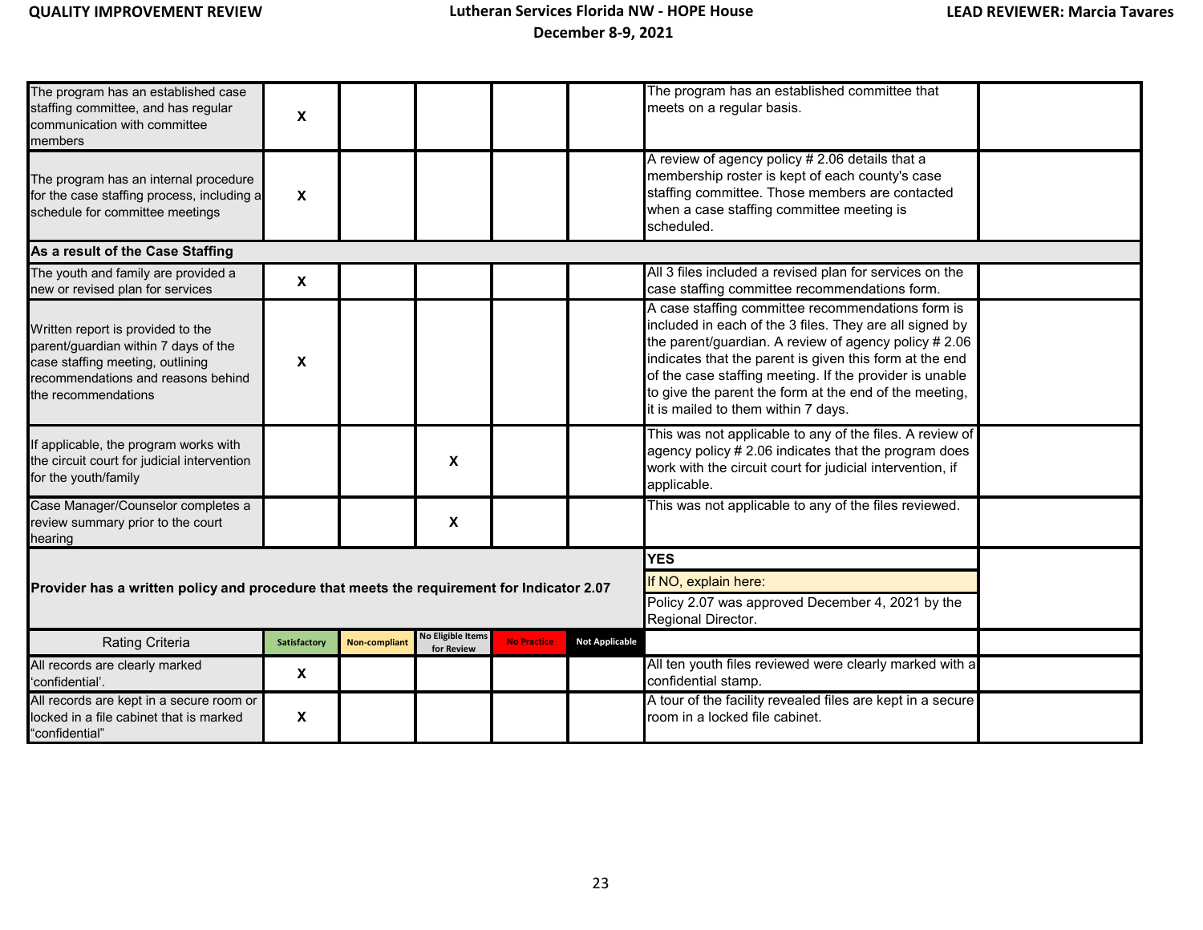| Rating Criteria | Satisfactory | Non-compliant | No Eligible Items for Review | No Practice | Not Applicable | | |
|---|---|---|---|---|---|---|---|
| The program has an established case staffing committee, and has regular communication with committee members | X | | | | | The program has an established committee that meets on a regular basis. | |
| The program has an internal procedure for the case staffing process, including a schedule for committee meetings | X | | | | | A review of agency policy # 2.06 details that a membership roster is kept of each county's case staffing committee. Those members are contacted when a case staffing committee meeting is scheduled. | |
| **As a result of the Case Staffing** | | | | | | | |
| The youth and family are provided a new or revised plan for services | X | | | | | All 3 files included a revised plan for services on the case staffing committee recommendations form. | |
| Written report is provided to the parent/guardian within 7 days of the case staffing meeting, outlining recommendations and reasons behind the recommendations | X | | | | | A case staffing committee recommendations form is included in each of the 3 files. They are all signed by the parent/guardian. A review of agency policy # 2.06 indicates that the parent is given this form at the end of the case staffing meeting. If the provider is unable to give the parent the form at the end of the meeting, it is mailed to them within 7 days. | |
| If applicable, the program works with the circuit court for judicial intervention for the youth/family | | | X | | | This was not applicable to any of the files. A review of agency policy # 2.06 indicates that the program does work with the circuit court for judicial intervention, if applicable. | |
| Case Manager/Counselor completes a review summary prior to the court hearing | | | X | | | This was not applicable to any of the files reviewed. | |
| **Provider has a written policy and procedure that meets the requirement for Indicator 2.07** | | | | | | **YES**<br>If NO, explain here:<br>Policy 2.07 was approved December 4, 2021 by the Regional Director. | |
| Rating Criteria | Satisfactory | Non-compliant | No Eligible Items for Review | No Practice | Not Applicable | | |
| All records are clearly marked 'confidential'. | X | | | | | All ten youth files reviewed were clearly marked with a confidential stamp. | |
| All records are kept in a secure room or locked in a file cabinet that is marked "confidential" | X | | | | | A tour of the facility revealed files are kept in a secure room in a locked file cabinet. | |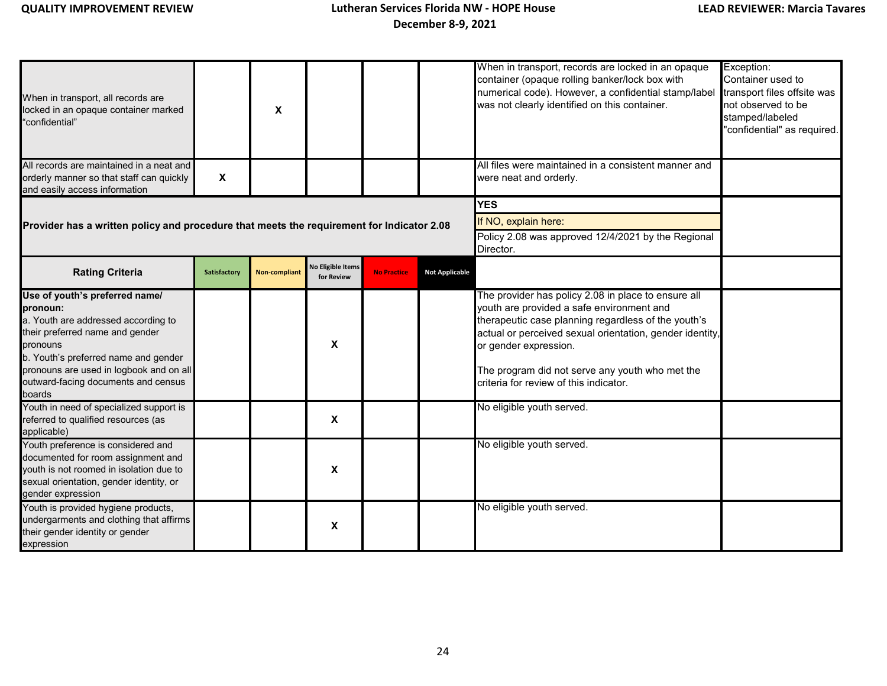| | | | | | | | |
|---|---|---|---|---|---|---|---|
| When in transport, all records are locked in an opaque container marked "confidential" | | X | | | | When in transport, records are locked in an opaque container (opaque rolling banker/lock box with numerical code). However, a confidential stamp/label was not clearly identified on this container. | Exception: Container used to transport files offsite was not observed to be stamped/labeled "confidential" as required. |
| All records are maintained in a neat and orderly manner so that staff can quickly and easily access information | X | | | | | All files were maintained in a consistent manner and were neat and orderly. | |

| | |
|---|---|
| **Provider has a written policy and procedure that meets the requirement for Indicator 2.08** | **YES**<br>If NO, explain here:<br>Policy 2.08 was approved 12/4/2021 by the Regional Director. |

| Rating Criteria | Satisfactory | Non-compliant | No Eligible Items for Review | No Practice | Not Applicable | | |
|---|---|---|---|---|---|---|---|
| **Use of youth's preferred name/ pronoun:**<br>a. Youth are addressed according to their preferred name and gender pronouns<br>b. Youth's preferred name and gender pronouns are used in logbook and on all outward-facing documents and census boards | | | X | | | The provider has policy 2.08 in place to ensure all youth are provided a safe environment and therapeutic case planning regardless of the youth's actual or perceived sexual orientation, gender identity, or gender expression.<br><br>The program did not serve any youth who met the criteria for review of this indicator. | |
| Youth in need of specialized support is referred to qualified resources (as applicable) | | | X | | | No eligible youth served. | |
| Youth preference is considered and documented for room assignment and youth is not roomed in isolation due to sexual orientation, gender identity, or gender expression | | | X | | | No eligible youth served. | |
| Youth is provided hygiene products, undergarments and clothing that affirms their gender identity or gender expression | | | X | | | No eligible youth served. | |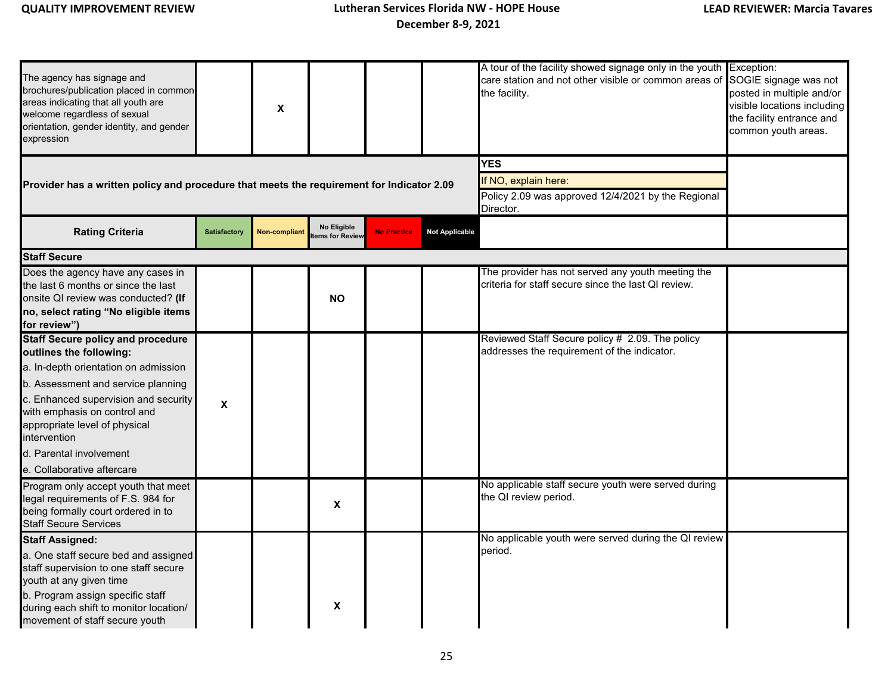| | | | | | | | |
|---|---|---|---|---|---|---|---|
| The agency has signage and brochures/publication placed in common areas indicating that all youth are welcome regardless of sexual orientation, gender identity, and gender expression | | X | | | | A tour of the facility showed signage only in the youth care station and not other visible or common areas of the facility. | Exception: SOGIE signage was not posted in multiple and/or visible locations including the facility entrance and common youth areas. |
| **Provider has a written policy and procedure that meets the requirement for Indicator 2.09** | | | | | | **YES**<br>If NO, explain here:<br>Policy 2.09 was approved 12/4/2021 by the Regional Director. | |
| **Rating Criteria** | **Satisfactory** | **Non-compliant** | **No Eligible Items for Review** | **No Practice** | **Not Applicable** | | |
| **Staff Secure** | | | | | | | |
| Does the agency have any cases in the last 6 months or since the last onsite QI review was conducted? **(If no, select rating "No eligible items for review")** | | | **NO** | | | The provider has not served any youth meeting the criteria for staff secure since the last QI review. | |
| **Staff Secure policy and procedure outlines the following:**<br>a. In-depth orientation on admission<br>b. Assessment and service planning<br>c. Enhanced supervision and security with emphasis on control and appropriate level of physical intervention<br>d. Parental involvement<br>e. Collaborative aftercare | X | | | | | Reviewed Staff Secure policy # 2.09. The policy addresses the requirement of the indicator. | |
| Program only accept youth that meet legal requirements of F.S. 984 for being formally court ordered in to Staff Secure Services | | | X | | | No applicable staff secure youth were served during the QI review period. | |
| **Staff Assigned:**<br>a. One staff secure bed and assigned staff supervision to one staff secure youth at any given time<br>b. Program assign specific staff during each shift to monitor location/ movement of staff secure youth | | | X | | | No applicable youth were served during the QI review period. | |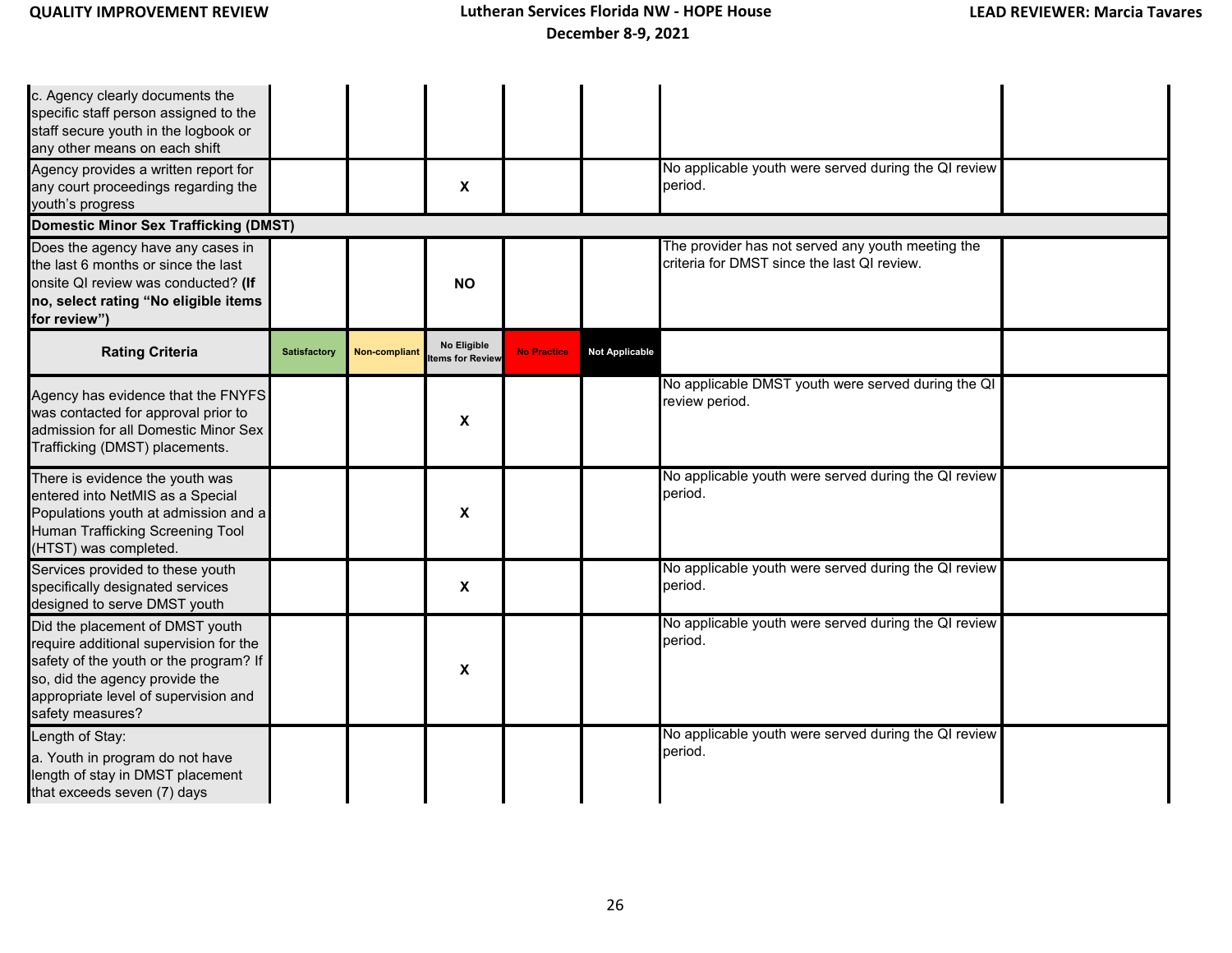| | | | | | | | |
|---|---|---|---|---|---|---|---|
| c. Agency clearly documents the specific staff person assigned to the staff secure youth in the logbook or any other means on each shift | | | | | | | |
| Agency provides a written report for any court proceedings regarding the youth's progress | | | X | | | No applicable youth were served during the QI review period. | |
| **Domestic Minor Sex Trafficking (DMST)** | | | | | | | |
| Does the agency have any cases in the last 6 months or since the last onsite QI review was conducted? **(If no, select rating "No eligible items for review")** | | | **NO** | | | The provider has not served any youth meeting the criteria for DMST since the last QI review. | |
| **Rating Criteria** | Satisfactory | Non-compliant | No Eligible Items for Review | No Practice | Not Applicable | | |
| Agency has evidence that the FNYFS was contacted for approval prior to admission for all Domestic Minor Sex Trafficking (DMST) placements. | | | X | | | No applicable DMST youth were served during the QI review period. | |
| There is evidence the youth was entered into NetMIS as a Special Populations youth at admission and a Human Trafficking Screening Tool (HTST) was completed. | | | X | | | No applicable youth were served during the QI review period. | |
| Services provided to these youth specifically designated services designed to serve DMST youth | | | X | | | No applicable youth were served during the QI review period. | |
| Did the placement of DMST youth require additional supervision for the safety of the youth or the program? If so, did the agency provide the appropriate level of supervision and safety measures? | | | X | | | No applicable youth were served during the QI review period. | |
| Length of Stay:<br>a. Youth in program do not have length of stay in DMST placement that exceeds seven (7) days | | | | | | No applicable youth were served during the QI review period. | |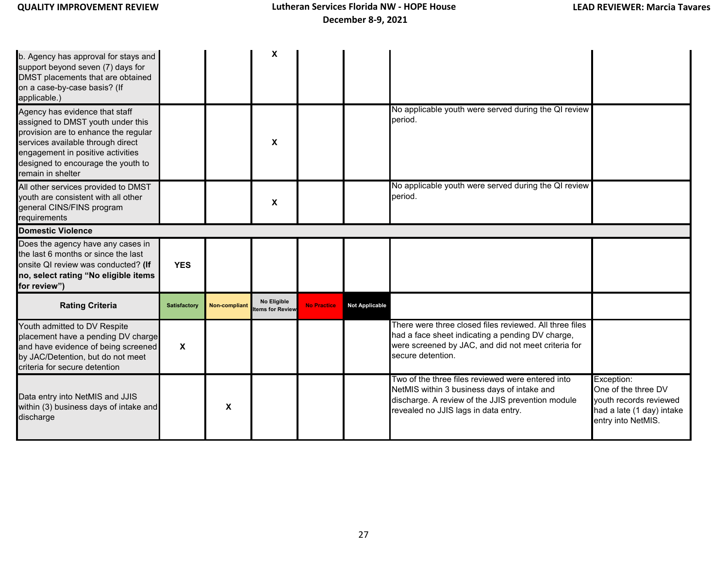| | | | | | | | |
|---|---|---|---|---|---|---|---|
| b. Agency has approval for stays and support beyond seven (7) days for DMST placements that are obtained on a case-by-case basis? (If applicable.) | | | X | | | | |
| Agency has evidence that staff assigned to DMST youth under this provision are to enhance the regular services available through direct engagement in positive activities designed to encourage the youth to remain in shelter | | | X | | | No applicable youth were served during the QI review period. | |
| All other services provided to DMST youth are consistent with all other general CINS/FINS program requirements | | | X | | | No applicable youth were served during the QI review period. | |
| **Domestic Violence** | | | | | | | |
| Does the agency have any cases in the last 6 months or since the last onsite QI review was conducted? **(If no, select rating "No eligible items for review")** | **YES** | | | | | | |
| **Rating Criteria** | Satisfactory | Non-compliant | No Eligible Items for Review | No Practice | Not Applicable | | |
| Youth admitted to DV Respite placement have a pending DV charge and have evidence of being screened by JAC/Detention, but do not meet criteria for secure detention | X | | | | | There were three closed files reviewed. All three files had a face sheet indicating a pending DV charge, were screened by JAC, and did not meet criteria for secure detention. | |
| Data entry into NetMIS and JJIS within (3) business days of intake and discharge | | X | | | | Two of the three files reviewed were entered into NetMIS within 3 business days of intake and discharge. A review of the JJIS prevention module revealed no JJIS lags in data entry. | Exception: One of the three DV youth records reviewed had a late (1 day) intake entry into NetMIS. |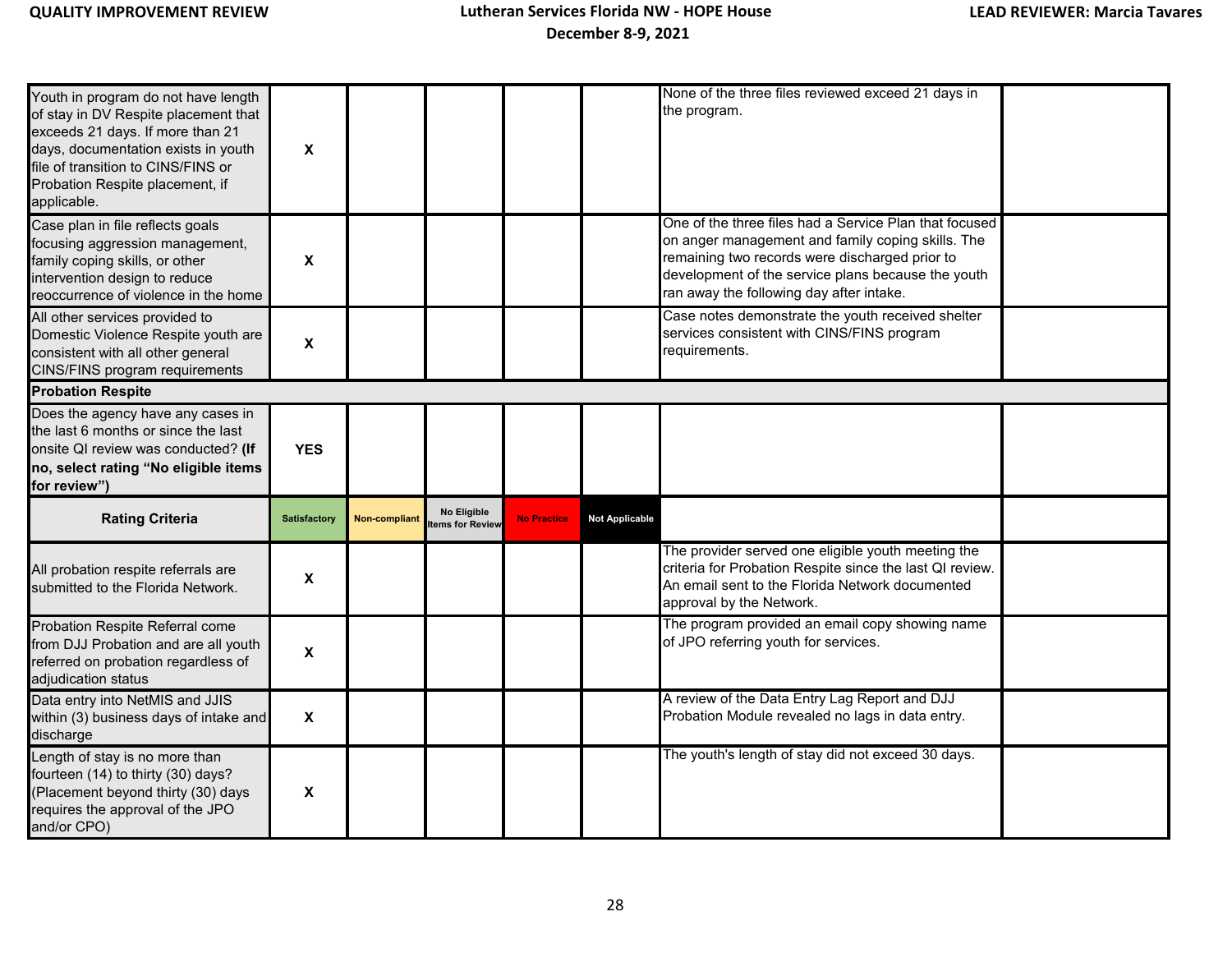| | | | | | | | |
|---|---|---|---|---|---|---|---|
| Youth in program do not have length of stay in DV Respite placement that exceeds 21 days. If more than 21 days, documentation exists in youth file of transition to CINS/FINS or Probation Respite placement, if applicable. | X | | | | | None of the three files reviewed exceed 21 days in the program. | |
| Case plan in file reflects goals focusing aggression management, family coping skills, or other intervention design to reduce reoccurrence of violence in the home | X | | | | | One of the three files had a Service Plan that focused on anger management and family coping skills. The remaining two records were discharged prior to development of the service plans because the youth ran away the following day after intake. | |
| All other services provided to Domestic Violence Respite youth are consistent with all other general CINS/FINS program requirements | X | | | | | Case notes demonstrate the youth received shelter services consistent with CINS/FINS program requirements. | |
| **Probation Respite** | | | | | | | |
| Does the agency have any cases in the last 6 months or since the last onsite QI review was conducted? **(If no, select rating "No eligible items for review")** | **YES** | | | | | | |
| **Rating Criteria** | **Satisfactory** | **Non-compliant** | **No Eligible Items for Review** | **No Practice** | **Not Applicable** | | |
| All probation respite referrals are submitted to the Florida Network. | X | | | | | The provider served one eligible youth meeting the criteria for Probation Respite since the last QI review. An email sent to the Florida Network documented approval by the Network. | |
| Probation Respite Referral come from DJJ Probation and are all youth referred on probation regardless of adjudication status | X | | | | | The program provided an email copy showing name of JPO referring youth for services. | |
| Data entry into NetMIS and JJIS within (3) business days of intake and discharge | X | | | | | A review of the Data Entry Lag Report and DJJ Probation Module revealed no lags in data entry. | |
| Length of stay is no more than fourteen (14) to thirty (30) days? (Placement beyond thirty (30) days requires the approval of the JPO and/or CPO) | X | | | | | The youth's length of stay did not exceed 30 days. | |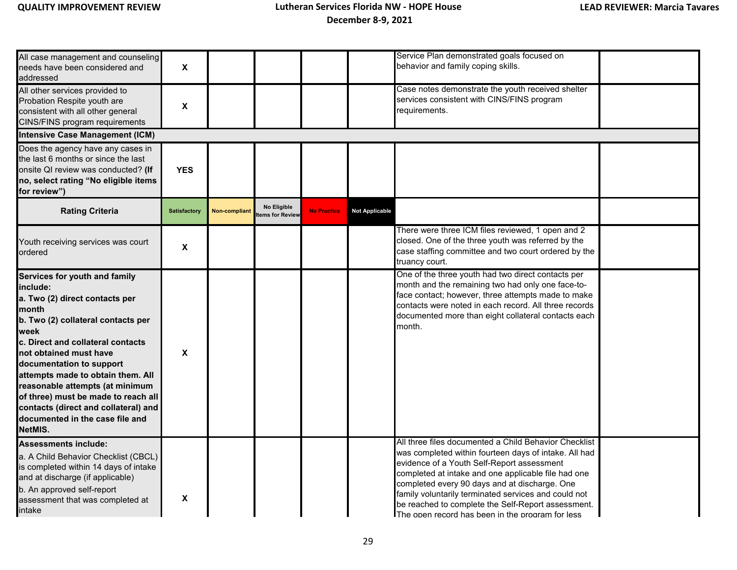| | | | | | | | |
|---|---|---|---|---|---|---|---|
| All case management and counseling needs have been considered and addressed | X | | | | | Service Plan demonstrated goals focused on behavior and family coping skills. | |
| All other services provided to Probation Respite youth are consistent with all other general CINS/FINS program requirements | X | | | | | Case notes demonstrate the youth received shelter services consistent with CINS/FINS program requirements. | |
| **Intensive Case Management (ICM)** | | | | | | | |
| Does the agency have any cases in the last 6 months or since the last onsite QI review was conducted? **(If no, select rating "No eligible items for review")** | **YES** | | | | | | |
| **Rating Criteria** | **Satisfactory** | **Non-compliant** | **No Eligible Items for Review** | **No Practice** | **Not Applicable** | | |
| Youth receiving services was court ordered | X | | | | | There were three ICM files reviewed, 1 open and 2 closed. One of the three youth was referred by the case staffing committee and two court ordered by the truancy court. | |
| **Services for youth and family include:**<br>**a. Two (2) direct contacts per month**<br>**b. Two (2) collateral contacts per week**<br>**c. Direct and collateral contacts not obtained must have documentation to support attempts made to obtain them. All reasonable attempts (at minimum of three) must be made to reach all contacts (direct and collateral) and documented in the case file and NetMIS.** | X | | | | | One of the three youth had two direct contacts per month and the remaining two had only one face-to-face contact; however, three attempts made to make contacts were noted in each record. All three records documented more than eight collateral contacts each month. | |
| **Assessments include:**<br>a. A Child Behavior Checklist (CBCL) is completed within 14 days of intake and at discharge (if applicable)<br>b. An approved self-report assessment that was completed at intake | X | | | | | All three files documented a Child Behavior Checklist was completed within fourteen days of intake. All had evidence of a Youth Self-Report assessment completed at intake and one applicable file had one completed every 90 days and at discharge. One family voluntarily terminated services and could not be reached to complete the Self-Report assessment. The open record has been in the program for less | |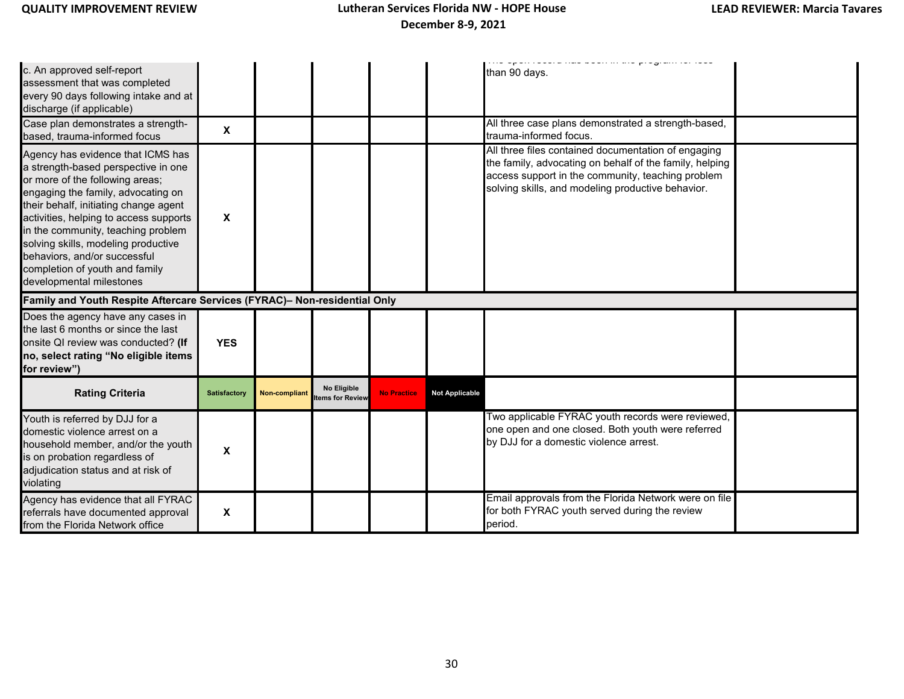| | | | | | | | |
|---|---|---|---|---|---|---|---|
| c. An approved self-report assessment that was completed every 90 days following intake and at discharge (if applicable) | | | | | | The open record has been in the program for less than 90 days. | |
| Case plan demonstrates a strength-based, trauma-informed focus | X | | | | | All three case plans demonstrated a strength-based, trauma-informed focus. | |
| Agency has evidence that ICMS has a strength-based perspective in one or more of the following areas; engaging the family, advocating on their behalf, initiating change agent activities, helping to access supports in the community, teaching problem solving skills, modeling productive behaviors, and/or successful completion of youth and family developmental milestones | X | | | | | All three files contained documentation of engaging the family, advocating on behalf of the family, helping access support in the community, teaching problem solving skills, and modeling productive behavior. | |
| **Family and Youth Respite Aftercare Services (FYRAC)– Non-residential Only** | | | | | | | |
| Does the agency have any cases in the last 6 months or since the last onsite QI review was conducted? **(If no, select rating "No eligible items for review")** | YES | | | | | | |
| **Rating Criteria** | Satisfactory | Non-compliant | No Eligible Items for Review | No Practice | Not Applicable | | |
| Youth is referred by DJJ for a domestic violence arrest on a household member, and/or the youth is on probation regardless of adjudication status and at risk of violating | X | | | | | Two applicable FYRAC youth records were reviewed, one open and one closed. Both youth were referred by DJJ for a domestic violence arrest. | |
| Agency has evidence that all FYRAC referrals have documented approval from the Florida Network office | X | | | | | Email approvals from the Florida Network were on file for both FYRAC youth served during the review period. | |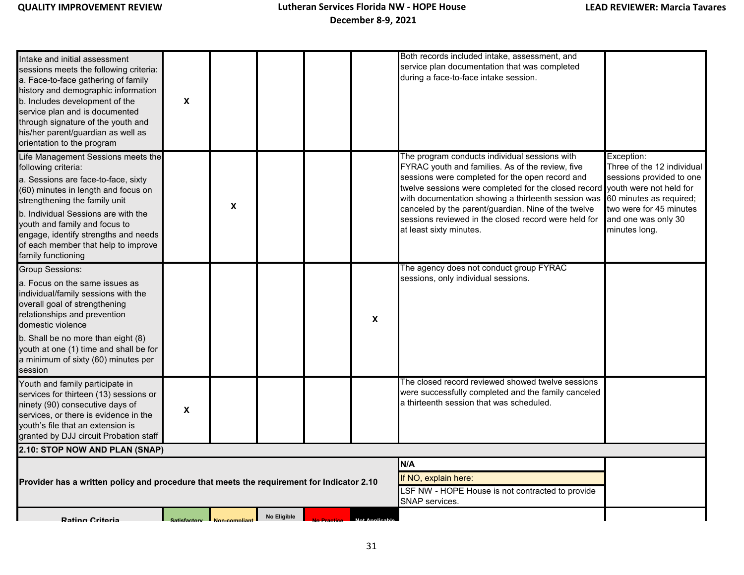| | | | | | | | |
|---|---|---|---|---|---|---|---|
| Intake and initial assessment sessions meets the following criteria:<br>a. Face-to-face gathering of family history and demographic information<br>b. Includes development of the service plan and is documented through signature of the youth and his/her parent/guardian as well as orientation to the program | X | | | | | Both records included intake, assessment, and service plan documentation that was completed during a face-to-face intake session. | |
| Life Management Sessions meets the following criteria:<br>a. Sessions are face-to-face, sixty (60) minutes in length and focus on strengthening the family unit<br>b. Individual Sessions are with the youth and family and focus to engage, identify strengths and needs of each member that help to improve family functioning | | X | | | | The program conducts individual sessions with FYRAC youth and families. As of the review, five sessions were completed for the open record and twelve sessions were completed for the closed record with documentation showing a thirteenth session was canceled by the parent/guardian. Nine of the twelve sessions reviewed in the closed record were held for at least sixty minutes. | Exception:<br>Three of the 12 individual sessions provided to one youth were not held for 60 minutes as required; two were for 45 minutes and one was only 30 minutes long. |
| Group Sessions:<br>a. Focus on the same issues as individual/family sessions with the overall goal of strengthening relationships and prevention domestic violence<br>b. Shall be no more than eight (8) youth at one (1) time and shall be for a minimum of sixty (60) minutes per session | | | | | X | The agency does not conduct group FYRAC sessions, only individual sessions. | |
| Youth and family participate in services for thirteen (13) sessions or ninety (90) consecutive days of services, or there is evidence in the youth's file that an extension is granted by DJJ circuit Probation staff | X | | | | | The closed record reviewed showed twelve sessions were successfully completed and the family canceled a thirteenth session that was scheduled. | |
| **2.10: STOP NOW AND PLAN (SNAP)** | | | | | | | |
| **Provider has a written policy and procedure that meets the requirement for Indicator 2.10** | | | | | | **N/A**<br>If NO, explain here:<br>LSF NW - HOPE House is not contracted to provide SNAP services. | |
| **Rating Criteria** | Satisfactory | Non-compliant | No Eligible | No Practice | Not Applicable | | |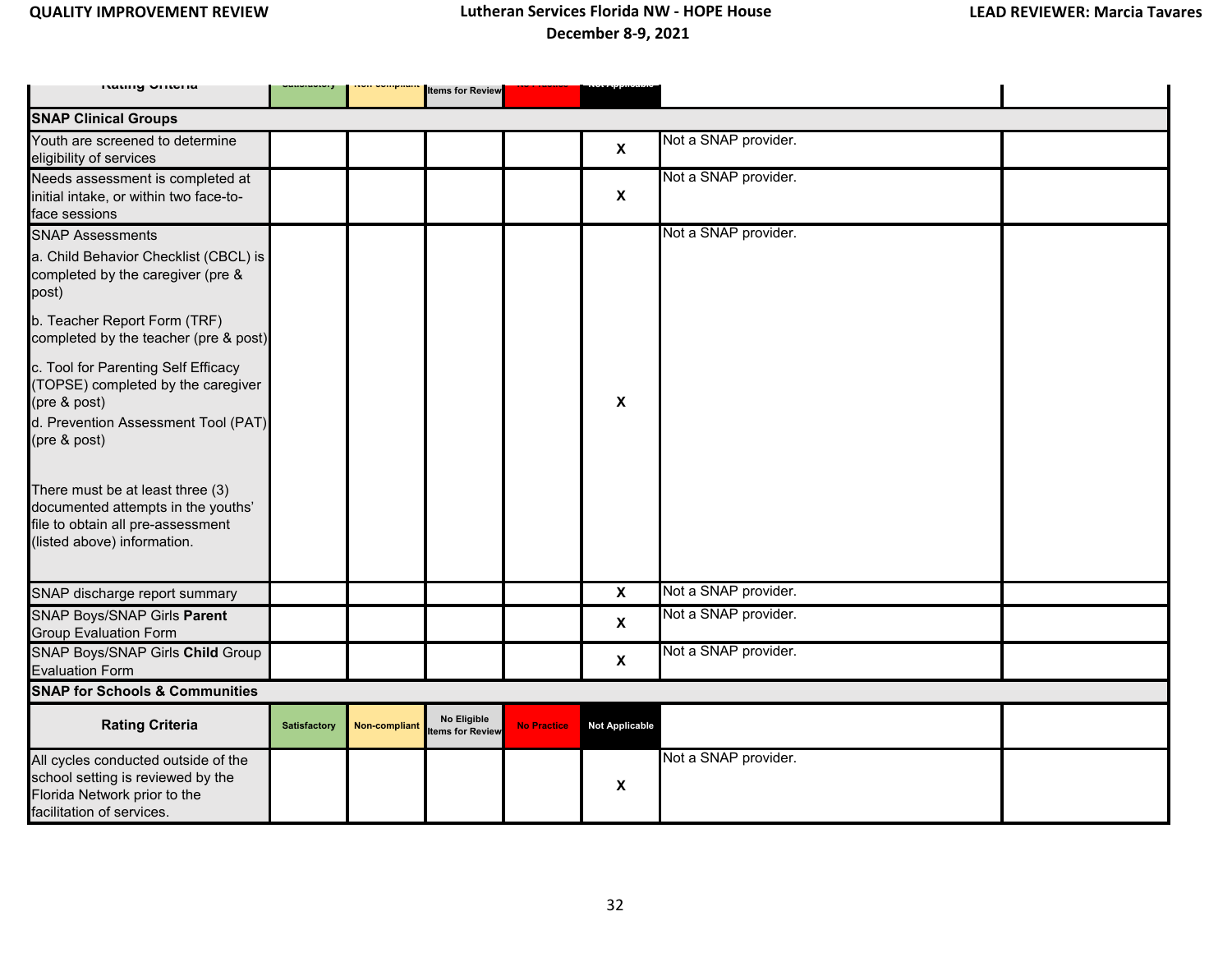| Rating Criteria | Satisfactory | Non-compliant | No Eligible Items for Review | No Practice | Not Applicable | | |
|---|---|---|---|---|---|---|---|
| **SNAP Clinical Groups** | | | | | | | |
| Youth are screened to determine eligibility of services | | | | | X | Not a SNAP provider. | |
| Needs assessment is completed at initial intake, or within two face-to-face sessions | | | | | X | Not a SNAP provider. | |
| SNAP Assessments<br>a. Child Behavior Checklist (CBCL) is completed by the caregiver (pre & post)<br>b. Teacher Report Form (TRF) completed by the teacher (pre & post)<br>c. Tool for Parenting Self Efficacy (TOPSE) completed by the caregiver (pre & post)<br>d. Prevention Assessment Tool (PAT) (pre & post)<br><br>There must be at least three (3) documented attempts in the youths' file to obtain all pre-assessment (listed above) information. | | | | | X | Not a SNAP provider. | |
| SNAP discharge report summary | | | | | X | Not a SNAP provider. | |
| SNAP Boys/SNAP Girls **Parent** Group Evaluation Form | | | | | X | Not a SNAP provider. | |
| SNAP Boys/SNAP Girls **Child** Group Evaluation Form | | | | | X | Not a SNAP provider. | |
| **SNAP for Schools & Communities** | | | | | | | |
| **Rating Criteria** | Satisfactory | Non-compliant | No Eligible Items for Review | No Practice | Not Applicable | | |
| All cycles conducted outside of the school setting is reviewed by the Florida Network prior to the facilitation of services. | | | | | X | Not a SNAP provider. | |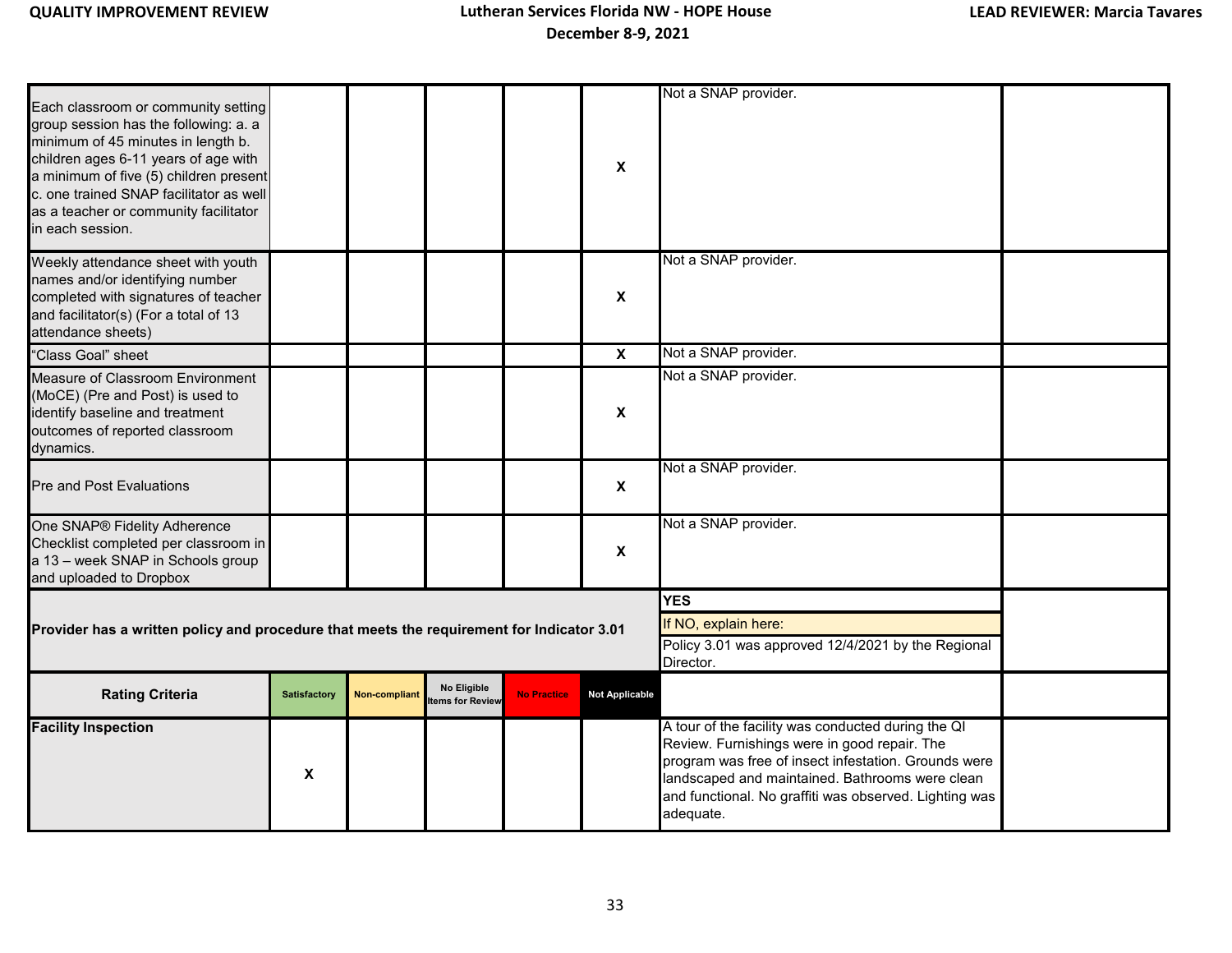| | | | | | | | |
|---|---|---|---|---|---|---|---|
| Each classroom or community setting group session has the following: a. a minimum of 45 minutes in length b. children ages 6-11 years of age with a minimum of five (5) children present c. one trained SNAP facilitator as well as a teacher or community facilitator in each session. | | | | | X | Not a SNAP provider. | |
| Weekly attendance sheet with youth names and/or identifying number completed with signatures of teacher and facilitator(s) (For a total of 13 attendance sheets) | | | | | X | Not a SNAP provider. | |
| "Class Goal" sheet | | | | | X | Not a SNAP provider. | |
| Measure of Classroom Environment (MoCE) (Pre and Post) is used to identify baseline and treatment outcomes of reported classroom dynamics. | | | | | X | Not a SNAP provider. | |
| Pre and Post Evaluations | | | | | X | Not a SNAP provider. | |
| One SNAP® Fidelity Adherence Checklist completed per classroom in a 13 – week SNAP in Schools group and uploaded to Dropbox | | | | | X | Not a SNAP provider. | |
| **Provider has a written policy and procedure that meets the requirement for Indicator 3.01** | | | | | | **YES**<br>If NO, explain here:<br>Policy 3.01 was approved 12/4/2021 by the Regional Director. | |
| **Rating Criteria** | **Satisfactory** | **Non-compliant** | **No Eligible Items for Review** | **No Practice** | **Not Applicable** | | |
| **Facility Inspection** | X | | | | | A tour of the facility was conducted during the QI Review. Furnishings were in good repair. The program was free of insect infestation. Grounds were landscaped and maintained. Bathrooms were clean and functional. No graffiti was observed. Lighting was adequate. | |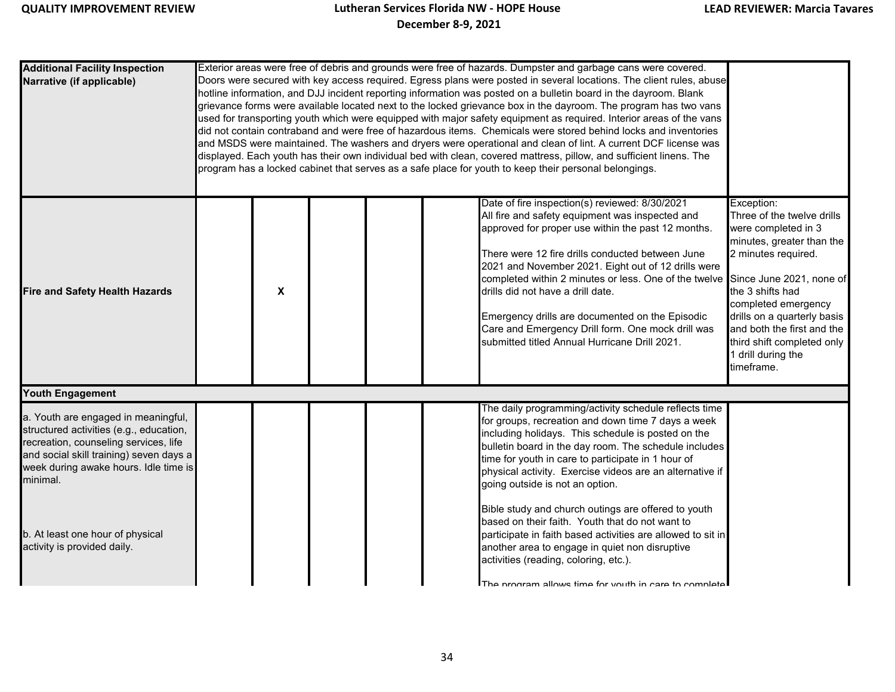| | | | | | | | |
|---|---|---|---|---|---|---|---|
| **Additional Facility Inspection Narrative (if applicable)** | Exterior areas were free of debris and grounds were free of hazards. Dumpster and garbage cans were covered. Doors were secured with key access required. Egress plans were posted in several locations. The client rules, abuse hotline information, and DJJ incident reporting information was posted on a bulletin board in the dayroom. Blank grievance forms were available located next to the locked grievance box in the dayroom. The program has two vans used for transporting youth which were equipped with major safety equipment as required. Interior areas of the vans did not contain contraband and were free of hazardous items. Chemicals were stored behind locks and inventories and MSDS were maintained. The washers and dryers were operational and clean of lint. A current DCF license was displayed. Each youth has their own individual bed with clean, covered mattress, pillow, and sufficient linens. The program has a locked cabinet that serves as a safe place for youth to keep their personal belongings. | | | | | | |
| **Fire and Safety Health Hazards** | | X | | | | Date of fire inspection(s) reviewed: 8/30/2021<br>All fire and safety equipment was inspected and approved for proper use within the past 12 months.<br><br>There were 12 fire drills conducted between June 2021 and November 2021. Eight out of 12 drills were completed within 2 minutes or less. One of the twelve drills did not have a drill date.<br><br>Emergency drills are documented on the Episodic Care and Emergency Drill form. One mock drill was submitted titled Annual Hurricane Drill 2021. | Exception:<br>Three of the twelve drills were completed in 3 minutes, greater than the 2 minutes required.<br><br>Since June 2021, none of the 3 shifts had completed emergency drills on a quarterly basis and both the first and the third shift completed only 1 drill during the timeframe. |
| **Youth Engagement** | | | | | | | |
| a. Youth are engaged in meaningful, structured activities (e.g., education, recreation, counseling services, life and social skill training) seven days a week during awake hours. Idle time is minimal.<br><br>b. At least one hour of physical activity is provided daily. | | | | | | The daily programming/activity schedule reflects time for groups, recreation and down time 7 days a week including holidays. This schedule is posted on the bulletin board in the day room. The schedule includes time for youth in care to participate in 1 hour of physical activity. Exercise videos are an alternative if going outside is not an option.<br><br>Bible study and church outings are offered to youth based on their faith. Youth that do not want to participate in faith based activities are allowed to sit in another area to engage in quiet non disruptive activities (reading, coloring, etc.).<br><br>The program allows time for youth in care to complete | |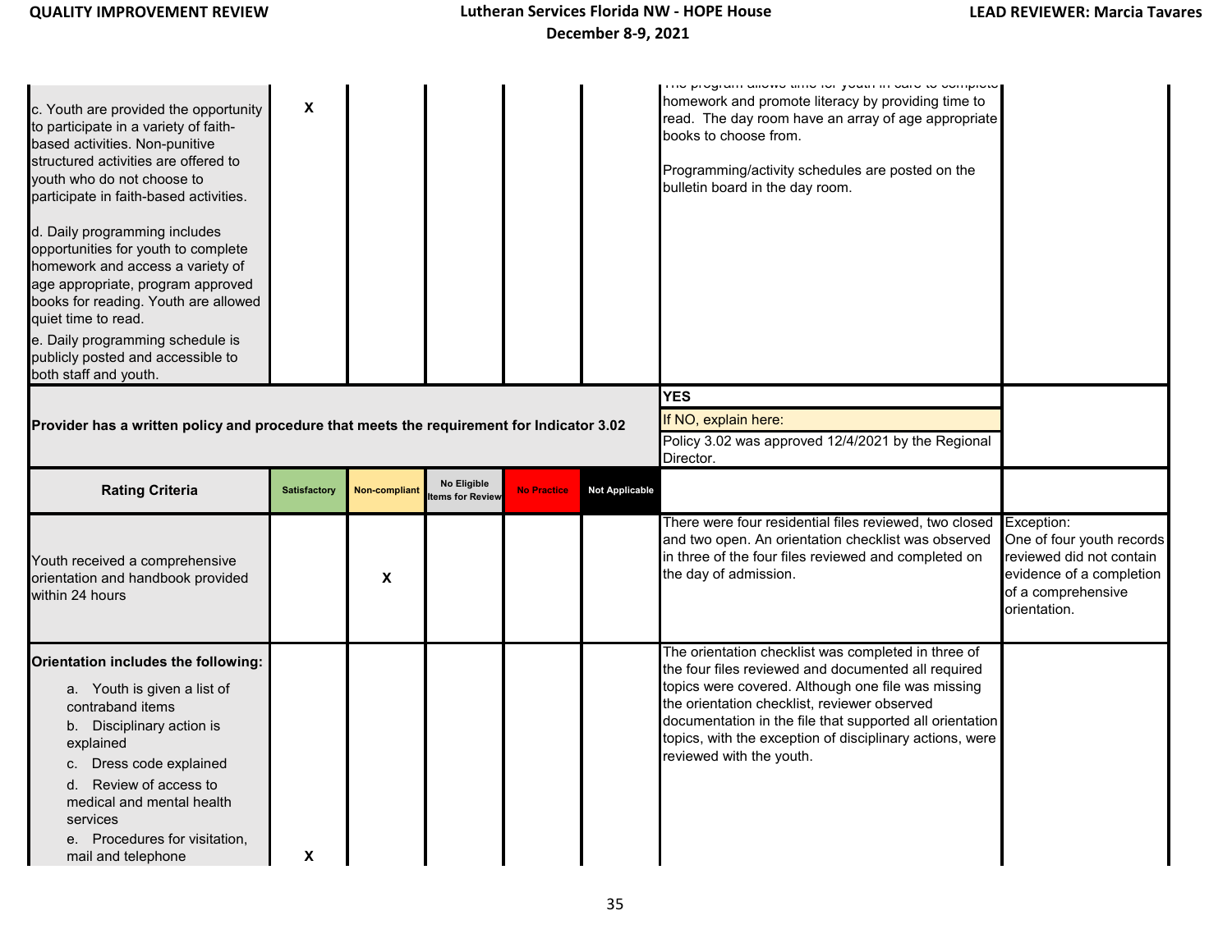| | | | | | | | |
|---|---|---|---|---|---|---|---|
| c. Youth are provided the opportunity to participate in a variety of faith-based activities. Non-punitive structured activities are offered to youth who do not choose to participate in faith-based activities.<br><br>d. Daily programming includes opportunities for youth to complete homework and access a variety of age appropriate, program approved books for reading. Youth are allowed quiet time to read.<br>e. Daily programming schedule is publicly posted and accessible to both staff and youth. | X | | | | | The program allows time for youth in care to complete homework and promote literacy by providing time to read. The day room have an array of age appropriate books to choose from.<br><br>Programming/activity schedules are posted on the bulletin board in the day room. | |
| **Provider has a written policy and procedure that meets the requirement for Indicator 3.02** | | | | | | **YES**<br>If NO, explain here:<br>Policy 3.02 was approved 12/4/2021 by the Regional Director. | |
| **Rating Criteria** | **Satisfactory** | **Non-compliant** | **No Eligible Items for Review** | **No Practice** | **Not Applicable** | | |
| Youth received a comprehensive orientation and handbook provided within 24 hours | | X | | | | There were four residential files reviewed, two closed and two open. An orientation checklist was observed in three of the four files reviewed and completed on the day of admission. | Exception:<br>One of four youth records reviewed did not contain evidence of a completion of a comprehensive orientation. |
| **Orientation includes the following:**<br>a. Youth is given a list of contraband items<br>b. Disciplinary action is explained<br>c. Dress code explained<br>d. Review of access to medical and mental health services<br>e. Procedures for visitation, mail and telephone | X | | | | | The orientation checklist was completed in three of the four files reviewed and documented all required topics were covered. Although one file was missing the orientation checklist, reviewer observed documentation in the file that supported all orientation topics, with the exception of disciplinary actions, were reviewed with the youth. | |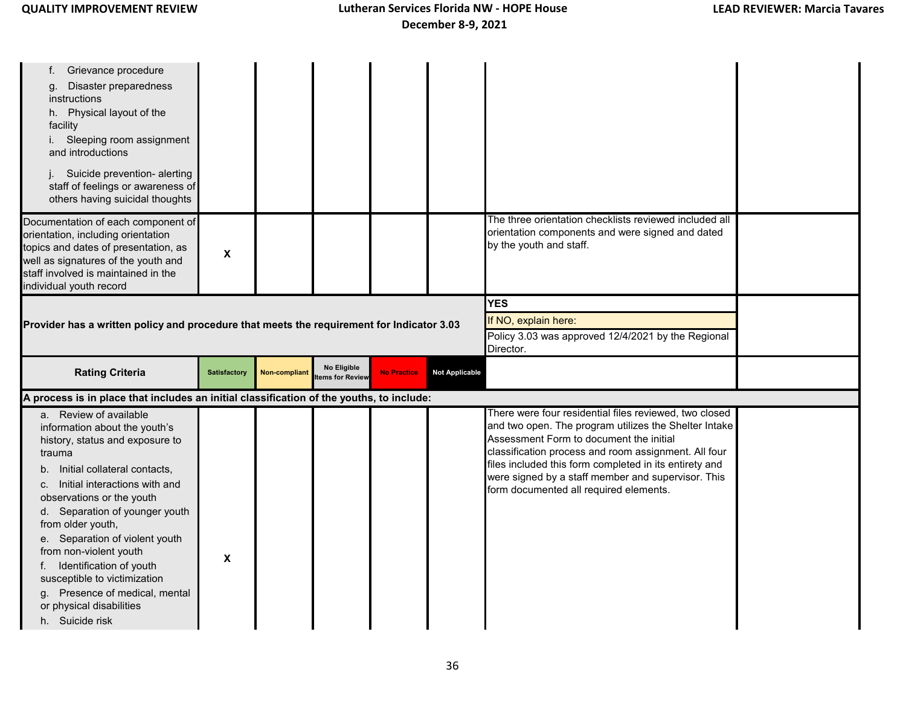| | | | | | | | |
|---|---|---|---|---|---|---|---|
| f. Grievance procedure<br>g. Disaster preparedness instructions<br>h. Physical layout of the facility<br>i. Sleeping room assignment and introductions<br>j. Suicide prevention- alerting staff of feelings or awareness of others having suicidal thoughts | | | | | | | |
| Documentation of each component of orientation, including orientation topics and dates of presentation, as well as signatures of the youth and staff involved is maintained in the individual youth record | X | | | | | The three orientation checklists reviewed included all orientation components and were signed and dated by the youth and staff. | |
| **Provider has a written policy and procedure that meets the requirement for Indicator 3.03** | | | | | | **YES**<br>If NO, explain here:<br>Policy 3.03 was approved 12/4/2021 by the Regional Director. | |
| **Rating Criteria** | **Satisfactory** | **Non-compliant** | **No Eligible Items for Review** | **No Practice** | **Not Applicable** | | |
| **A process is in place that includes an initial classification of the youths, to include:** | | | | | | | |
| a. Review of available information about the youth's history, status and exposure to trauma<br>b. Initial collateral contacts,<br>c. Initial interactions with and observations or the youth<br>d. Separation of younger youth from older youth,<br>e. Separation of violent youth from non-violent youth<br>f. Identification of youth susceptible to victimization<br>g. Presence of medical, mental or physical disabilities<br>h. Suicide risk | X | | | | | There were four residential files reviewed, two closed and two open. The program utilizes the Shelter Intake Assessment Form to document the initial classification process and room assignment. All four files included this form completed in its entirety and were signed by a staff member and supervisor. This form documented all required elements. | |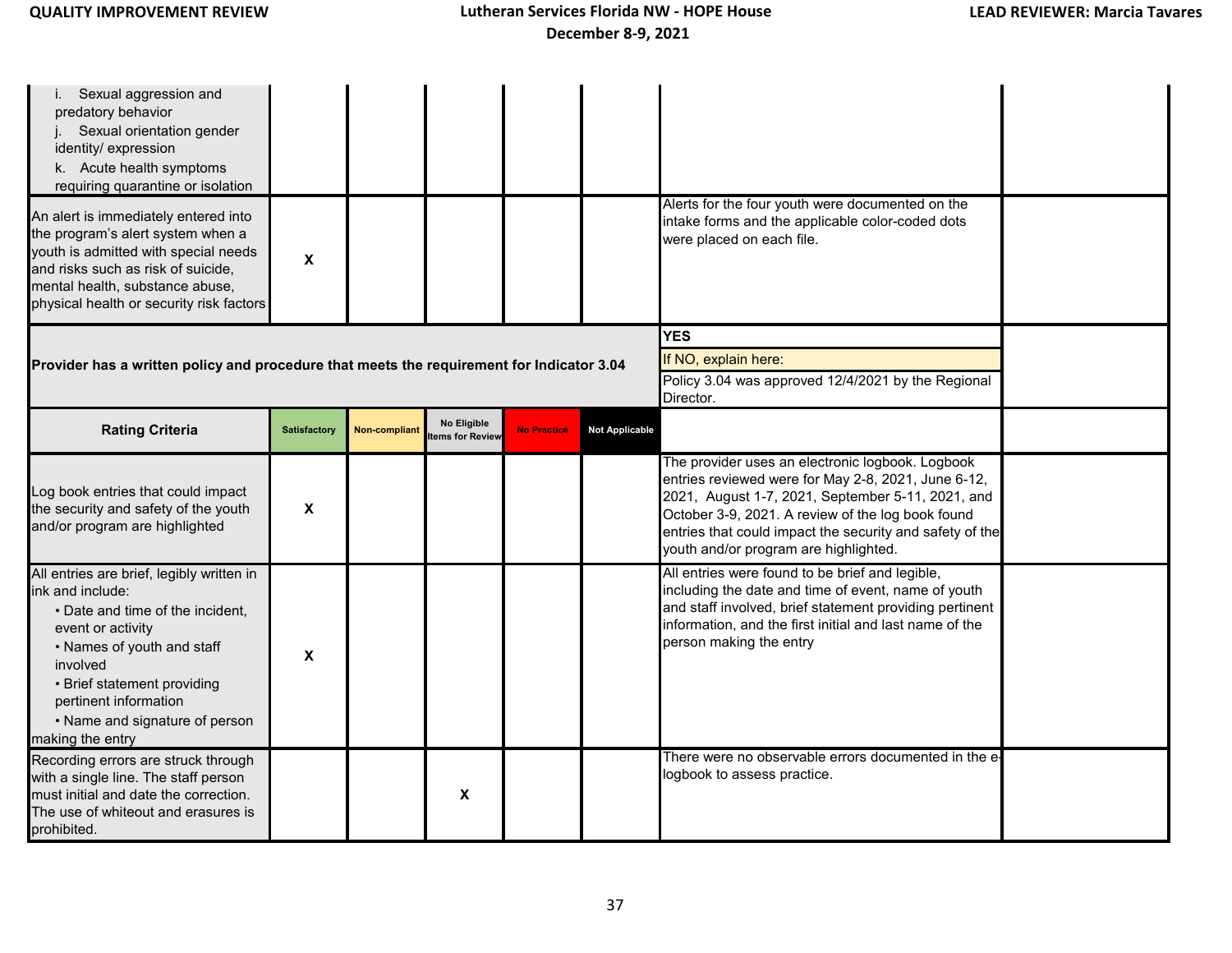| | | | | | | | |
|---|---|---|---|---|---|---|---|
| i. Sexual aggression and predatory behavior<br>j. Sexual orientation gender identity/ expression<br>k. Acute health symptoms requiring quarantine or isolation | | | | | | | |
| An alert is immediately entered into the program's alert system when a youth is admitted with special needs and risks such as risk of suicide, mental health, substance abuse, physical health or security risk factors | X | | | | | Alerts for the four youth were documented on the intake forms and the applicable color-coded dots were placed on each file. | |

| | |
|---|---|
| **Provider has a written policy and procedure that meets the requirement for Indicator 3.04** | **YES**<br>If NO, explain here:<br>Policy 3.04 was approved 12/4/2021 by the Regional Director. |

| Rating Criteria | Satisfactory | Non-compliant | No Eligible Items for Review | No Practice | Not Applicable | | |
|---|---|---|---|---|---|---|---|
| Log book entries that could impact the security and safety of the youth and/or program are highlighted | X | | | | | The provider uses an electronic logbook. Logbook entries reviewed were for May 2-8, 2021, June 6-12, 2021, August 1-7, 2021, September 5-11, 2021, and October 3-9, 2021. A review of the log book found entries that could impact the security and safety of the youth and/or program are highlighted. | |
| All entries are brief, legibly written in ink and include:<br>• Date and time of the incident, event or activity<br>• Names of youth and staff involved<br>• Brief statement providing pertinent information<br>• Name and signature of person making the entry | X | | | | | All entries were found to be brief and legible, including the date and time of event, name of youth and staff involved, brief statement providing pertinent information, and the first initial and last name of the person making the entry | |
| Recording errors are struck through with a single line. The staff person must initial and date the correction. The use of whiteout and erasures is prohibited. | | | X | | | There were no observable errors documented in the e-logbook to assess practice. | |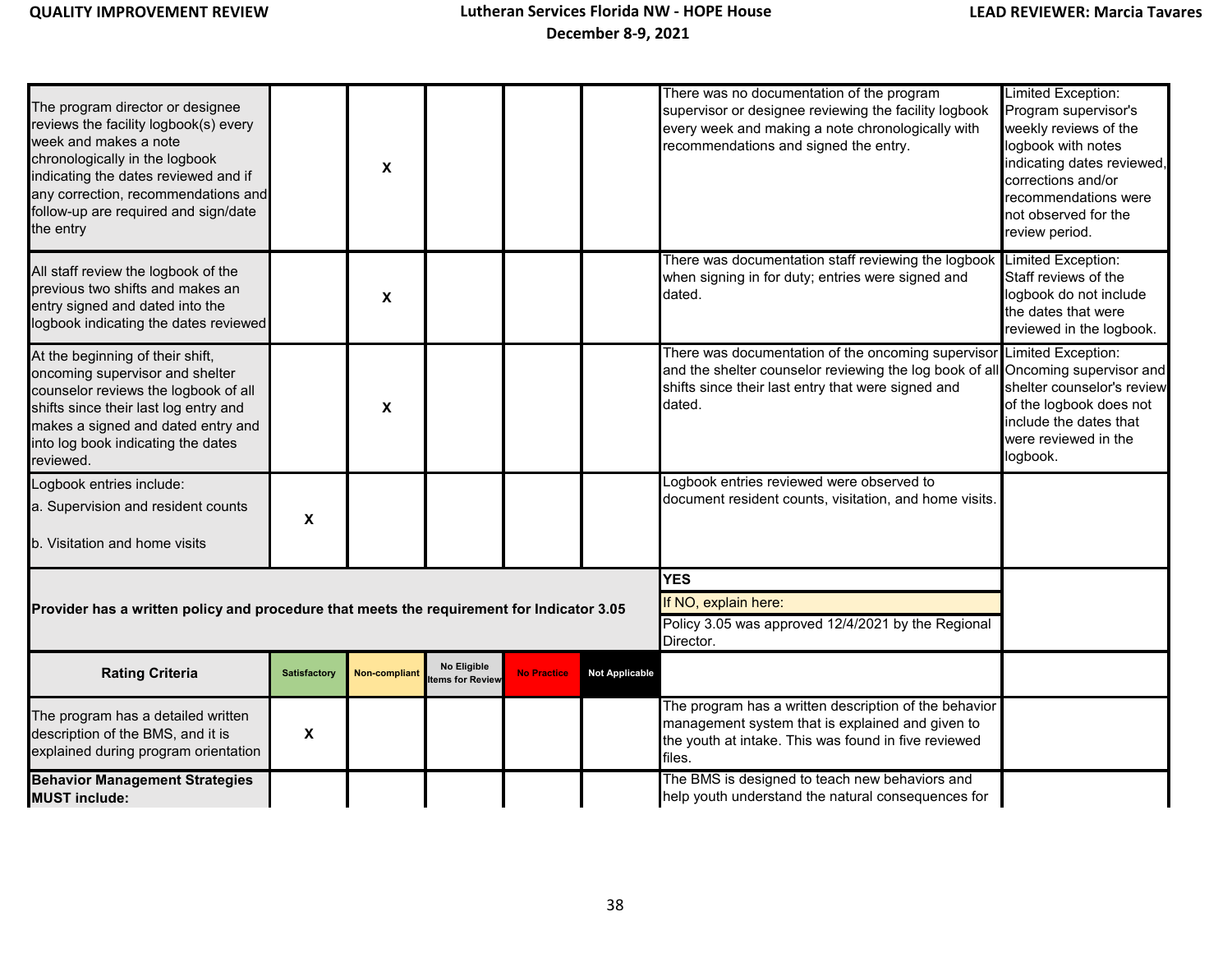| | | | | | | | |
|---|---|---|---|---|---|---|---|
| The program director or designee reviews the facility logbook(s) every week and makes a note chronologically in the logbook indicating the dates reviewed and if any correction, recommendations and follow-up are required and sign/date the entry | | X | | | | There was no documentation of the program supervisor or designee reviewing the facility logbook every week and making a note chronologically with recommendations and signed the entry. | Limited Exception: Program supervisor's weekly reviews of the logbook with notes indicating dates reviewed, corrections and/or recommendations were not observed for the review period. |
| All staff review the logbook of the previous two shifts and makes an entry signed and dated into the logbook indicating the dates reviewed | | X | | | | There was documentation staff reviewing the logbook when signing in for duty; entries were signed and dated. | Limited Exception: Staff reviews of the logbook do not include the dates that were reviewed in the logbook. |
| At the beginning of their shift, oncoming supervisor and shelter counselor reviews the logbook of all shifts since their last log entry and makes a signed and dated entry and into log book indicating the dates reviewed. | | X | | | | There was documentation of the oncoming supervisor and the shelter counselor reviewing the log book of all shifts since their last entry that were signed and dated. | Limited Exception: Oncoming supervisor and shelter counselor's review of the logbook does not include the dates that were reviewed in the logbook. |
| Logbook entries include:<br>a. Supervision and resident counts<br>b. Visitation and home visits | X | | | | | Logbook entries reviewed were observed to document resident counts, visitation, and home visits. | |
| **Provider has a written policy and procedure that meets the requirement for Indicator 3.05** | | | | | | **YES**<br>If NO, explain here:<br>Policy 3.05 was approved 12/4/2021 by the Regional Director. | |
| **Rating Criteria** | **Satisfactory** | **Non-compliant** | **No Eligible Items for Review** | **No Practice** | **Not Applicable** | | |
| The program has a detailed written description of the BMS, and it is explained during program orientation | X | | | | | The program has a written description of the behavior management system that is explained and given to the youth at intake. This was found in five reviewed files. | |
| **Behavior Management Strategies MUST include:** | | | | | | The BMS is designed to teach new behaviors and help youth understand the natural consequences for | |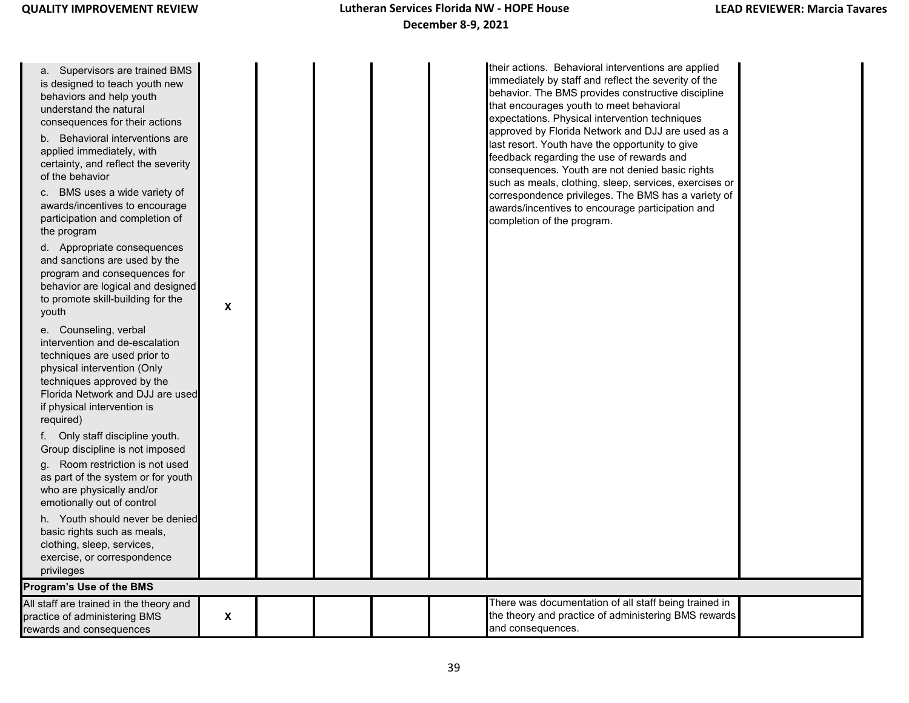| | | | | | | | |
|---|---|---|---|---|---|---|---|
| a. Supervisors are trained BMS is designed to teach youth new behaviors and help youth understand the natural consequences for their actions<br>b. Behavioral interventions are applied immediately, with certainty, and reflect the severity of the behavior<br>c. BMS uses a wide variety of awards/incentives to encourage participation and completion of the program<br>d. Appropriate consequences and sanctions are used by the program and consequences for behavior are logical and designed to promote skill-building for the youth<br>e. Counseling, verbal intervention and de-escalation techniques are used prior to physical intervention (Only techniques approved by the Florida Network and DJJ are used if physical intervention is required)<br>f. Only staff discipline youth. Group discipline is not imposed<br>g. Room restriction is not used as part of the system or for youth who are physically and/or emotionally out of control<br>h. Youth should never be denied basic rights such as meals, clothing, sleep, services, exercise, or correspondence privileges | X | | | | | their actions. Behavioral interventions are applied immediately by staff and reflect the severity of the behavior. The BMS provides constructive discipline that encourages youth to meet behavioral expectations. Physical intervention techniques approved by Florida Network and DJJ are used as a last resort. Youth have the opportunity to give feedback regarding the use of rewards and consequences. Youth are not denied basic rights such as meals, clothing, sleep, services, exercises or correspondence privileges. The BMS has a variety of awards/incentives to encourage participation and completion of the program. | |
| **Program's Use of the BMS** | | | | | | | |
| All staff are trained in the theory and practice of administering BMS rewards and consequences | X | | | | | There was documentation of all staff being trained in the theory and practice of administering BMS rewards and consequences. | |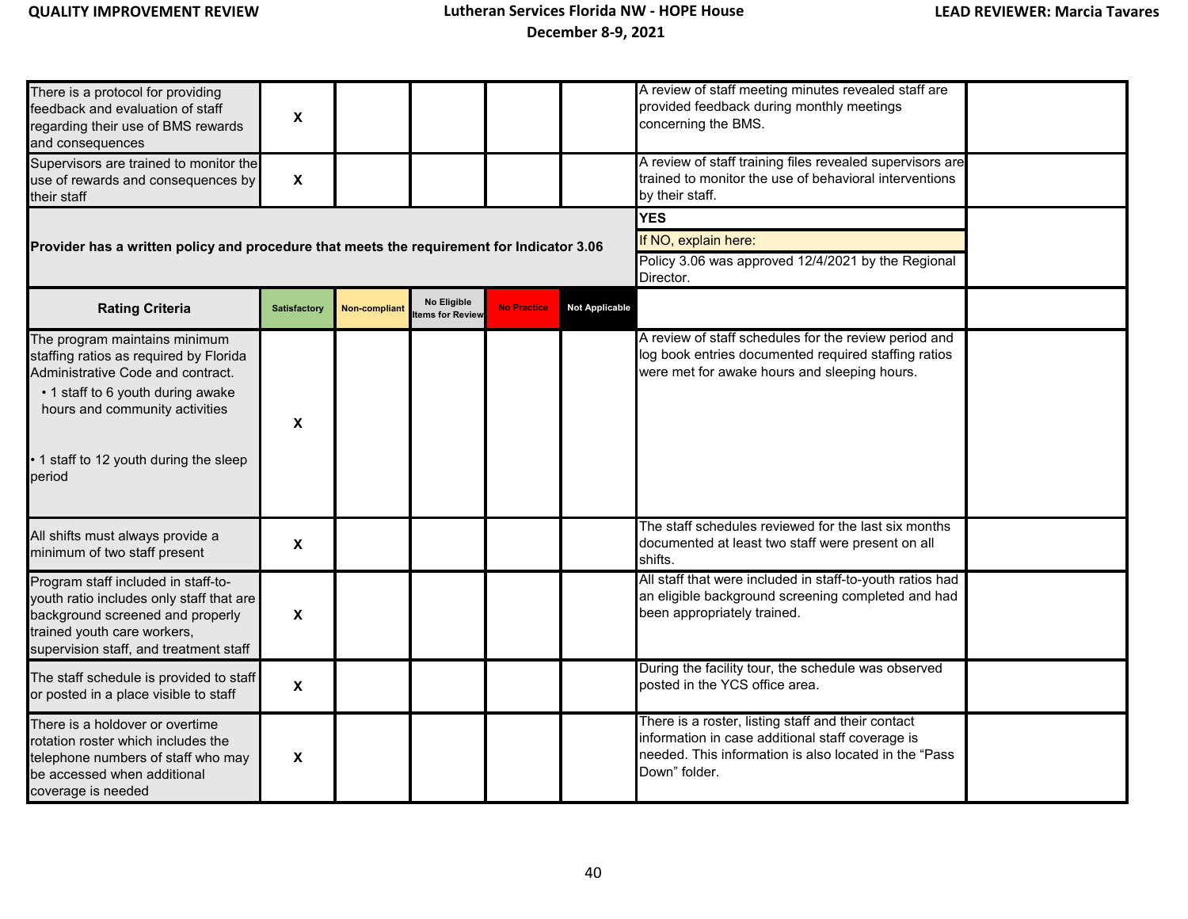| | | | | | | | |
|---|---|---|---|---|---|---|---|
| There is a protocol for providing feedback and evaluation of staff regarding their use of BMS rewards and consequences | X | | | | | A review of staff meeting minutes revealed staff are provided feedback during monthly meetings concerning the BMS. | |
| Supervisors are trained to monitor the use of rewards and consequences by their staff | X | | | | | A review of staff training files revealed supervisors are trained to monitor the use of behavioral interventions by their staff. | |
| **Provider has a written policy and procedure that meets the requirement for Indicator 3.06** | | | | | | **YES**<br>If NO, explain here:<br>Policy 3.06 was approved 12/4/2021 by the Regional Director. | |
| **Rating Criteria** | **Satisfactory** | **Non-compliant** | **No Eligible Items for Review** | **No Practice** | **Not Applicable** | | |
| The program maintains minimum staffing ratios as required by Florida Administrative Code and contract.<br>• 1 staff to 6 youth during awake hours and community activities<br>• 1 staff to 12 youth during the sleep period | X | | | | | A review of staff schedules for the review period and log book entries documented required staffing ratios were met for awake hours and sleeping hours. | |
| All shifts must always provide a minimum of two staff present | X | | | | | The staff schedules reviewed for the last six months documented at least two staff were present on all shifts. | |
| Program staff included in staff-to-youth ratio includes only staff that are background screened and properly trained youth care workers, supervision staff, and treatment staff | X | | | | | All staff that were included in staff-to-youth ratios had an eligible background screening completed and had been appropriately trained. | |
| The staff schedule is provided to staff or posted in a place visible to staff | X | | | | | During the facility tour, the schedule was observed posted in the YCS office area. | |
| There is a holdover or overtime rotation roster which includes the telephone numbers of staff who may be accessed when additional coverage is needed | X | | | | | There is a roster, listing staff and their contact information in case additional staff coverage is needed. This information is also located in the "Pass Down" folder. | |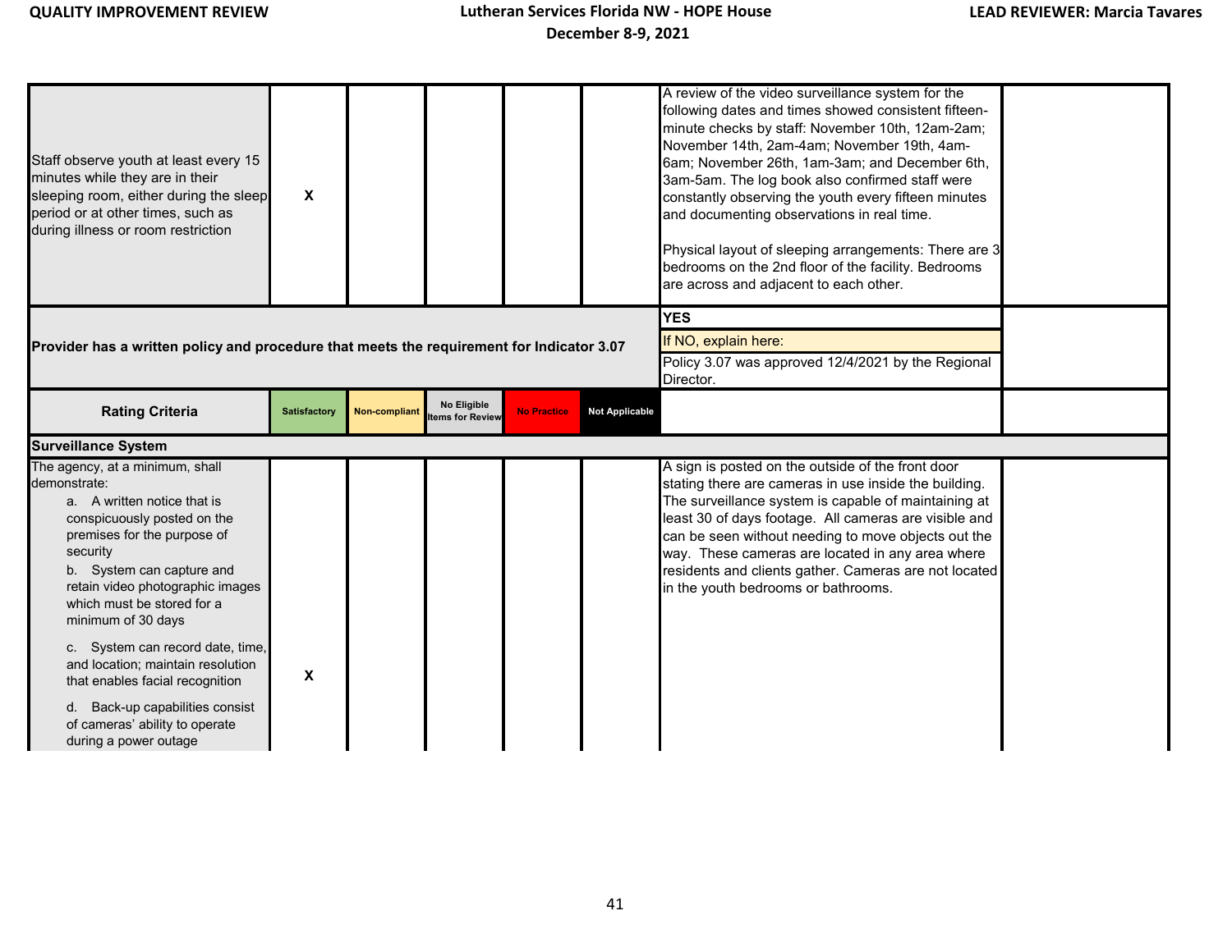| | | | | | | | |
|---|---|---|---|---|---|---|---|
| Staff observe youth at least every 15 minutes while they are in their sleeping room, either during the sleep period or at other times, such as during illness or room restriction | X | | | | | A review of the video surveillance system for the following dates and times showed consistent fifteen-minute checks by staff: November 10th, 12am-2am; November 14th, 2am-4am; November 19th, 4am-6am; November 26th, 1am-3am; and December 6th, 3am-5am. The log book also confirmed staff were constantly observing the youth every fifteen minutes and documenting observations in real time.<br><br>Physical layout of sleeping arrangements: There are 3 bedrooms on the 2nd floor of the facility. Bedrooms are across and adjacent to each other. | |
| **Provider has a written policy and procedure that meets the requirement for Indicator 3.07** | | | | | | **YES**<br>If NO, explain here:<br>Policy 3.07 was approved 12/4/2021 by the Regional Director. | |
| **Rating Criteria** | **Satisfactory** | **Non-compliant** | **No Eligible Items for Review** | **No Practice** | **Not Applicable** | | |
| **Surveillance System** | | | | | | | |
| The agency, at a minimum, shall demonstrate:<br>a. A written notice that is conspicuously posted on the premises for the purpose of security<br>b. System can capture and retain video photographic images which must be stored for a minimum of 30 days<br>c. System can record date, time, and location; maintain resolution that enables facial recognition<br>d. Back-up capabilities consist of cameras' ability to operate during a power outage | X | | | | | A sign is posted on the outside of the front door stating there are cameras in use inside the building. The surveillance system is capable of maintaining at least 30 of days footage. All cameras are visible and can be seen without needing to move objects out the way. These cameras are located in any area where residents and clients gather. Cameras are not located in the youth bedrooms or bathrooms. | |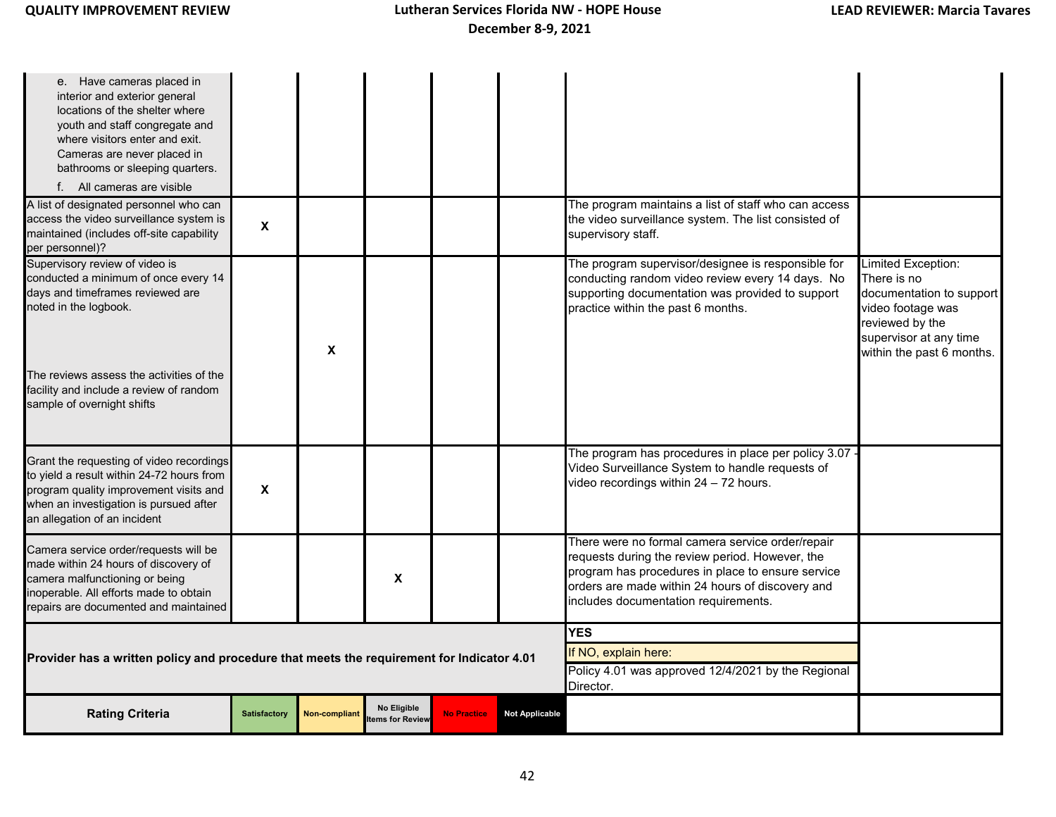| | | | | | | | |
|---|---|---|---|---|---|---|---|
| e. Have cameras placed in interior and exterior general locations of the shelter where youth and staff congregate and where visitors enter and exit. Cameras are never placed in bathrooms or sleeping quarters.<br>f. All cameras are visible | | | | | | | |
| A list of designated personnel who can access the video surveillance system is maintained (includes off-site capability per personnel)? | X | | | | | The program maintains a list of staff who can access the video surveillance system. The list consisted of supervisory staff. | |
| Supervisory review of video is conducted a minimum of once every 14 days and timeframes reviewed are noted in the logbook.<br><br>The reviews assess the activities of the facility and include a review of random sample of overnight shifts | | X | | | | The program supervisor/designee is responsible for conducting random video review every 14 days. No supporting documentation was provided to support practice within the past 6 months. | Limited Exception: There is no documentation to support video footage was reviewed by the supervisor at any time within the past 6 months. |
| Grant the requesting of video recordings to yield a result within 24-72 hours from program quality improvement visits and when an investigation is pursued after an allegation of an incident | X | | | | | The program has procedures in place per policy 3.07 - Video Surveillance System to handle requests of video recordings within 24 – 72 hours. | |
| Camera service order/requests will be made within 24 hours of discovery of camera malfunctioning or being inoperable. All efforts made to obtain repairs are documented and maintained | | | X | | | There were no formal camera service order/repair requests during the review period. However, the program has procedures in place to ensure service orders are made within 24 hours of discovery and includes documentation requirements. | |
| **Provider has a written policy and procedure that meets the requirement for Indicator 4.01** | | | | | | **YES**<br>If NO, explain here:<br>Policy 4.01 was approved 12/4/2021 by the Regional Director. | |
| **Rating Criteria** | **Satisfactory** | **Non-compliant** | **No Eligible Items for Review** | **No Practice** | **Not Applicable** | | |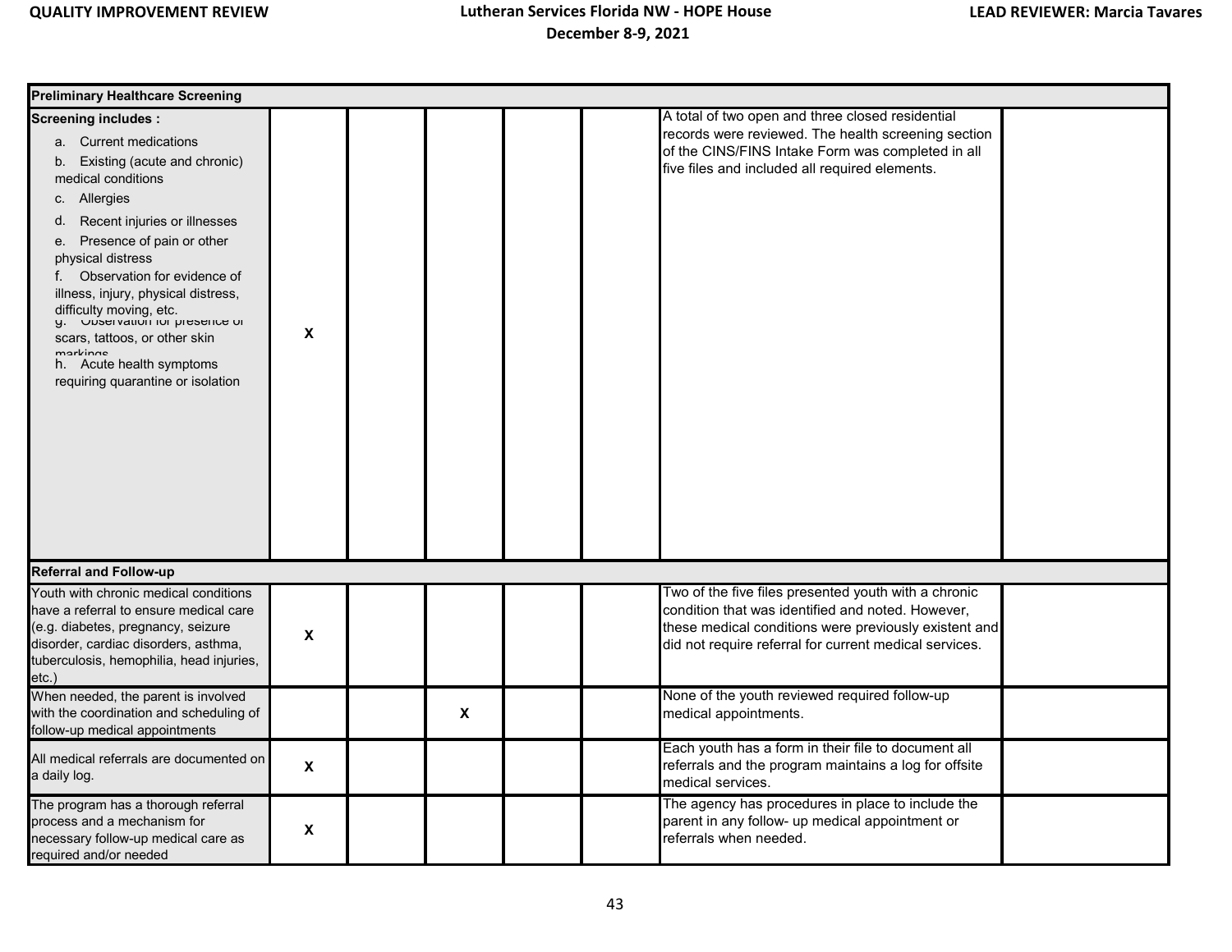| Preliminary Healthcare Screening | | | | | | | |
|---|---|---|---|---|---|---|---|
| **Screening includes :**<br>a. Current medications<br>b. Existing (acute and chronic) medical conditions<br>c. Allergies<br>d. Recent injuries or illnesses<br>e. Presence of pain or other physical distress<br>f. Observation for evidence of illness, injury, physical distress, difficulty moving, etc.<br>g. Observation for presence of scars, tattoos, or other skin markings<br>h. Acute health symptoms requiring quarantine or isolation | X | | | | | A total of two open and three closed residential records were reviewed. The health screening section of the CINS/FINS Intake Form was completed in all five files and included all required elements. | |
| **Referral and Follow-up** | | | | | | | |
| Youth with chronic medical conditions have a referral to ensure medical care (e.g. diabetes, pregnancy, seizure disorder, cardiac disorders, asthma, tuberculosis, hemophilia, head injuries, etc.) | X | | | | | Two of the five files presented youth with a chronic condition that was identified and noted. However, these medical conditions were previously existent and did not require referral for current medical services. | |
| When needed, the parent is involved with the coordination and scheduling of follow-up medical appointments | | | X | | | None of the youth reviewed required follow-up medical appointments. | |
| All medical referrals are documented on a daily log. | X | | | | | Each youth has a form in their file to document all referrals and the program maintains a log for offsite medical services. | |
| The program has a thorough referral process and a mechanism for necessary follow-up medical care as required and/or needed | X | | | | | The agency has procedures in place to include the parent in any follow- up medical appointment or referrals when needed. | |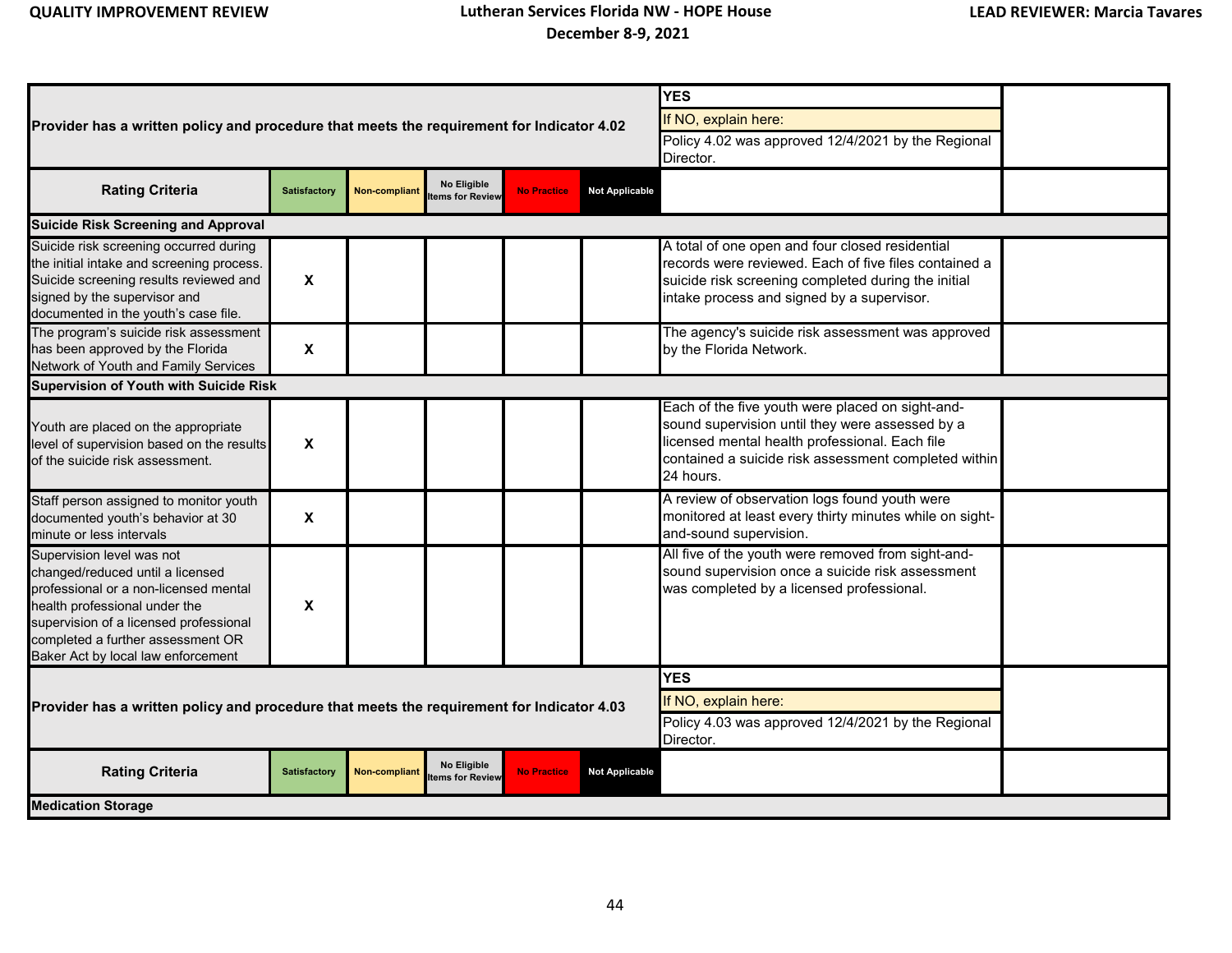| Provider has a written policy and procedure that meets the requirement for Indicator 4.02 | | | | | | YES<br>If NO, explain here:<br>Policy 4.02 was approved 12/4/2021 by the Regional Director. | |
|---|---|---|---|---|---|---|---|
| **Rating Criteria** | Satisfactory | Non-compliant | No Eligible Items for Review | No Practice | Not Applicable | | |
| **Suicide Risk Screening and Approval** | | | | | | | |
| Suicide risk screening occurred during the initial intake and screening process. Suicide screening results reviewed and signed by the supervisor and documented in the youth's case file. | X | | | | | A total of one open and four closed residential records were reviewed. Each of five files contained a suicide risk screening completed during the initial intake process and signed by a supervisor. | |
| The program's suicide risk assessment has been approved by the Florida Network of Youth and Family Services | X | | | | | The agency's suicide risk assessment was approved by the Florida Network. | |
| **Supervision of Youth with Suicide Risk** | | | | | | | |
| Youth are placed on the appropriate level of supervision based on the results of the suicide risk assessment. | X | | | | | Each of the five youth were placed on sight-and-sound supervision until they were assessed by a licensed mental health professional. Each file contained a suicide risk assessment completed within 24 hours. | |
| Staff person assigned to monitor youth documented youth's behavior at 30 minute or less intervals | X | | | | | A review of observation logs found youth were monitored at least every thirty minutes while on sight-and-sound supervision. | |
| Supervision level was not changed/reduced until a licensed professional or a non-licensed mental health professional under the supervision of a licensed professional completed a further assessment OR Baker Act by local law enforcement | X | | | | | All five of the youth were removed from sight-and-sound supervision once a suicide risk assessment was completed by a licensed professional. | |
| Provider has a written policy and procedure that meets the requirement for Indicator 4.03 | | | | | | YES<br>If NO, explain here:<br>Policy 4.03 was approved 12/4/2021 by the Regional Director. | |
| **Rating Criteria** | Satisfactory | Non-compliant | No Eligible Items for Review | No Practice | Not Applicable | | |
| **Medication Storage** | | | | | | | |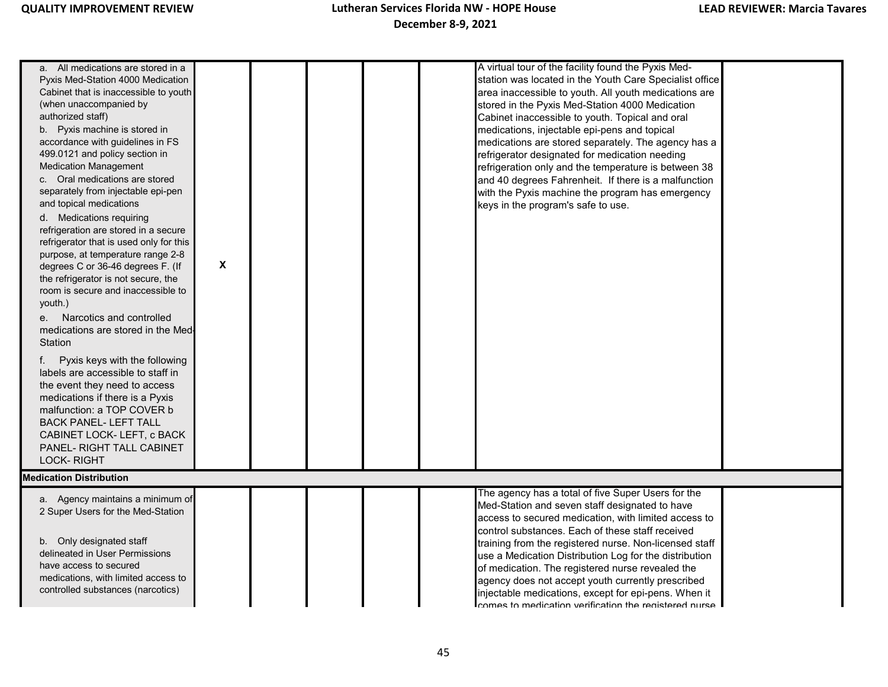| | | | | | | | |
|---|---|---|---|---|---|---|---|
| a. All medications are stored in a Pyxis Med-Station 4000 Medication Cabinet that is inaccessible to youth (when unaccompanied by authorized staff)<br>b. Pyxis machine is stored in accordance with guidelines in FS 499.0121 and policy section in Medication Management<br>c. Oral medications are stored separately from injectable epi-pen and topical medications<br>d. Medications requiring refrigeration are stored in a secure refrigerator that is used only for this purpose, at temperature range 2-8 degrees C or 36-46 degrees F. (If the refrigerator is not secure, the room is secure and inaccessible to youth.)<br>e. Narcotics and controlled medications are stored in the Med-Station<br>f. Pyxis keys with the following labels are accessible to staff in the event they need to access medications if there is a Pyxis malfunction: a TOP COVER b BACK PANEL- LEFT TALL CABINET LOCK- LEFT, c BACK PANEL- RIGHT TALL CABINET LOCK- RIGHT | X | | | | | A virtual tour of the facility found the Pyxis Med-station was located in the Youth Care Specialist office area inaccessible to youth. All youth medications are stored in the Pyxis Med-Station 4000 Medication Cabinet inaccessible to youth. Topical and oral medications, injectable epi-pens and topical medications are stored separately. The agency has a refrigerator designated for medication needing refrigeration only and the temperature is between 38 and 40 degrees Fahrenheit. If there is a malfunction with the Pyxis machine the program has emergency keys in the program's safe to use. | |
| **Medication Distribution** | | | | | | | |
| a. Agency maintains a minimum of 2 Super Users for the Med-Station<br><br>b. Only designated staff delineated in User Permissions have access to secured medications, with limited access to controlled substances (narcotics) | | | | | | The agency has a total of five Super Users for the Med-Station and seven staff designated to have access to secured medication, with limited access to control substances. Each of these staff received training from the registered nurse. Non-licensed staff use a Medication Distribution Log for the distribution of medication. The registered nurse revealed the agency does not accept youth currently prescribed injectable medications, except for epi-pens. When it comes to medication verification the registered nurse | |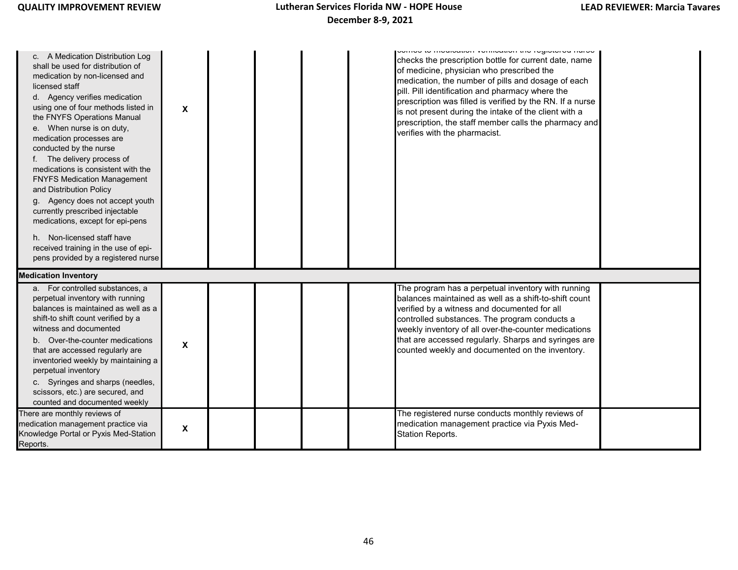| | | | | | | |
|---|---|---|---|---|---|---|
| c. A Medication Distribution Log shall be used for distribution of medication by non-licensed and licensed staff<br>d. Agency verifies medication using one of four methods listed in the FNYFS Operations Manual<br>e. When nurse is on duty, medication processes are conducted by the nurse<br>f. The delivery process of medications is consistent with the FNYFS Medication Management and Distribution Policy<br>g. Agency does not accept youth currently prescribed injectable medications, except for epi-pens<br>h. Non-licensed staff have received training in the use of epi-pens provided by a registered nurse | X | | | | comes to medication verification the registered nurse checks the prescription bottle for current date, name of medicine, physician who prescribed the medication, the number of pills and dosage of each pill. Pill identification and pharmacy where the prescription was filled is verified by the RN. If a nurse is not present during the intake of the client with a prescription, the staff member calls the pharmacy and verifies with the pharmacist. | |
| **Medication Inventory** | | | | | | |
| a. For controlled substances, a perpetual inventory with running balances is maintained as well as a shift-to shift count verified by a witness and documented<br>b. Over-the-counter medications that are accessed regularly are inventoried weekly by maintaining a perpetual inventory<br>c. Syringes and sharps (needles, scissors, etc.) are secured, and counted and documented weekly | X | | | | The program has a perpetual inventory with running balances maintained as well as a shift-to-shift count verified by a witness and documented for all controlled substances. The program conducts a weekly inventory of all over-the-counter medications that are accessed regularly. Sharps and syringes are counted weekly and documented on the inventory. | |
| There are monthly reviews of medication management practice via Knowledge Portal or Pyxis Med-Station Reports. | X | | | | The registered nurse conducts monthly reviews of medication management practice via Pyxis Med-Station Reports. | |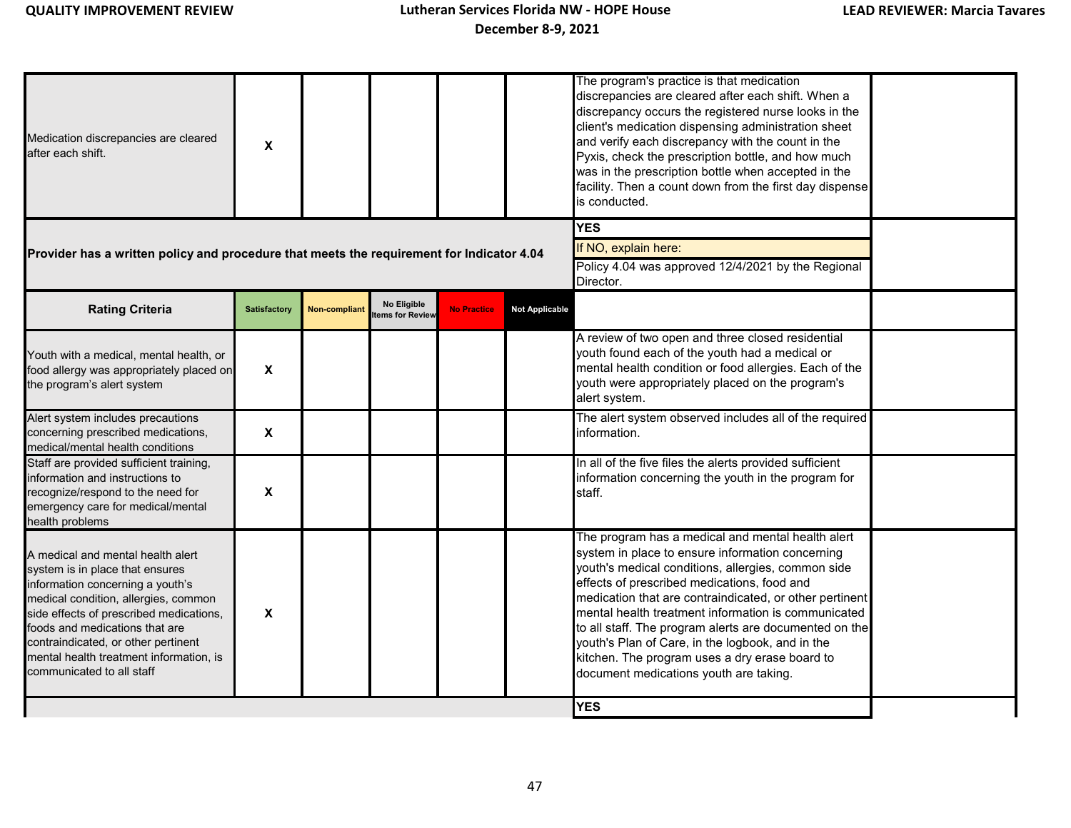| | | | | | | | |
|---|---|---|---|---|---|---|---|
| Medication discrepancies are cleared after each shift. | X | | | | | The program's practice is that medication discrepancies are cleared after each shift. When a discrepancy occurs the registered nurse looks in the client's medication dispensing administration sheet and verify each discrepancy with the count in the Pyxis, check the prescription bottle, and how much was in the prescription bottle when accepted in the facility. Then a count down from the first day dispense is conducted. | |

| | | |
|---|---|---|
| **Provider has a written policy and procedure that meets the requirement for Indicator 4.04** | **YES**<br>If NO, explain here:<br>Policy 4.04 was approved 12/4/2021 by the Regional Director. | |

| Rating Criteria | Satisfactory | Non-compliant | No Eligible Items for Review | No Practice | Not Applicable | | |
|---|---|---|---|---|---|---|---|
| Youth with a medical, mental health, or food allergy was appropriately placed on the program's alert system | X | | | | | A review of two open and three closed residential youth found each of the youth had a medical or mental health condition or food allergies. Each of the youth were appropriately placed on the program's alert system. | |
| Alert system includes precautions concerning prescribed medications, medical/mental health conditions | X | | | | | The alert system observed includes all of the required information. | |
| Staff are provided sufficient training, information and instructions to recognize/respond to the need for emergency care for medical/mental health problems | X | | | | | In all of the five files the alerts provided sufficient information concerning the youth in the program for staff. | |
| A medical and mental health alert system is in place that ensures information concerning a youth's medical condition, allergies, common side effects of prescribed medications, foods and medications that are contraindicated, or other pertinent mental health treatment information, is communicated to all staff | X | | | | | The program has a medical and mental health alert system in place to ensure information concerning youth's medical conditions, allergies, common side effects of prescribed medications, food and medication that are contraindicated, or other pertinent mental health treatment information is communicated to all staff. The program alerts are documented on the youth's Plan of Care, in the logbook, and in the kitchen. The program uses a dry erase board to document medications youth are taking. | |
| | | | | | | **YES** | |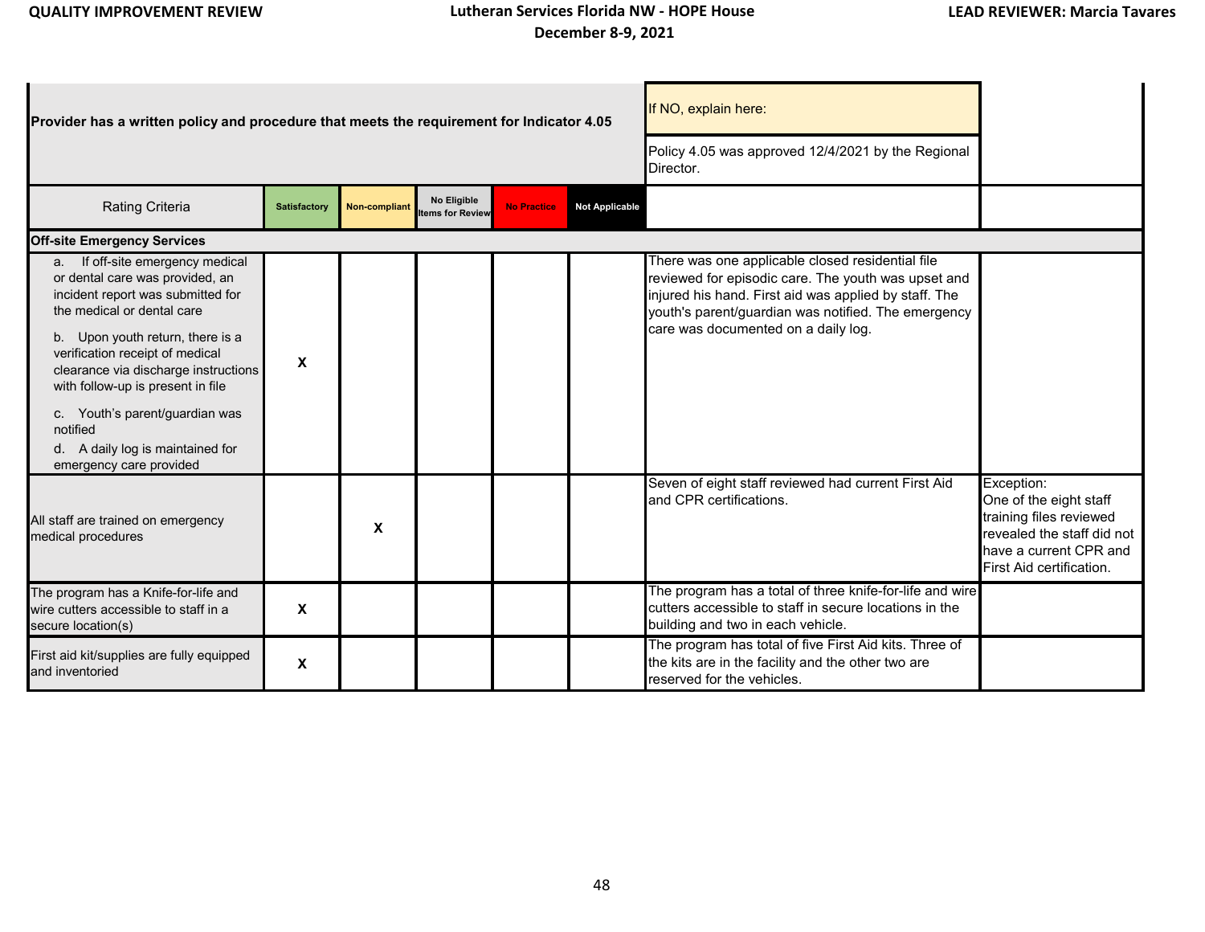| Provider has a written policy and procedure that meets the requirement for Indicator 4.05 | | | | | | If NO, explain here: Policy 4.05 was approved 12/4/2021 by the Regional Director. | |
|---|---|---|---|---|---|---|---|
| Rating Criteria | Satisfactory | Non-compliant | No Eligible Items for Review | No Practice | Not Applicable | | |
| **Off-site Emergency Services** | | | | | | | |
| a. If off-site emergency medical or dental care was provided, an incident report was submitted for the medical or dental care<br>b. Upon youth return, there is a verification receipt of medical clearance via discharge instructions with follow-up is present in file<br>c. Youth's parent/guardian was notified<br>d. A daily log is maintained for emergency care provided | X | | | | | There was one applicable closed residential file reviewed for episodic care. The youth was upset and injured his hand. First aid was applied by staff. The youth's parent/guardian was notified. The emergency care was documented on a daily log. | |
| All staff are trained on emergency medical procedures | | X | | | | Seven of eight staff reviewed had current First Aid and CPR certifications. | Exception: One of the eight staff training files reviewed revealed the staff did not have a current CPR and First Aid certification. |
| The program has a Knife-for-life and wire cutters accessible to staff in a secure location(s) | X | | | | | The program has a total of three knife-for-life and wire cutters accessible to staff in secure locations in the building and two in each vehicle. | |
| First aid kit/supplies are fully equipped and inventoried | X | | | | | The program has total of five First Aid kits. Three of the kits are in the facility and the other two are reserved for the vehicles. | |